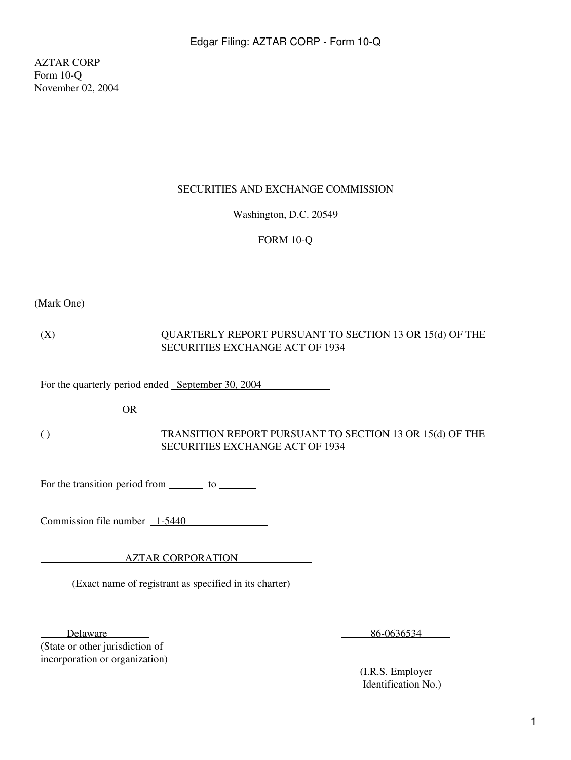AZTAR CORP
Form 10-Q
November 02, 2004

SECURITIES AND EXCHANGE COMMISSION

Washington, D.C. 20549

FORM 10-Q

(Mark One)

| | |
|---|---|
| (X) | QUARTERLY REPORT PURSUANT TO SECTION 13 OR 15(d) OF THE SECURITIES EXCHANGE ACT OF 1934 |

For the quarterly period ended September 30, 2004

OR

| | |
|---|---|
| ( ) | TRANSITION REPORT PURSUANT TO SECTION 13 OR 15(d) OF THE SECURITIES EXCHANGE ACT OF 1934 |

For the transition period from \_\_\_\_\_\_\_ to \_\_\_\_\_\_\_

Commission file number 1-5440

AZTAR CORPORATION

(Exact name of registrant as specified in its charter)

| | |
|---|---|
| Delaware | 86-0636534 |
| (State or other jurisdiction of incorporation or organization) | (I.R.S. Employer Identification No.) |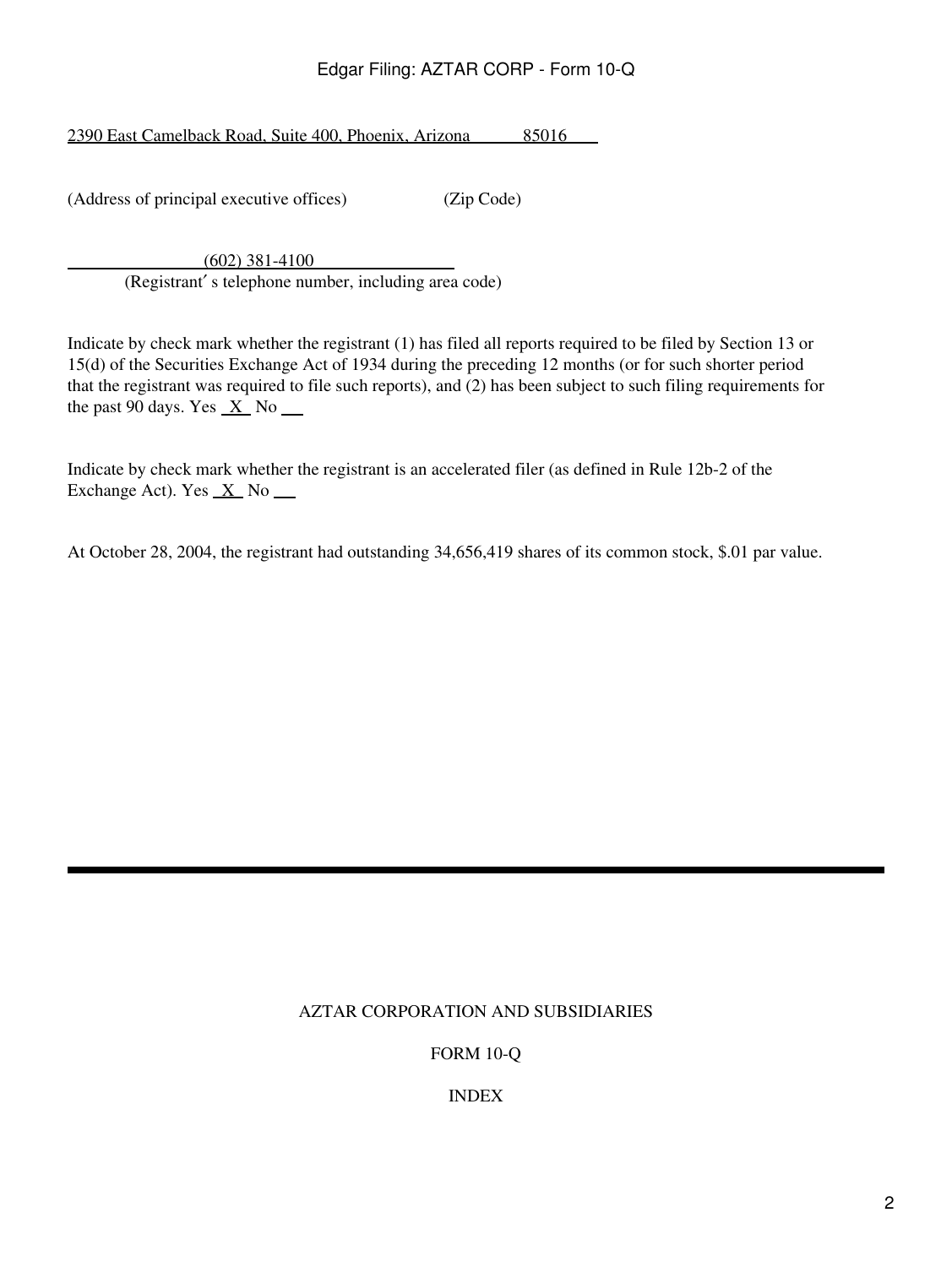2390 East Camelback Road, Suite 400, Phoenix, Arizona 85016

(Address of principal executive offices) (Zip Code)

(602) 381-4100
(Registrant's telephone number, including area code)

Indicate by check mark whether the registrant (1) has filed all reports required to be filed by Section 13 or 15(d) of the Securities Exchange Act of 1934 during the preceding 12 months (or for such shorter period that the registrant was required to file such reports), and (2) has been subject to such filing requirements for the past 90 days. Yes X No \_\_

Indicate by check mark whether the registrant is an accelerated filer (as defined in Rule 12b-2 of the Exchange Act). Yes X No \_\_

At October 28, 2004, the registrant had outstanding 34,656,419 shares of its common stock, $.01 par value.

---

AZTAR CORPORATION AND SUBSIDIARIES

FORM 10-Q

INDEX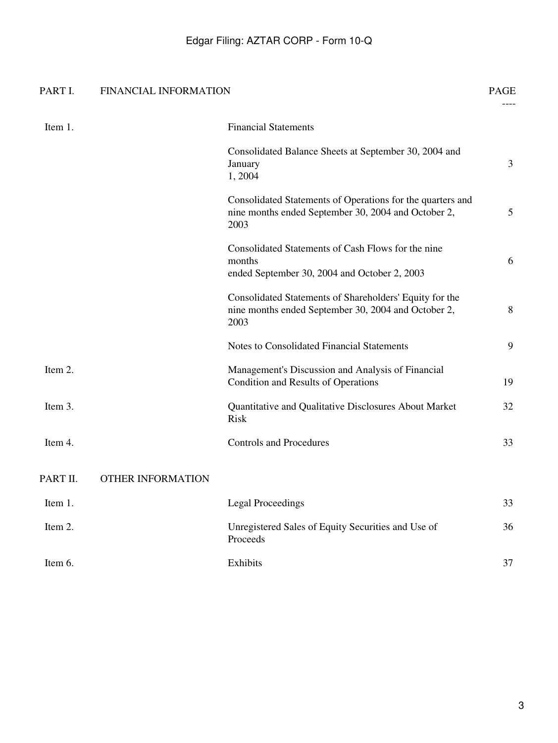| PART I. | FINANCIAL INFORMATION | | PAGE |
|---|---|---|---|
| Item 1. | | Financial Statements | |
| | | Consolidated Balance Sheets at September 30, 2004 and January 1, 2004 | 3 |
| | | Consolidated Statements of Operations for the quarters and nine months ended September 30, 2004 and October 2, 2003 | 5 |
| | | Consolidated Statements of Cash Flows for the nine months ended September 30, 2004 and October 2, 2003 | 6 |
| | | Consolidated Statements of Shareholders' Equity for the nine months ended September 30, 2004 and October 2, 2003 | 8 |
| | | Notes to Consolidated Financial Statements | 9 |
| Item 2. | | Management's Discussion and Analysis of Financial Condition and Results of Operations | 19 |
| Item 3. | | Quantitative and Qualitative Disclosures About Market Risk | 32 |
| Item 4. | | Controls and Procedures | 33 |
| PART II. | OTHER INFORMATION | | |
| Item 1. | | Legal Proceedings | 33 |
| Item 2. | | Unregistered Sales of Equity Securities and Use of Proceeds | 36 |
| Item 6. | | Exhibits | 37 |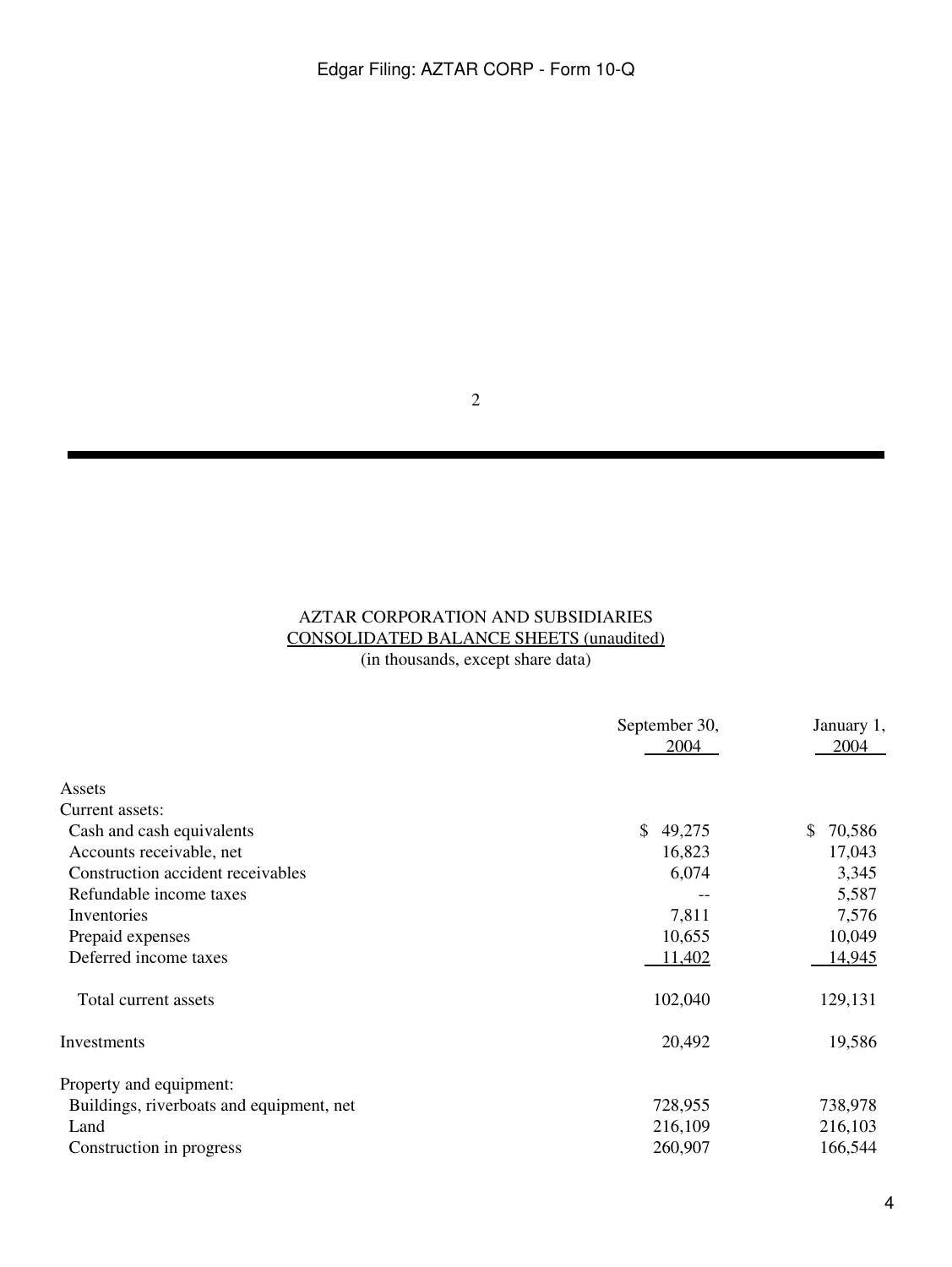AZTAR CORPORATION AND SUBSIDIARIES
CONSOLIDATED BALANCE SHEETS (unaudited)
(in thousands, except share data)

| | September 30, 2004 | January 1, 2004 |
|---|---|---|
| Assets | | |
| Current assets: | | |
| Cash and cash equivalents | $ 49,275 | $ 70,586 |
| Accounts receivable, net | 16,823 | 17,043 |
| Construction accident receivables | 6,074 | 3,345 |
| Refundable income taxes | -- | 5,587 |
| Inventories | 7,811 | 7,576 |
| Prepaid expenses | 10,655 | 10,049 |
| Deferred income taxes | 11,402 | 14,945 |
| Total current assets | 102,040 | 129,131 |
| Investments | 20,492 | 19,586 |
| Property and equipment: | | |
| Buildings, riverboats and equipment, net | 728,955 | 738,978 |
| Land | 216,109 | 216,103 |
| Construction in progress | 260,907 | 166,544 |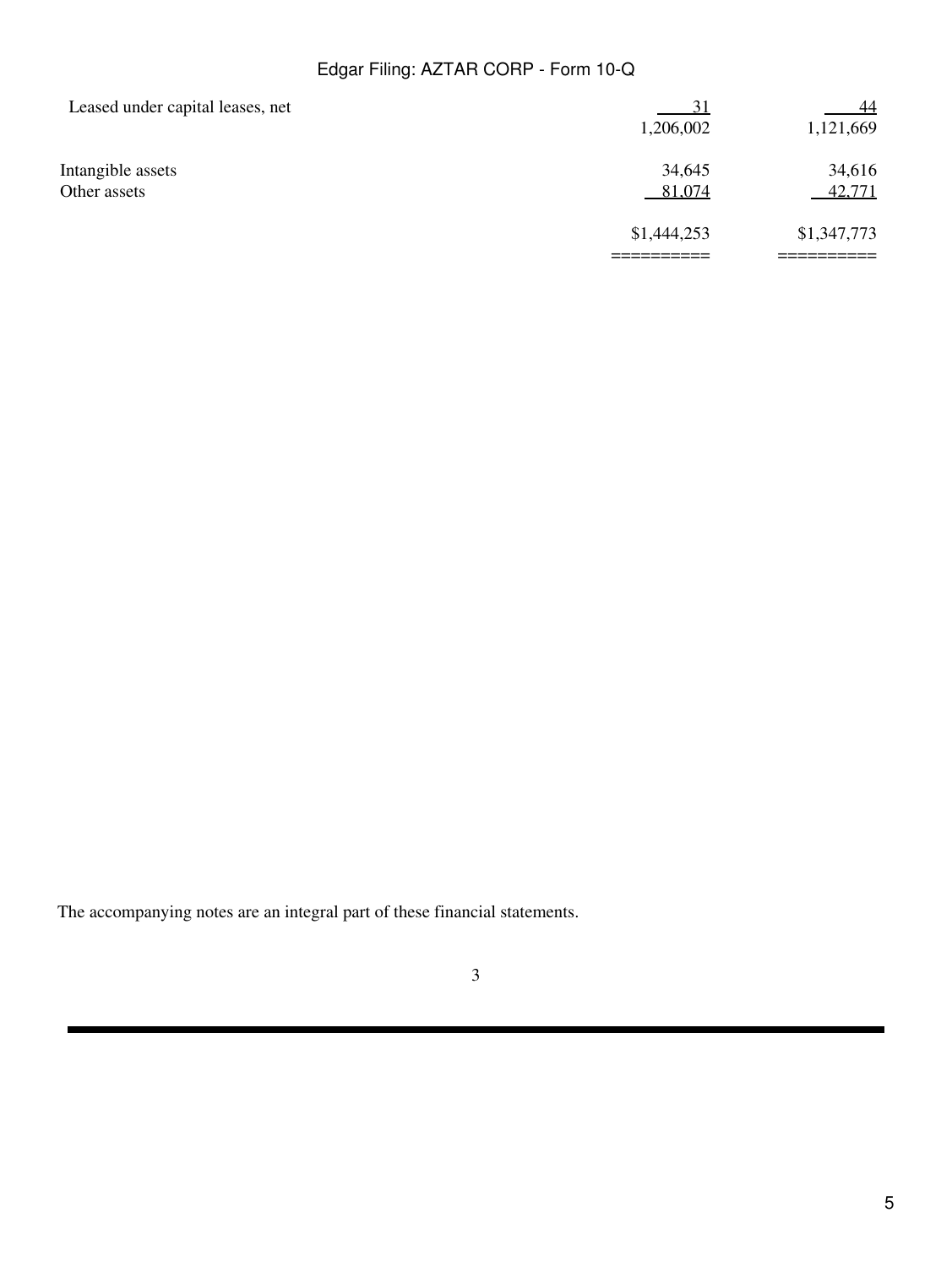| | | |
|---|---|---|
| Leased under capital leases, net | 31 | 44 |
| | 1,206,002 | 1,121,669 |
| Intangible assets | 34,645 | 34,616 |
| Other assets | 81,074 | 42,771 |
| | $1,444,253 | $1,347,773 |

The accompanying notes are an integral part of these financial statements.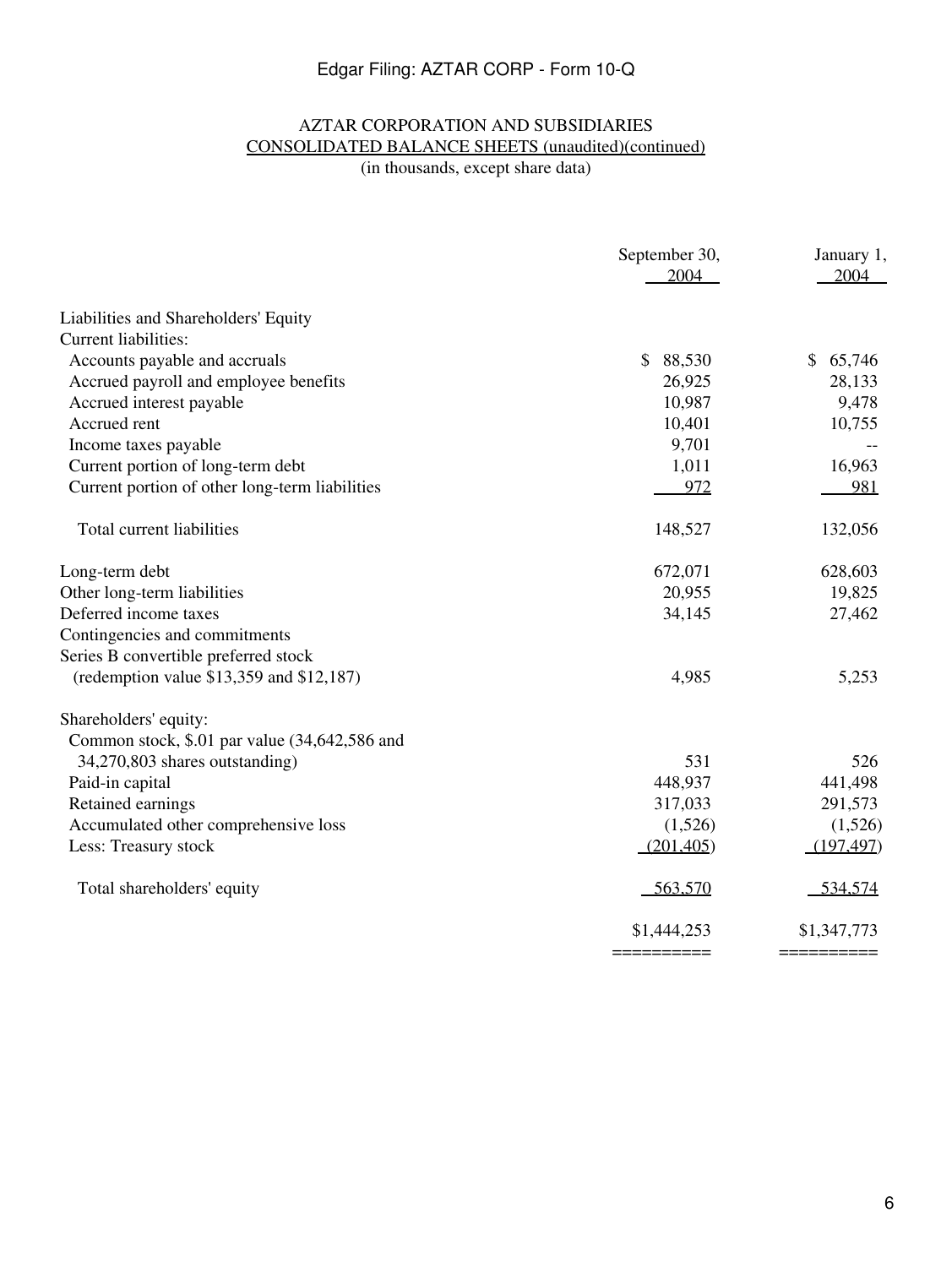AZTAR CORPORATION AND SUBSIDIARIES

CONSOLIDATED BALANCE SHEETS (unaudited)(continued)

(in thousands, except share data)

| | September 30, 2004 | January 1, 2004 |
|---|---|---|
| Liabilities and Shareholders' Equity | | |
| Current liabilities: | | |
| Accounts payable and accruals | $ 88,530 | $ 65,746 |
| Accrued payroll and employee benefits | 26,925 | 28,133 |
| Accrued interest payable | 10,987 | 9,478 |
| Accrued rent | 10,401 | 10,755 |
| Income taxes payable | 9,701 | -- |
| Current portion of long-term debt | 1,011 | 16,963 |
| Current portion of other long-term liabilities | 972 | 981 |
| Total current liabilities | 148,527 | 132,056 |
| Long-term debt | 672,071 | 628,603 |
| Other long-term liabilities | 20,955 | 19,825 |
| Deferred income taxes | 34,145 | 27,462 |
| Contingencies and commitments | | |
| Series B convertible preferred stock (redemption value $13,359 and $12,187) | 4,985 | 5,253 |
| Shareholders' equity: | | |
| Common stock, $.01 par value (34,642,586 and 34,270,803 shares outstanding) | 531 | 526 |
| Paid-in capital | 448,937 | 441,498 |
| Retained earnings | 317,033 | 291,573 |
| Accumulated other comprehensive loss | (1,526) | (1,526) |
| Less: Treasury stock | (201,405) | (197,497) |
| Total shareholders' equity | 563,570 | 534,574 |
| | $1,444,253 | $1,347,773 |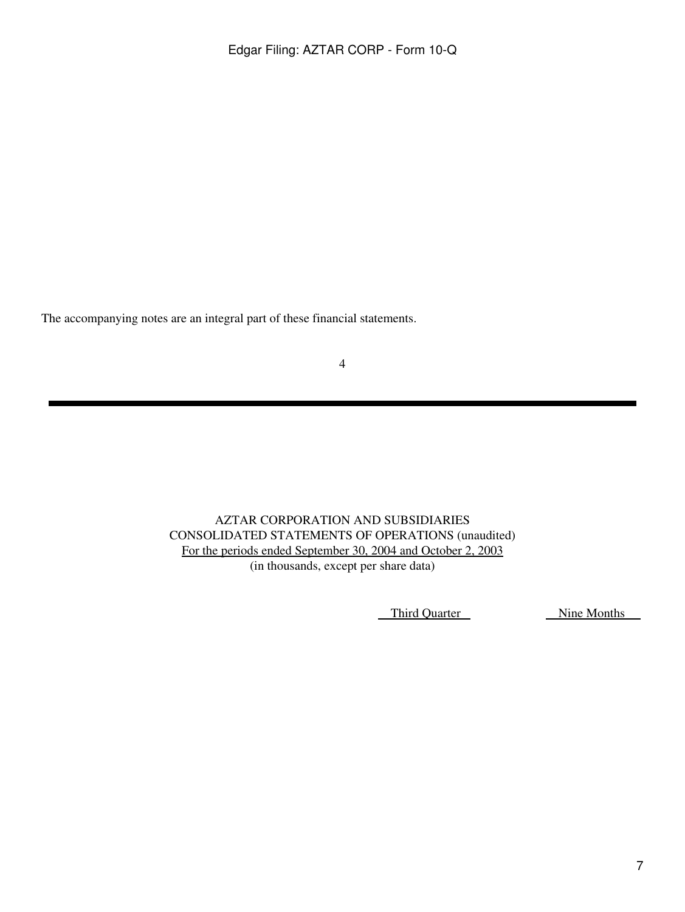The accompanying notes are an integral part of these financial statements.

4

AZTAR CORPORATION AND SUBSIDIARIES
CONSOLIDATED STATEMENTS OF OPERATIONS (unaudited)
For the periods ended September 30, 2004 and October 2, 2003
(in thousands, except per share data)

| | Third Quarter | Nine Months |
|---|---|---|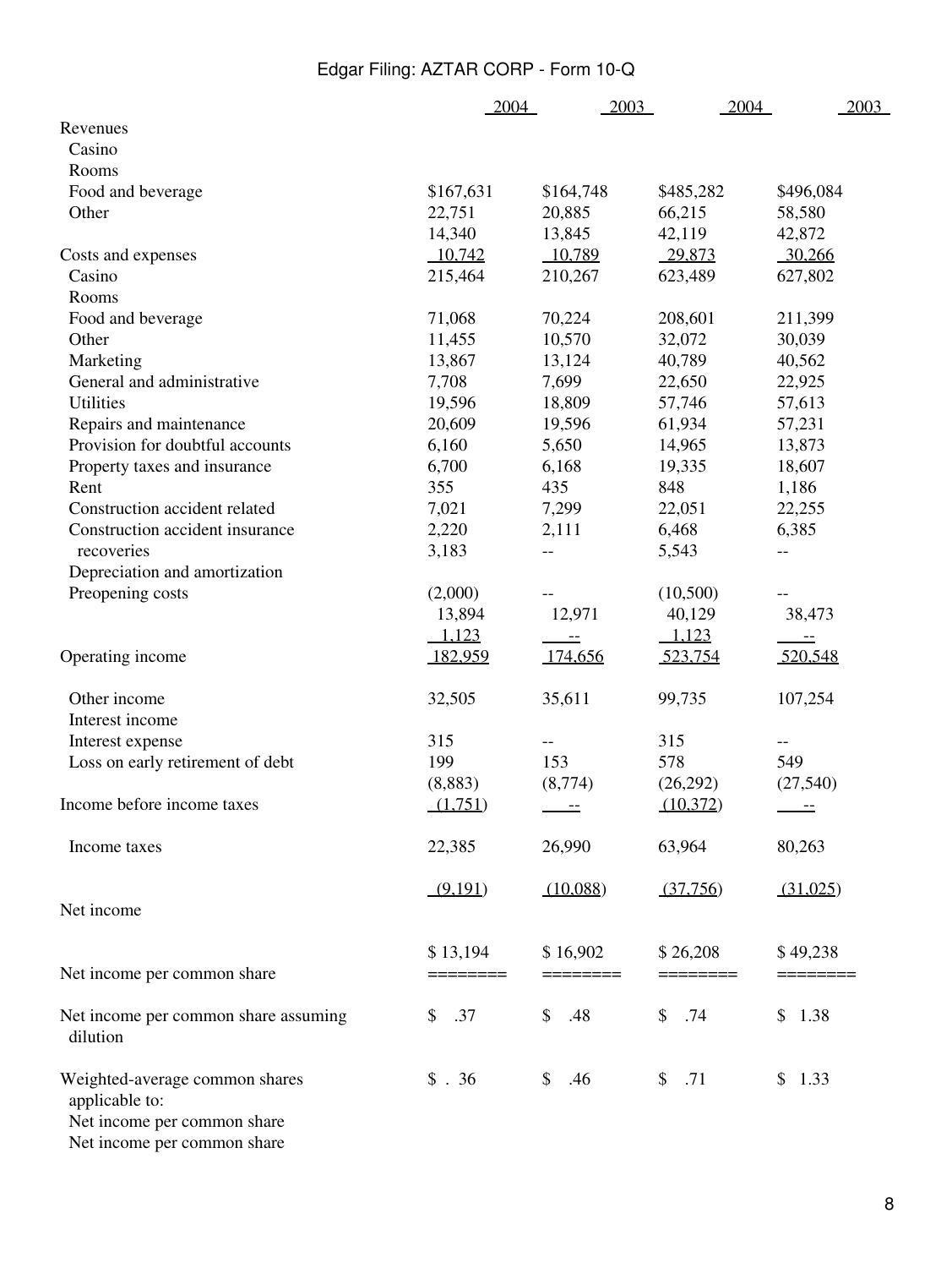| | 2004 | 2003 | 2004 | 2003 |
|---|---|---|---|---|
| Revenues | | | | |
| Casino | | | | |
| Rooms | | | | |
| Food and beverage | $167,631 | $164,748 | $485,282 | $496,084 |
| Other | 22,751 | 20,885 | 66,215 | 58,580 |
| | 14,340 | 13,845 | 42,119 | 42,872 |
| Costs and expenses | 10,742 | 10,789 | 29,873 | 30,266 |
| Casino | 215,464 | 210,267 | 623,489 | 627,802 |
| Rooms | | | | |
| Food and beverage | 71,068 | 70,224 | 208,601 | 211,399 |
| Other | 11,455 | 10,570 | 32,072 | 30,039 |
| Marketing | 13,867 | 13,124 | 40,789 | 40,562 |
| General and administrative | 7,708 | 7,699 | 22,650 | 22,925 |
| Utilities | 19,596 | 18,809 | 57,746 | 57,613 |
| Repairs and maintenance | 20,609 | 19,596 | 61,934 | 57,231 |
| Provision for doubtful accounts | 6,160 | 5,650 | 14,965 | 13,873 |
| Property taxes and insurance | 6,700 | 6,168 | 19,335 | 18,607 |
| Rent | 355 | 435 | 848 | 1,186 |
| Construction accident related | 7,021 | 7,299 | 22,051 | 22,255 |
| Construction accident insurance | 2,220 | 2,111 | 6,468 | 6,385 |
| recoveries | 3,183 | -- | 5,543 | -- |
| Depreciation and amortization | | | | |
| Preopening costs | (2,000) | -- | (10,500) | -- |
| | 13,894 | 12,971 | 40,129 | 38,473 |
| | 1,123 | -- | 1,123 | -- |
| Operating income | 182,959 | 174,656 | 523,754 | 520,548 |
| Other income | 32,505 | 35,611 | 99,735 | 107,254 |
| Interest income | | | | |
| Interest expense | 315 | -- | 315 | -- |
| Loss on early retirement of debt | 199 | 153 | 578 | 549 |
| | (8,883) | (8,774) | (26,292) | (27,540) |
| Income before income taxes | (1,751) | -- | (10,372) | -- |
| Income taxes | 22,385 | 26,990 | 63,964 | 80,263 |
| | (9,191) | (10,088) | (37,756) | (31,025) |
| Net income | | | | |
| | $ 13,194 | $ 16,902 | $ 26,208 | $ 49,238 |
| Net income per common share | ======== | ======== | ======== | ======== |
| Net income per common share assuming dilution | $ .37 | $ .48 | $ .74 | $ 1.38 |
| Weighted-average common shares applicable to: | $ . 36 | $ .46 | $ .71 | $ 1.33 |
| Net income per common share | | | | |
| Net income per common share | | | | |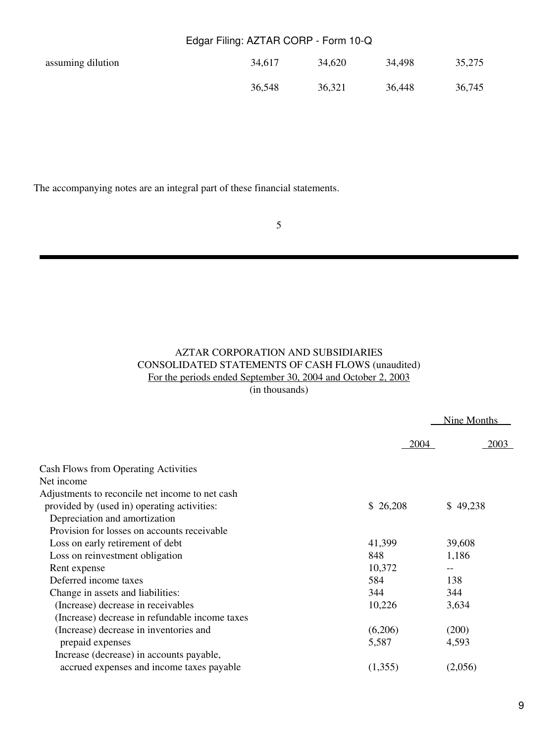| | | | | |
|---|---|---|---|---|
| assuming dilution | 34,617 | 34,620 | 34,498 | 35,275 |
| | 36,548 | 36,321 | 36,448 | 36,745 |

The accompanying notes are an integral part of these financial statements.

AZTAR CORPORATION AND SUBSIDIARIES
CONSOLIDATED STATEMENTS OF CASH FLOWS (unaudited)
For the periods ended September 30, 2004 and October 2, 2003
(in thousands)

| | Nine Months | |
|---|---|---|
| | 2004 | 2003 |
| Cash Flows from Operating Activities | | |
| Net income | | |
| Adjustments to reconcile net income to net cash | | |
| provided by (used in) operating activities: | $ 26,208 | $ 49,238 |
| Depreciation and amortization | | |
| Provision for losses on accounts receivable | | |
| Loss on early retirement of debt | 41,399 | 39,608 |
| Loss on reinvestment obligation | 848 | 1,186 |
| Rent expense | 10,372 | -- |
| Deferred income taxes | 584 | 138 |
| Change in assets and liabilities: | 344 | 344 |
| (Increase) decrease in receivables | 10,226 | 3,634 |
| (Increase) decrease in refundable income taxes | | |
| (Increase) decrease in inventories and | (6,206) | (200) |
| prepaid expenses | 5,587 | 4,593 |
| Increase (decrease) in accounts payable, | | |
| accrued expenses and income taxes payable | (1,355) | (2,056) |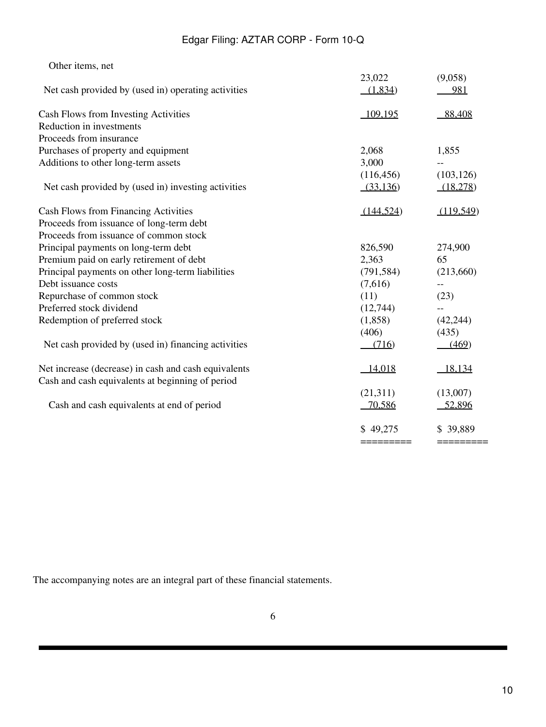| | | |
|---|---|---|
| Other items, net | | |
| | 23,022 | (9,058) |
| Net cash provided by (used in) operating activities | (1,834) | 981 |
| | | |
| Cash Flows from Investing Activities | 109,195 | 88,408 |
| Reduction in investments | | |
| Proceeds from insurance | | |
| Purchases of property and equipment | 2,068 | 1,855 |
| Additions to other long-term assets | 3,000 | -- |
| | (116,456) | (103,126) |
| Net cash provided by (used in) investing activities | (33,136) | (18,278) |
| | | |
| Cash Flows from Financing Activities | (144,524) | (119,549) |
| Proceeds from issuance of long-term debt | | |
| Proceeds from issuance of common stock | | |
| Principal payments on long-term debt | 826,590 | 274,900 |
| Premium paid on early retirement of debt | 2,363 | 65 |
| Principal payments on other long-term liabilities | (791,584) | (213,660) |
| Debt issuance costs | (7,616) | -- |
| Repurchase of common stock | (11) | (23) |
| Preferred stock dividend | (12,744) | -- |
| Redemption of preferred stock | (1,858) | (42,244) |
| | (406) | (435) |
| Net cash provided by (used in) financing activities | (716) | (469) |
| | | |
| Net increase (decrease) in cash and cash equivalents | 14,018 | 18,134 |
| Cash and cash equivalents at beginning of period | | |
| | (21,311) | (13,007) |
| Cash and cash equivalents at end of period | 70,586 | 52,896 |
| | | |
| | $ 49,275 | $ 39,889 |
| | ========= | ========= |

The accompanying notes are an integral part of these financial statements.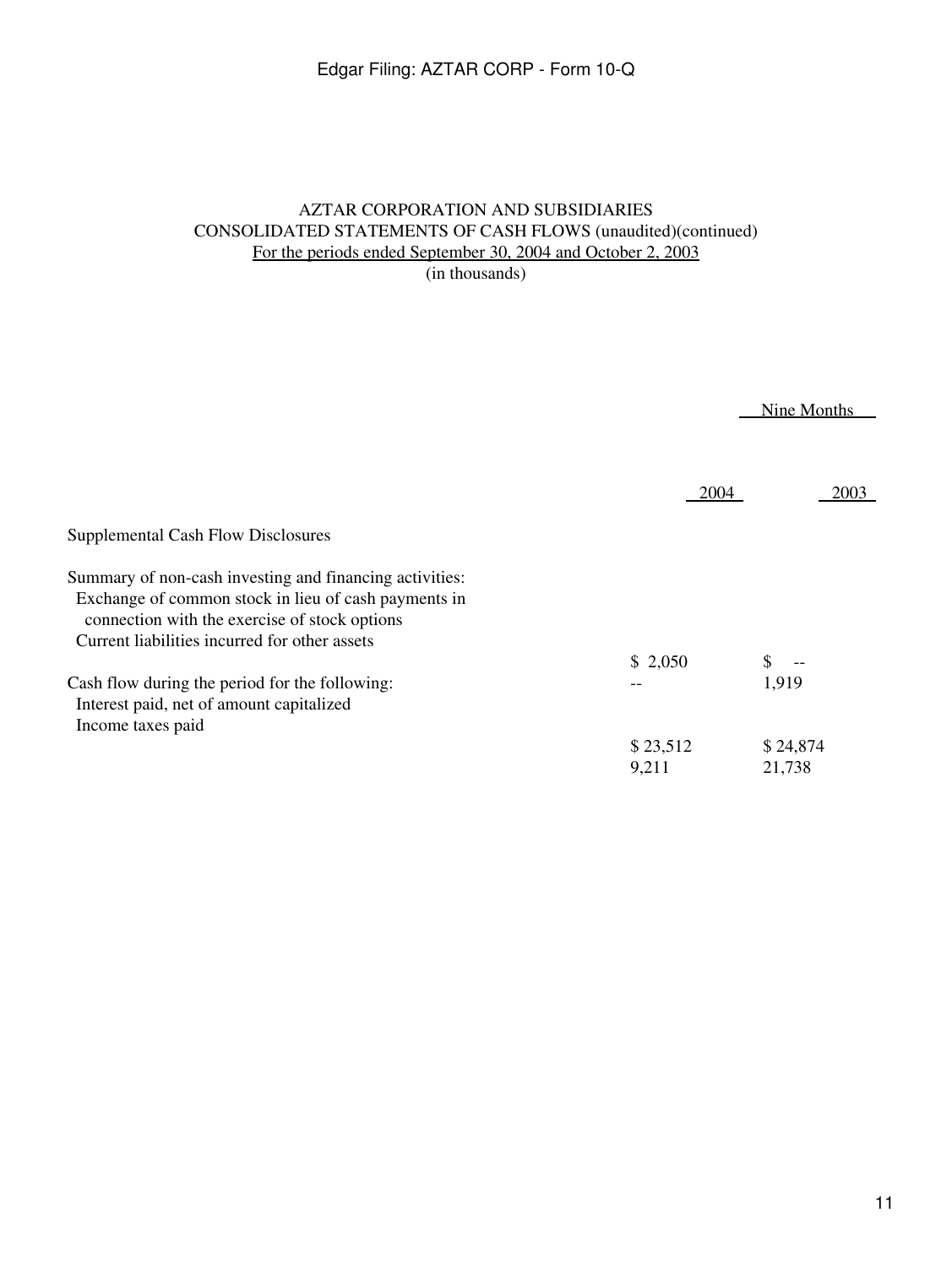# AZTAR CORPORATION AND SUBSIDIARIES

## CONSOLIDATED STATEMENTS OF CASH FLOWS (unaudited)(continued)

For the periods ended September 30, 2004 and October 2, 2003

(in thousands)

| | Nine Months | |
|---|---|---|
| | 2004 | 2003 |
| Supplemental Cash Flow Disclosures | | |
| Summary of non-cash investing and financing activities: | | |
| Exchange of common stock in lieu of cash payments in connection with the exercise of stock options | $ 2,050 | $ -- |
| Current liabilities incurred for other assets | -- | 1,919 |
| Cash flow during the period for the following: | | |
| Interest paid, net of amount capitalized | $ 23,512 | $ 24,874 |
| Income taxes paid | 9,211 | 21,738 |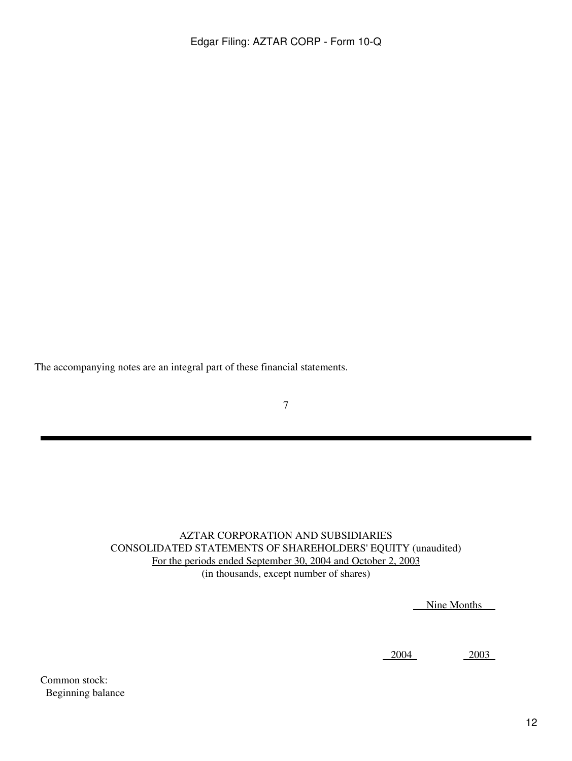The accompanying notes are an integral part of these financial statements.

AZTAR CORPORATION AND SUBSIDIARIES
CONSOLIDATED STATEMENTS OF SHAREHOLDERS' EQUITY (unaudited)
For the periods ended September 30, 2004 and October 2, 2003
(in thousands, except number of shares)

| | Nine Months | |
|---|---|---|
| | 2004 | 2003 |
| Common stock: | | |
| Beginning balance | | |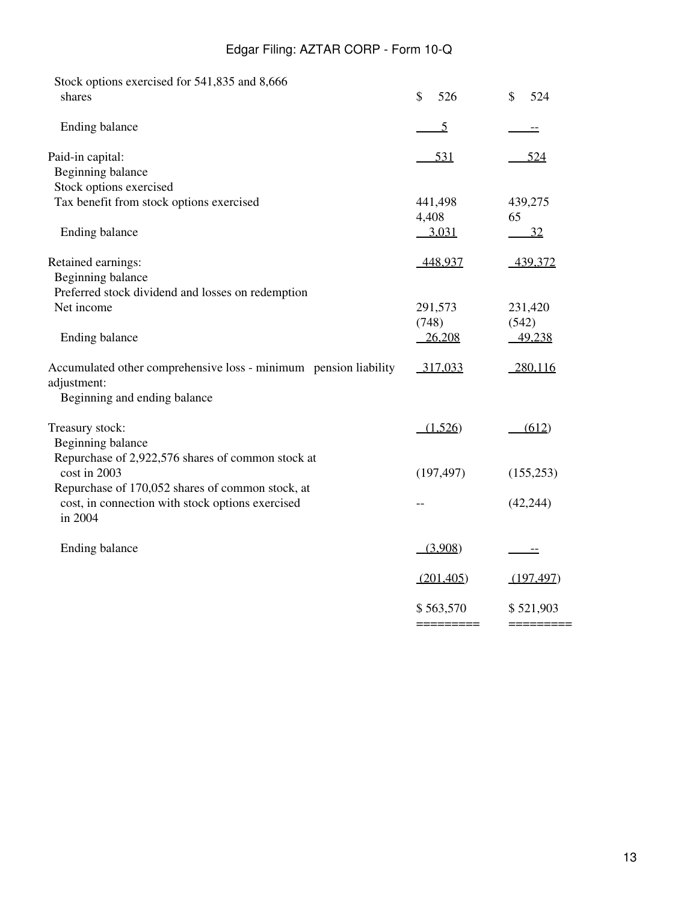| | | |
|---|---|---|
| Stock options exercised for 541,835 and 8,666 shares | $ 526 | $ 524 |
| Ending balance | 5 | -- |
| Paid-in capital: | 531 | 524 |
| Beginning balance | | |
| Stock options exercised | | |
| Tax benefit from stock options exercised | 441,498 | 439,275 |
| | 4,408 | 65 |
| Ending balance | 3,031 | 32 |
| Retained earnings: | 448,937 | 439,372 |
| Beginning balance | | |
| Preferred stock dividend and losses on redemption | | |
| Net income | 291,573 | 231,420 |
| | (748) | (542) |
| Ending balance | 26,208 | 49,238 |
| Accumulated other comprehensive loss - minimum pension liability adjustment: | 317,033 | 280,116 |
| Beginning and ending balance | | |
| Treasury stock: | (1,526) | (612) |
| Beginning balance | | |
| Repurchase of 2,922,576 shares of common stock at cost in 2003 | (197,497) | (155,253) |
| Repurchase of 170,052 shares of common stock, at cost, in connection with stock options exercised in 2004 | -- | (42,244) |
| Ending balance | (3,908) | -- |
| | (201,405) | (197,497) |
| | $ 563,570 | $ 521,903 |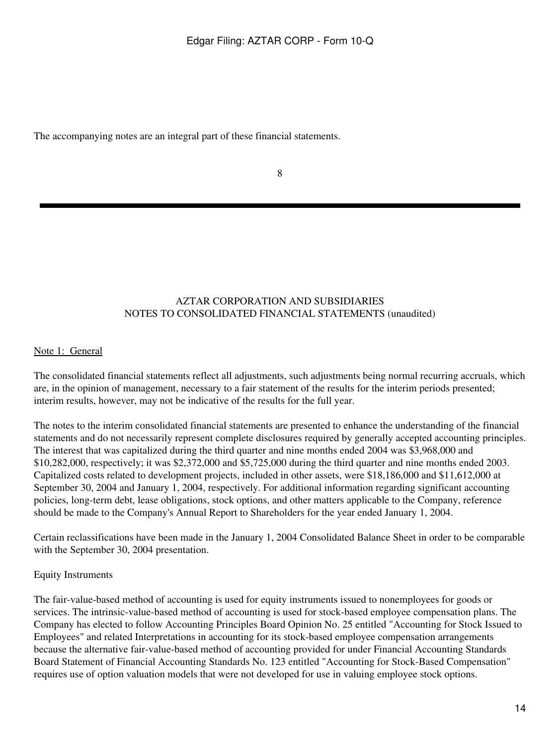The accompanying notes are an integral part of these financial statements.

AZTAR CORPORATION AND SUBSIDIARIES
NOTES TO CONSOLIDATED FINANCIAL STATEMENTS (unaudited)

Note 1: General

The consolidated financial statements reflect all adjustments, such adjustments being normal recurring accruals, which are, in the opinion of management, necessary to a fair statement of the results for the interim periods presented; interim results, however, may not be indicative of the results for the full year.

The notes to the interim consolidated financial statements are presented to enhance the understanding of the financial statements and do not necessarily represent complete disclosures required by generally accepted accounting principles. The interest that was capitalized during the third quarter and nine months ended 2004 was $3,968,000 and $10,282,000, respectively; it was $2,372,000 and $5,725,000 during the third quarter and nine months ended 2003. Capitalized costs related to development projects, included in other assets, were $18,186,000 and $11,612,000 at September 30, 2004 and January 1, 2004, respectively. For additional information regarding significant accounting policies, long-term debt, lease obligations, stock options, and other matters applicable to the Company, reference should be made to the Company's Annual Report to Shareholders for the year ended January 1, 2004.

Certain reclassifications have been made in the January 1, 2004 Consolidated Balance Sheet in order to be comparable with the September 30, 2004 presentation.

Equity Instruments

The fair-value-based method of accounting is used for equity instruments issued to nonemployees for goods or services. The intrinsic-value-based method of accounting is used for stock-based employee compensation plans. The Company has elected to follow Accounting Principles Board Opinion No. 25 entitled "Accounting for Stock Issued to Employees" and related Interpretations in accounting for its stock-based employee compensation arrangements because the alternative fair-value-based method of accounting provided for under Financial Accounting Standards Board Statement of Financial Accounting Standards No. 123 entitled "Accounting for Stock-Based Compensation" requires use of option valuation models that were not developed for use in valuing employee stock options.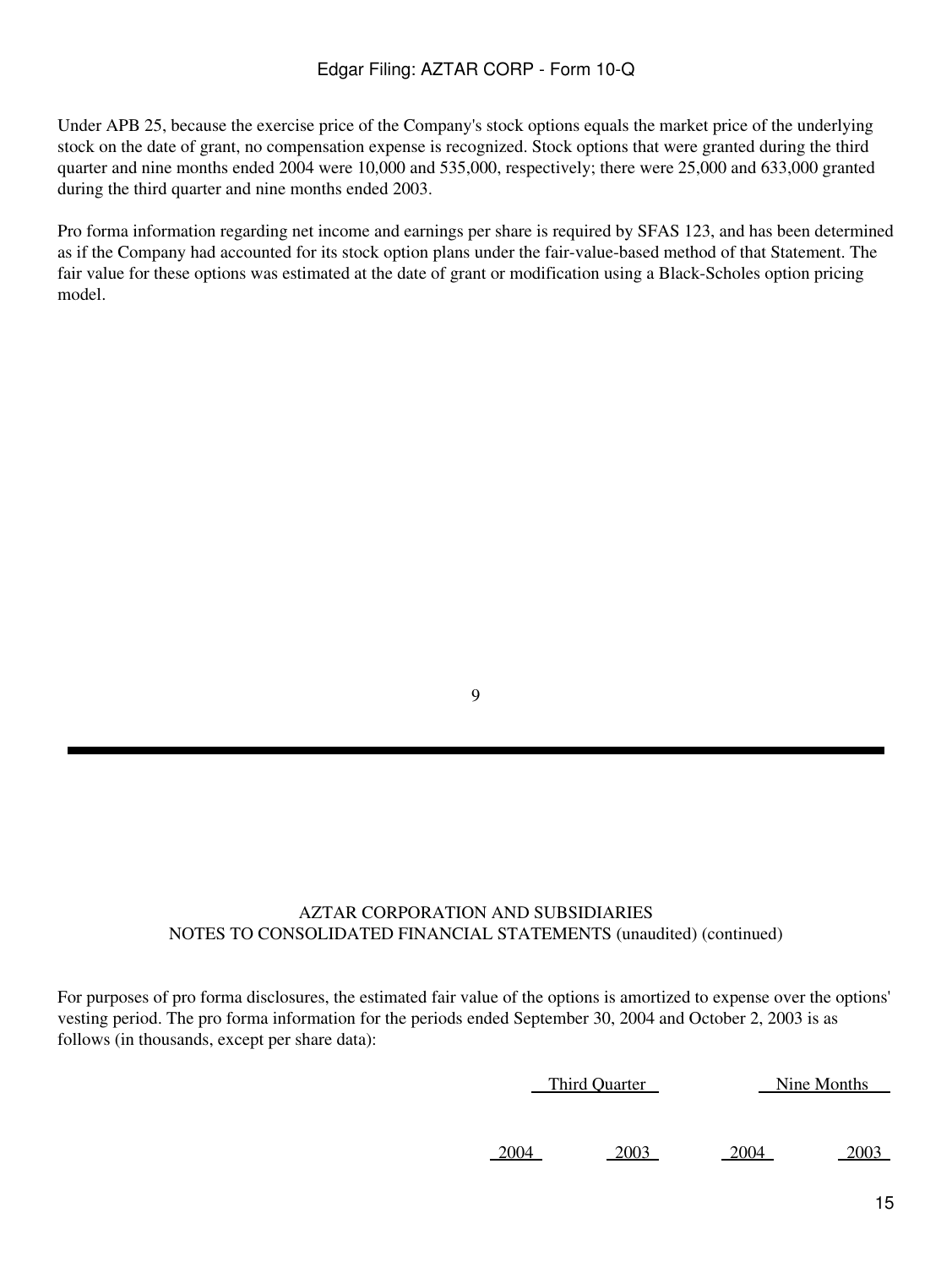Under APB 25, because the exercise price of the Company's stock options equals the market price of the underlying stock on the date of grant, no compensation expense is recognized. Stock options that were granted during the third quarter and nine months ended 2004 were 10,000 and 535,000, respectively; there were 25,000 and 633,000 granted during the third quarter and nine months ended 2003.

Pro forma information regarding net income and earnings per share is required by SFAS 123, and has been determined as if the Company had accounted for its stock option plans under the fair-value-based method of that Statement. The fair value for these options was estimated at the date of grant or modification using a Black-Scholes option pricing model.

AZTAR CORPORATION AND SUBSIDIARIES
NOTES TO CONSOLIDATED FINANCIAL STATEMENTS (unaudited) (continued)

For purposes of pro forma disclosures, the estimated fair value of the options is amortized to expense over the options' vesting period. The pro forma information for the periods ended September 30, 2004 and October 2, 2003 is as follows (in thousands, except per share data):

| | Third Quarter | | Nine Months | |
|---|---|---|---|---|
| | 2004 | 2003 | 2004 | 2003 |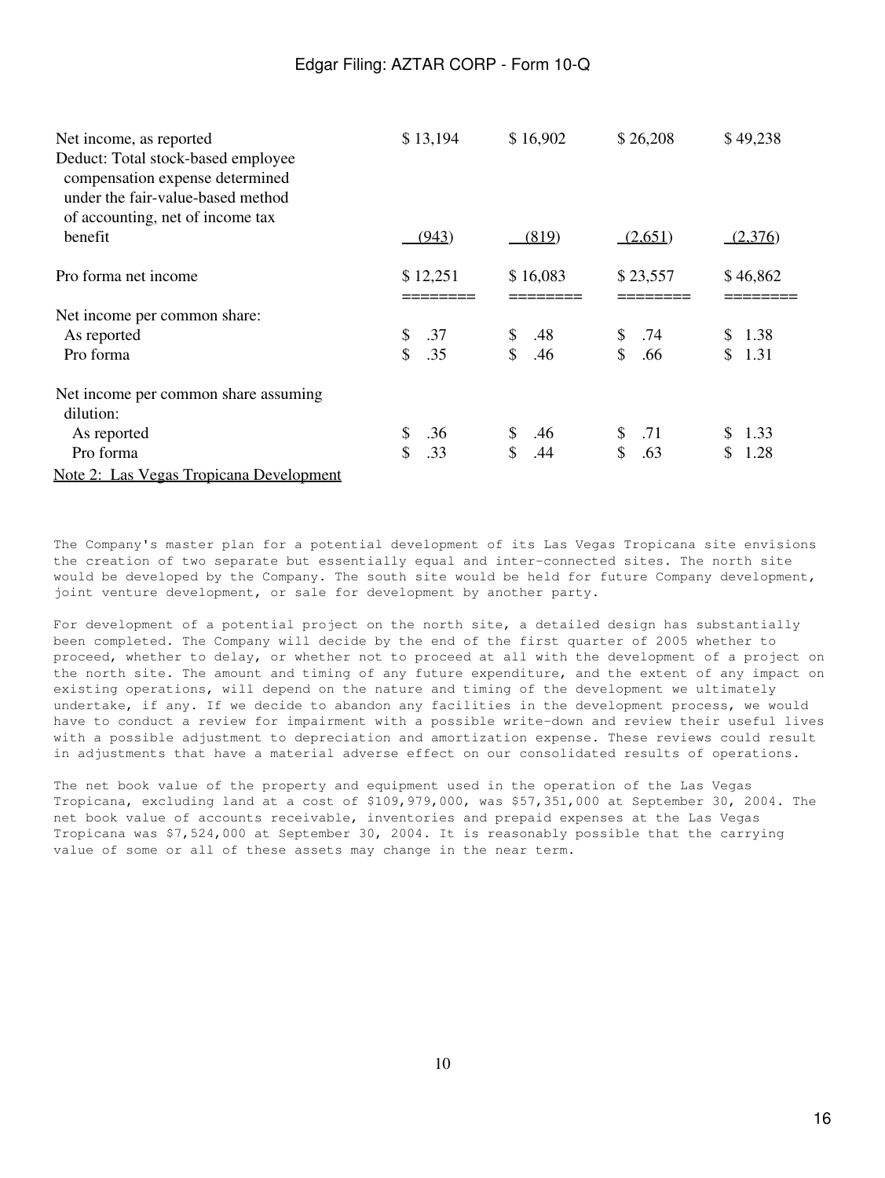| | | | | |
|---|---|---|---|---|
| Net income, as reported | $ 13,194 | $ 16,902 | $ 26,208 | $ 49,238 |
| Deduct: Total stock-based employee compensation expense determined under the fair-value-based method of accounting, net of income tax benefit | (943) | (819) | (2,651) | (2,376) |
| Pro forma net income | $ 12,251 | $ 16,083 | $ 23,557 | $ 46,862 |
| Net income per common share: | | | | |
| As reported | $ .37 | $ .48 | $ .74 | $ 1.38 |
| Pro forma | $ .35 | $ .46 | $ .66 | $ 1.31 |
| Net income per common share assuming dilution: | | | | |
| As reported | $ .36 | $ .46 | $ .71 | $ 1.33 |
| Pro forma | $ .33 | $ .44 | $ .63 | $ 1.28 |

## Note 2: Las Vegas Tropicana Development

The Company's master plan for a potential development of its Las Vegas Tropicana site envisions the creation of two separate but essentially equal and inter-connected sites. The north site would be developed by the Company. The south site would be held for future Company development, joint venture development, or sale for development by another party.

For development of a potential project on the north site, a detailed design has substantially been completed. The Company will decide by the end of the first quarter of 2005 whether to proceed, whether to delay, or whether not to proceed at all with the development of a project on the north site. The amount and timing of any future expenditure, and the extent of any impact on existing operations, will depend on the nature and timing of the development we ultimately undertake, if any. If we decide to abandon any facilities in the development process, we would have to conduct a review for impairment with a possible write-down and review their useful lives with a possible adjustment to depreciation and amortization expense. These reviews could result in adjustments that have a material adverse effect on our consolidated results of operations.

The net book value of the property and equipment used in the operation of the Las Vegas Tropicana, excluding land at a cost of $109,979,000, was $57,351,000 at September 30, 2004. The net book value of accounts receivable, inventories and prepaid expenses at the Las Vegas Tropicana was $7,524,000 at September 30, 2004. It is reasonably possible that the carrying value of some or all of these assets may change in the near term.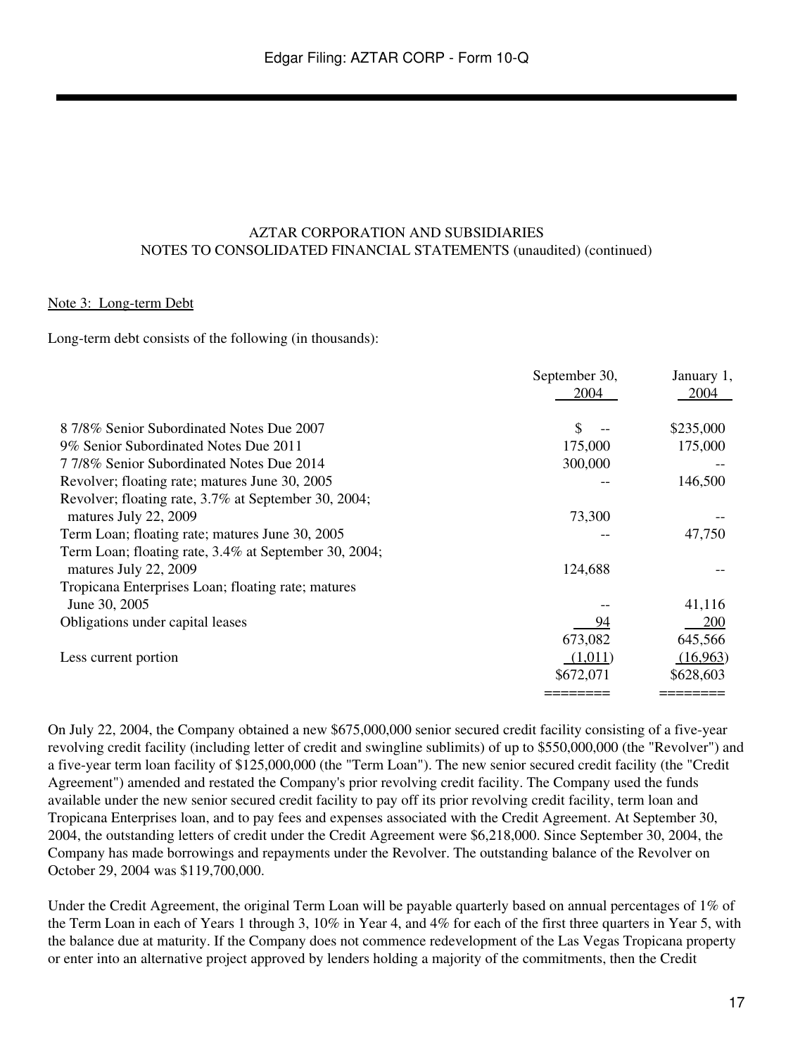AZTAR CORPORATION AND SUBSIDIARIES
NOTES TO CONSOLIDATED FINANCIAL STATEMENTS (unaudited) (continued)

Note 3: Long-term Debt

Long-term debt consists of the following (in thousands):

| | September 30, 2004 | January 1, 2004 |
|---|---|---|
| 8 7/8% Senior Subordinated Notes Due 2007 | $ -- | $235,000 |
| 9% Senior Subordinated Notes Due 2011 | 175,000 | 175,000 |
| 7 7/8% Senior Subordinated Notes Due 2014 | 300,000 | -- |
| Revolver; floating rate; matures June 30, 2005 | -- | 146,500 |
| Revolver; floating rate, 3.7% at September 30, 2004; matures July 22, 2009 | 73,300 | -- |
| Term Loan; floating rate; matures June 30, 2005 | -- | 47,750 |
| Term Loan; floating rate, 3.4% at September 30, 2004; matures July 22, 2009 | 124,688 | -- |
| Tropicana Enterprises Loan; floating rate; matures June 30, 2005 | -- | 41,116 |
| Obligations under capital leases | 94 | 200 |
| | 673,082 | 645,566 |
| Less current portion | (1,011) | (16,963) |
| | $672,071 | $628,603 |

On July 22, 2004, the Company obtained a new $675,000,000 senior secured credit facility consisting of a five-year revolving credit facility (including letter of credit and swingline sublimits) of up to $550,000,000 (the "Revolver") and a five-year term loan facility of $125,000,000 (the "Term Loan"). The new senior secured credit facility (the "Credit Agreement") amended and restated the Company's prior revolving credit facility. The Company used the funds available under the new senior secured credit facility to pay off its prior revolving credit facility, term loan and Tropicana Enterprises loan, and to pay fees and expenses associated with the Credit Agreement. At September 30, 2004, the outstanding letters of credit under the Credit Agreement were $6,218,000. Since September 30, 2004, the Company has made borrowings and repayments under the Revolver. The outstanding balance of the Revolver on October 29, 2004 was $119,700,000.

Under the Credit Agreement, the original Term Loan will be payable quarterly based on annual percentages of 1% of the Term Loan in each of Years 1 through 3, 10% in Year 4, and 4% for each of the first three quarters in Year 5, with the balance due at maturity. If the Company does not commence redevelopment of the Las Vegas Tropicana property or enter into an alternative project approved by lenders holding a majority of the commitments, then the Credit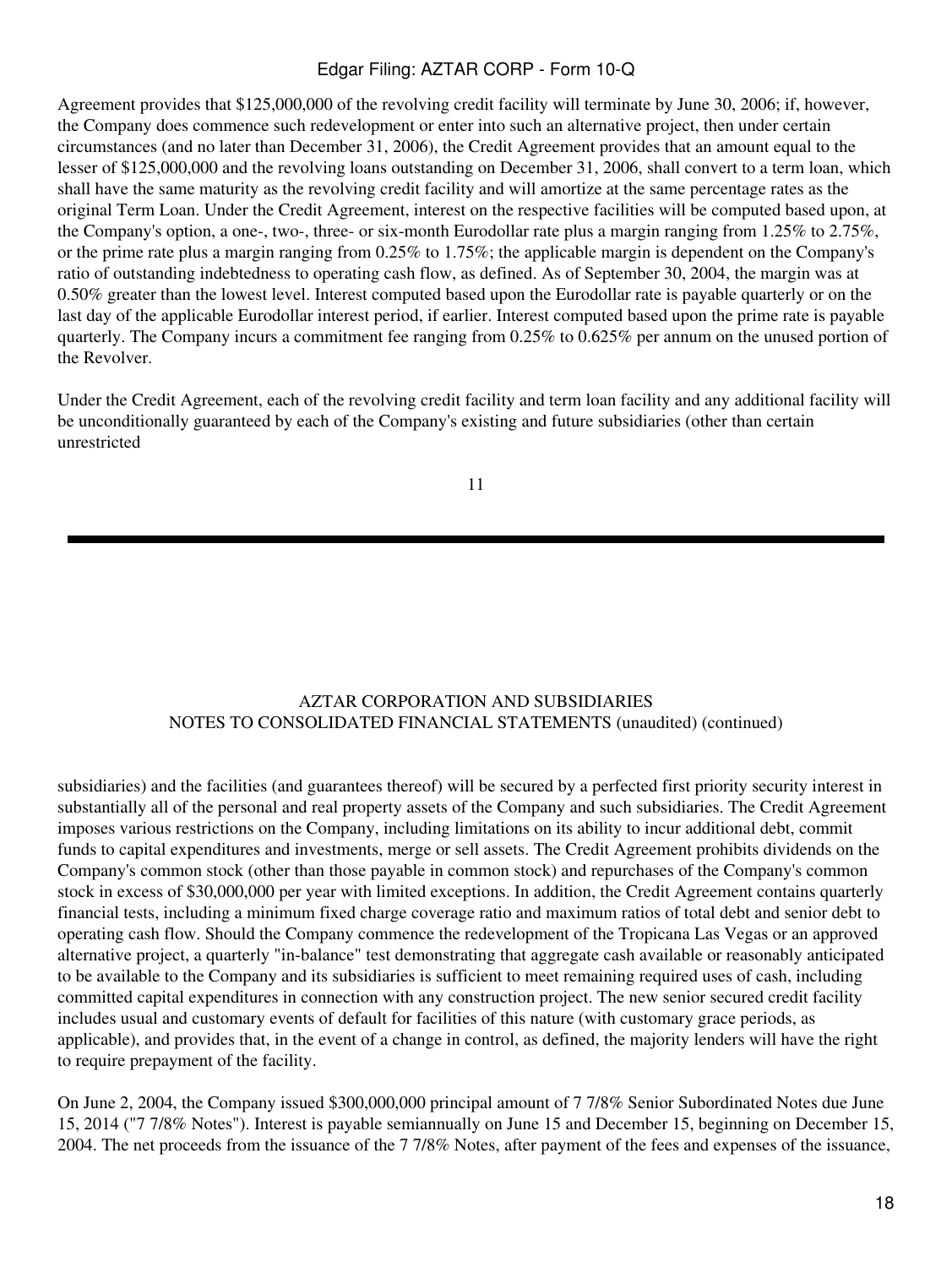Agreement provides that $125,000,000 of the revolving credit facility will terminate by June 30, 2006; if, however, the Company does commence such redevelopment or enter into such an alternative project, then under certain circumstances (and no later than December 31, 2006), the Credit Agreement provides that an amount equal to the lesser of $125,000,000 and the revolving loans outstanding on December 31, 2006, shall convert to a term loan, which shall have the same maturity as the revolving credit facility and will amortize at the same percentage rates as the original Term Loan. Under the Credit Agreement, interest on the respective facilities will be computed based upon, at the Company's option, a one-, two-, three- or six-month Eurodollar rate plus a margin ranging from 1.25% to 2.75%, or the prime rate plus a margin ranging from 0.25% to 1.75%; the applicable margin is dependent on the Company's ratio of outstanding indebtedness to operating cash flow, as defined. As of September 30, 2004, the margin was at 0.50% greater than the lowest level. Interest computed based upon the Eurodollar rate is payable quarterly or on the last day of the applicable Eurodollar interest period, if earlier. Interest computed based upon the prime rate is payable quarterly. The Company incurs a commitment fee ranging from 0.25% to 0.625% per annum on the unused portion of the Revolver.

Under the Credit Agreement, each of the revolving credit facility and term loan facility and any additional facility will be unconditionally guaranteed by each of the Company's existing and future subsidiaries (other than certain unrestricted

AZTAR CORPORATION AND SUBSIDIARIES
NOTES TO CONSOLIDATED FINANCIAL STATEMENTS (unaudited) (continued)

subsidiaries) and the facilities (and guarantees thereof) will be secured by a perfected first priority security interest in substantially all of the personal and real property assets of the Company and such subsidiaries. The Credit Agreement imposes various restrictions on the Company, including limitations on its ability to incur additional debt, commit funds to capital expenditures and investments, merge or sell assets. The Credit Agreement prohibits dividends on the Company's common stock (other than those payable in common stock) and repurchases of the Company's common stock in excess of $30,000,000 per year with limited exceptions. In addition, the Credit Agreement contains quarterly financial tests, including a minimum fixed charge coverage ratio and maximum ratios of total debt and senior debt to operating cash flow. Should the Company commence the redevelopment of the Tropicana Las Vegas or an approved alternative project, a quarterly "in-balance" test demonstrating that aggregate cash available or reasonably anticipated to be available to the Company and its subsidiaries is sufficient to meet remaining required uses of cash, including committed capital expenditures in connection with any construction project. The new senior secured credit facility includes usual and customary events of default for facilities of this nature (with customary grace periods, as applicable), and provides that, in the event of a change in control, as defined, the majority lenders will have the right to require prepayment of the facility.

On June 2, 2004, the Company issued $300,000,000 principal amount of 7 7/8% Senior Subordinated Notes due June 15, 2014 ("7 7/8% Notes"). Interest is payable semiannually on June 15 and December 15, beginning on December 15, 2004. The net proceeds from the issuance of the 7 7/8% Notes, after payment of the fees and expenses of the issuance,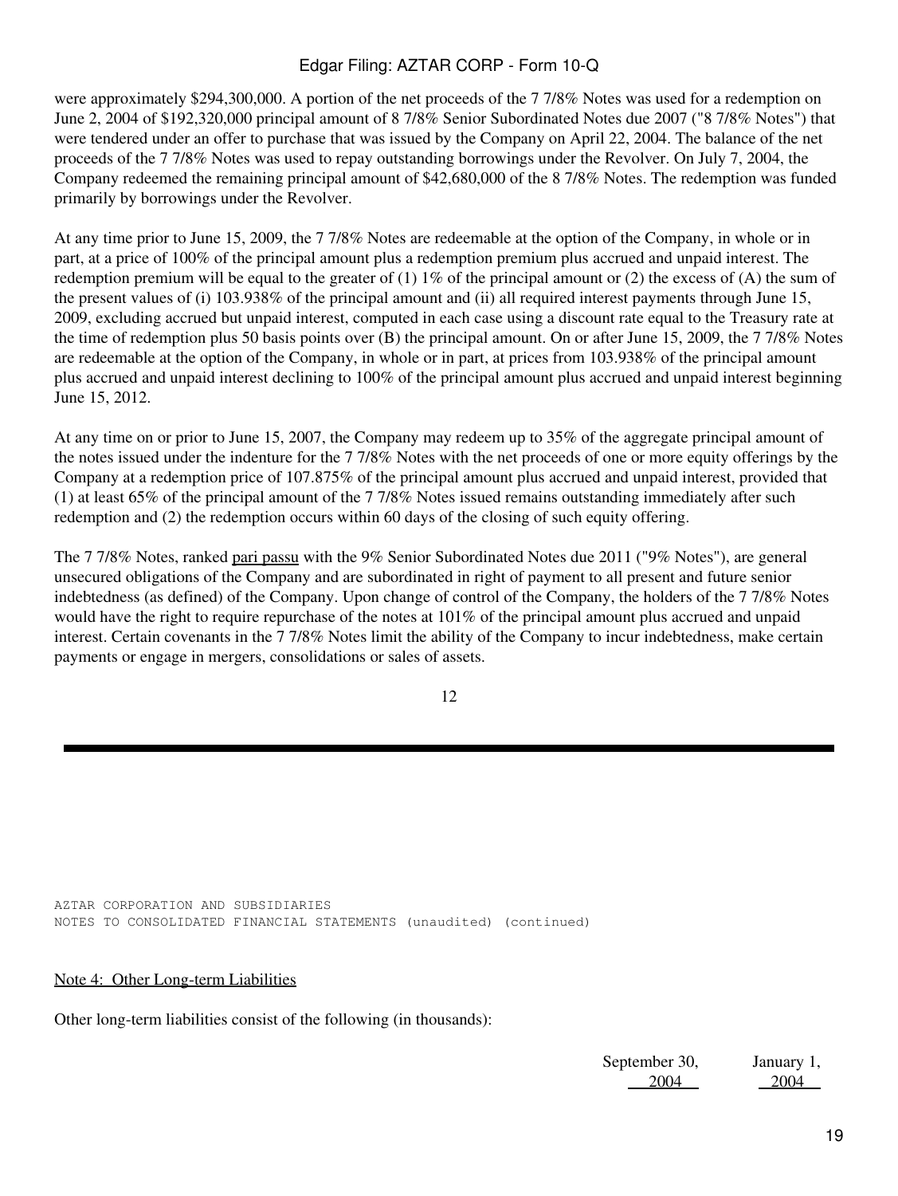were approximately $294,300,000. A portion of the net proceeds of the 7 7/8% Notes was used for a redemption on June 2, 2004 of $192,320,000 principal amount of 8 7/8% Senior Subordinated Notes due 2007 ("8 7/8% Notes") that were tendered under an offer to purchase that was issued by the Company on April 22, 2004. The balance of the net proceeds of the 7 7/8% Notes was used to repay outstanding borrowings under the Revolver. On July 7, 2004, the Company redeemed the remaining principal amount of $42,680,000 of the 8 7/8% Notes. The redemption was funded primarily by borrowings under the Revolver.

At any time prior to June 15, 2009, the 7 7/8% Notes are redeemable at the option of the Company, in whole or in part, at a price of 100% of the principal amount plus a redemption premium plus accrued and unpaid interest. The redemption premium will be equal to the greater of (1) 1% of the principal amount or (2) the excess of (A) the sum of the present values of (i) 103.938% of the principal amount and (ii) all required interest payments through June 15, 2009, excluding accrued but unpaid interest, computed in each case using a discount rate equal to the Treasury rate at the time of redemption plus 50 basis points over (B) the principal amount. On or after June 15, 2009, the 7 7/8% Notes are redeemable at the option of the Company, in whole or in part, at prices from 103.938% of the principal amount plus accrued and unpaid interest declining to 100% of the principal amount plus accrued and unpaid interest beginning June 15, 2012.

At any time on or prior to June 15, 2007, the Company may redeem up to 35% of the aggregate principal amount of the notes issued under the indenture for the 7 7/8% Notes with the net proceeds of one or more equity offerings by the Company at a redemption price of 107.875% of the principal amount plus accrued and unpaid interest, provided that (1) at least 65% of the principal amount of the 7 7/8% Notes issued remains outstanding immediately after such redemption and (2) the redemption occurs within 60 days of the closing of such equity offering.

The 7 7/8% Notes, ranked pari passu with the 9% Senior Subordinated Notes due 2011 ("9% Notes"), are general unsecured obligations of the Company and are subordinated in right of payment to all present and future senior indebtedness (as defined) of the Company. Upon change of control of the Company, the holders of the 7 7/8% Notes would have the right to require repurchase of the notes at 101% of the principal amount plus accrued and unpaid interest. Certain covenants in the 7 7/8% Notes limit the ability of the Company to incur indebtedness, make certain payments or engage in mergers, consolidations or sales of assets.

AZTAR CORPORATION AND SUBSIDIARIES
NOTES TO CONSOLIDATED FINANCIAL STATEMENTS (unaudited) (continued)

## Note 4: Other Long-term Liabilities

Other long-term liabilities consist of the following (in thousands):

| | September 30, 2004 | January 1, 2004 |
|---|---|---|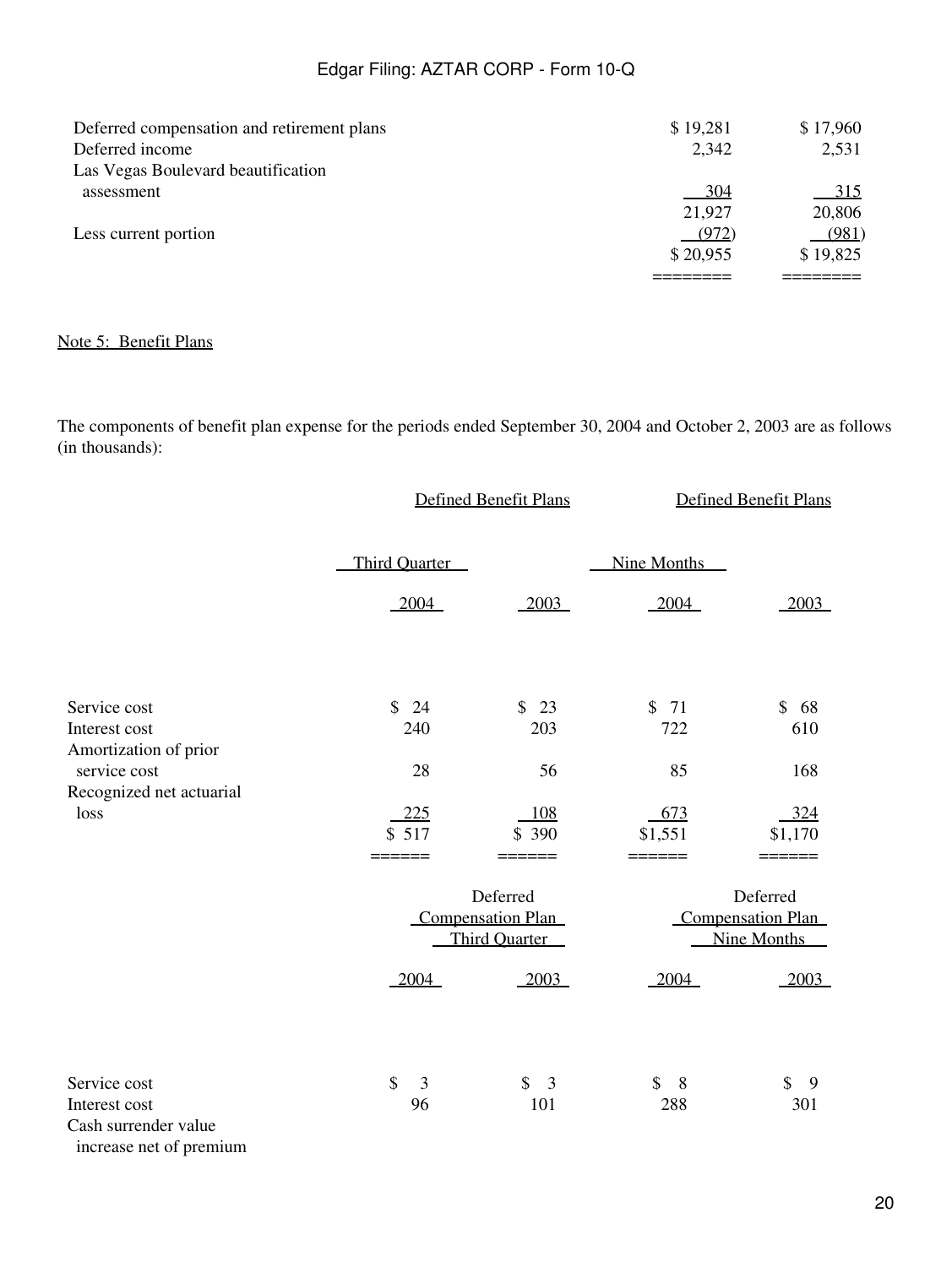| | | |
|---|---|---|
| Deferred compensation and retirement plans | $ 19,281 | $ 17,960 |
| Deferred income | 2,342 | 2,531 |
| Las Vegas Boulevard beautification assessment | 304 | 315 |
| | 21,927 | 20,806 |
| Less current portion | (972) | (981) |
| | $ 20,955 | $ 19,825 |

Note 5: Benefit Plans

The components of benefit plan expense for the periods ended September 30, 2004 and October 2, 2003 are as follows (in thousands):

| | Defined Benefit Plans | | Defined Benefit Plans | |
|---|---|---|---|---|
| | Third Quarter | | Nine Months | |
| | 2004 | 2003 | 2004 | 2003 |
| Service cost | $ 24 | $ 23 | $ 71 | $ 68 |
| Interest cost | 240 | 203 | 722 | 610 |
| Amortization of prior service cost | 28 | 56 | 85 | 168 |
| Recognized net actuarial loss | 225 | 108 | 673 | 324 |
| | $ 517 | $ 390 | $1,551 | $1,170 |

| | Deferred Compensation Plan Third Quarter | | Deferred Compensation Plan Nine Months | |
|---|---|---|---|---|
| | 2004 | 2003 | 2004 | 2003 |
| Service cost | $ 3 | $ 3 | $ 8 | $ 9 |
| Interest cost | 96 | 101 | 288 | 301 |
| Cash surrender value increase net of premium | | | | |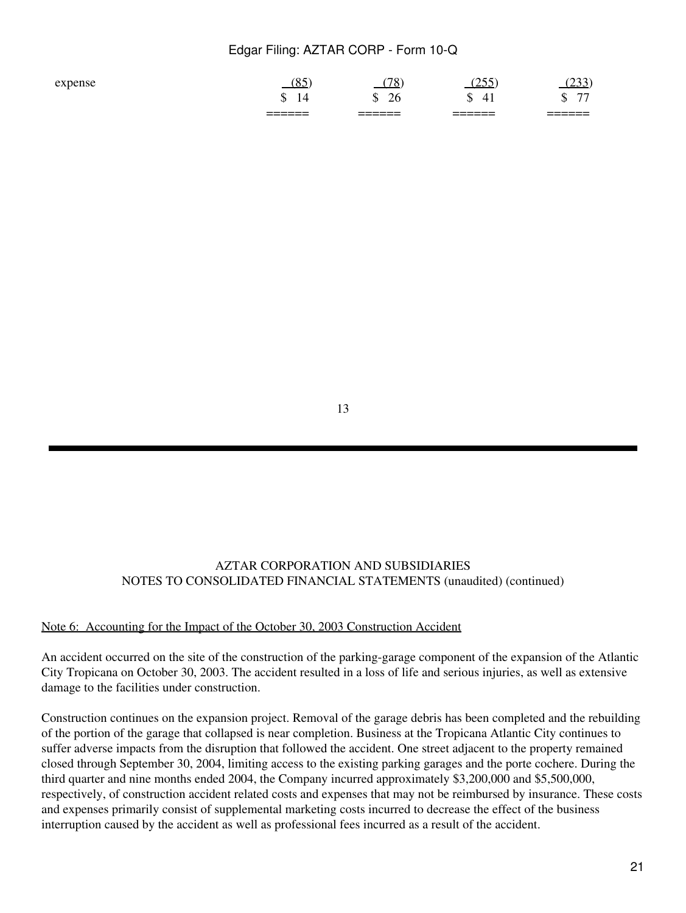| | | | | |
|---|---|---|---|---|
| expense | (85) | (78) | (255) | (233) |
| | $ 14 | $ 26 | $ 41 | $ 77 |

AZTAR CORPORATION AND SUBSIDIARIES
NOTES TO CONSOLIDATED FINANCIAL STATEMENTS (unaudited) (continued)

Note 6: Accounting for the Impact of the October 30, 2003 Construction Accident

An accident occurred on the site of the construction of the parking-garage component of the expansion of the Atlantic City Tropicana on October 30, 2003. The accident resulted in a loss of life and serious injuries, as well as extensive damage to the facilities under construction.

Construction continues on the expansion project. Removal of the garage debris has been completed and the rebuilding of the portion of the garage that collapsed is near completion. Business at the Tropicana Atlantic City continues to suffer adverse impacts from the disruption that followed the accident. One street adjacent to the property remained closed through September 30, 2004, limiting access to the existing parking garages and the porte cochere. During the third quarter and nine months ended 2004, the Company incurred approximately $3,200,000 and $5,500,000, respectively, of construction accident related costs and expenses that may not be reimbursed by insurance. These costs and expenses primarily consist of supplemental marketing costs incurred to decrease the effect of the business interruption caused by the accident as well as professional fees incurred as a result of the accident.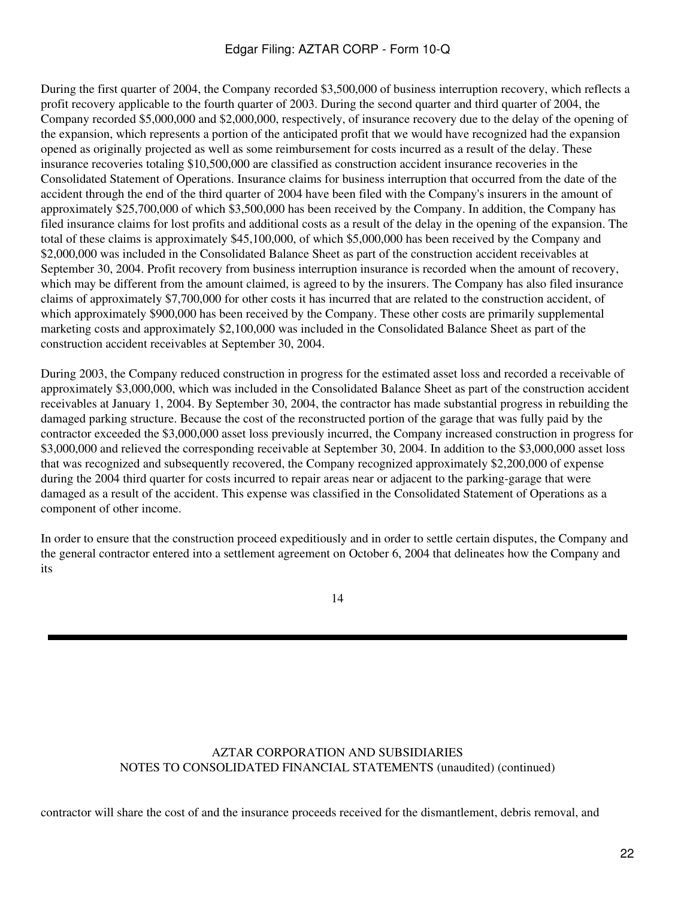During the first quarter of 2004, the Company recorded $3,500,000 of business interruption recovery, which reflects a profit recovery applicable to the fourth quarter of 2003. During the second quarter and third quarter of 2004, the Company recorded $5,000,000 and $2,000,000, respectively, of insurance recovery due to the delay of the opening of the expansion, which represents a portion of the anticipated profit that we would have recognized had the expansion opened as originally projected as well as some reimbursement for costs incurred as a result of the delay. These insurance recoveries totaling $10,500,000 are classified as construction accident insurance recoveries in the Consolidated Statement of Operations. Insurance claims for business interruption that occurred from the date of the accident through the end of the third quarter of 2004 have been filed with the Company's insurers in the amount of approximately $25,700,000 of which $3,500,000 has been received by the Company. In addition, the Company has filed insurance claims for lost profits and additional costs as a result of the delay in the opening of the expansion. The total of these claims is approximately $45,100,000, of which $5,000,000 has been received by the Company and $2,000,000 was included in the Consolidated Balance Sheet as part of the construction accident receivables at September 30, 2004. Profit recovery from business interruption insurance is recorded when the amount of recovery, which may be different from the amount claimed, is agreed to by the insurers. The Company has also filed insurance claims of approximately $7,700,000 for other costs it has incurred that are related to the construction accident, of which approximately $900,000 has been received by the Company. These other costs are primarily supplemental marketing costs and approximately $2,100,000 was included in the Consolidated Balance Sheet as part of the construction accident receivables at September 30, 2004.

During 2003, the Company reduced construction in progress for the estimated asset loss and recorded a receivable of approximately $3,000,000, which was included in the Consolidated Balance Sheet as part of the construction accident receivables at January 1, 2004. By September 30, 2004, the contractor has made substantial progress in rebuilding the damaged parking structure. Because the cost of the reconstructed portion of the garage that was fully paid by the contractor exceeded the $3,000,000 asset loss previously incurred, the Company increased construction in progress for $3,000,000 and relieved the corresponding receivable at September 30, 2004. In addition to the $3,000,000 asset loss that was recognized and subsequently recovered, the Company recognized approximately $2,200,000 of expense during the 2004 third quarter for costs incurred to repair areas near or adjacent to the parking-garage that were damaged as a result of the accident. This expense was classified in the Consolidated Statement of Operations as a component of other income.

In order to ensure that the construction proceed expeditiously and in order to settle certain disputes, the Company and the general contractor entered into a settlement agreement on October 6, 2004 that delineates how the Company and its

AZTAR CORPORATION AND SUBSIDIARIES
NOTES TO CONSOLIDATED FINANCIAL STATEMENTS (unaudited) (continued)

contractor will share the cost of and the insurance proceeds received for the dismantlement, debris removal, and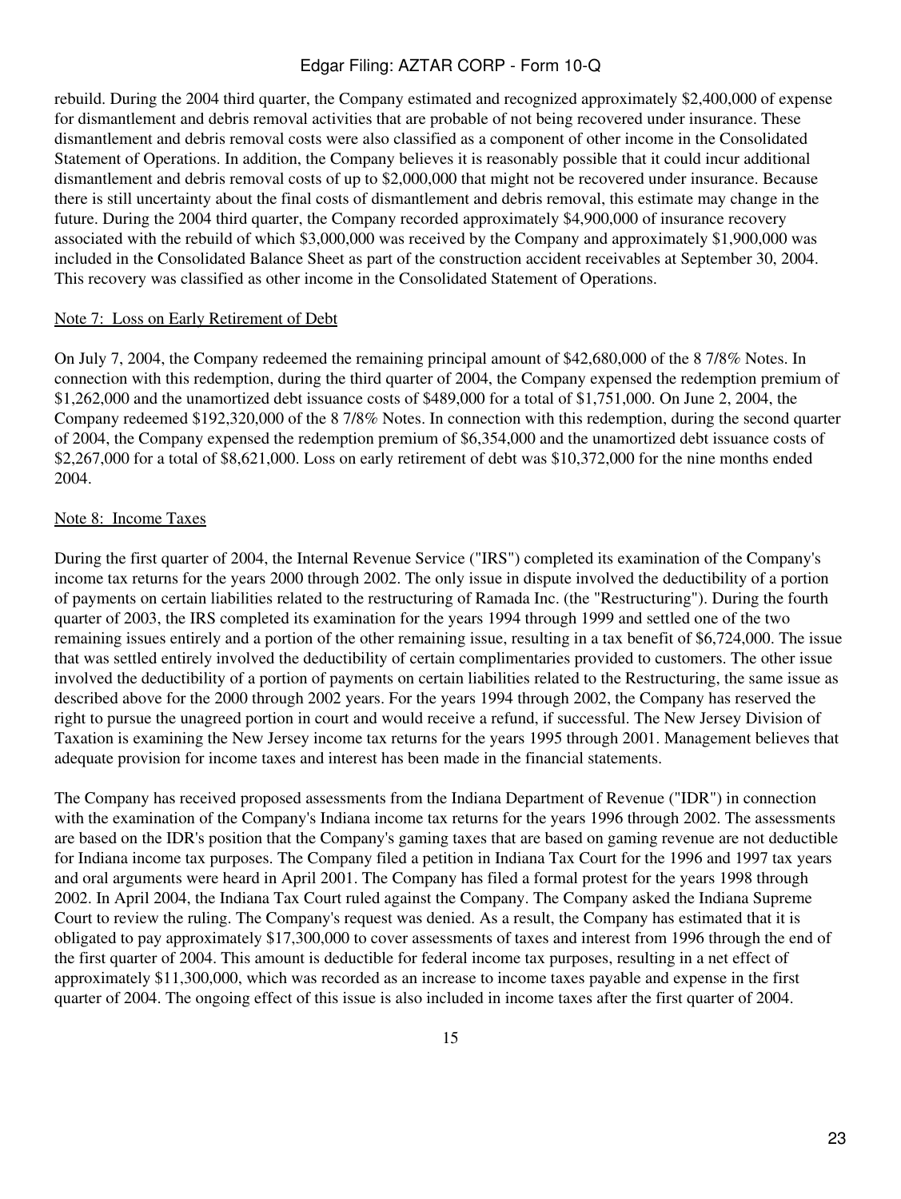rebuild. During the 2004 third quarter, the Company estimated and recognized approximately $2,400,000 of expense for dismantlement and debris removal activities that are probable of not being recovered under insurance. These dismantlement and debris removal costs were also classified as a component of other income in the Consolidated Statement of Operations. In addition, the Company believes it is reasonably possible that it could incur additional dismantlement and debris removal costs of up to $2,000,000 that might not be recovered under insurance. Because there is still uncertainty about the final costs of dismantlement and debris removal, this estimate may change in the future. During the 2004 third quarter, the Company recorded approximately $4,900,000 of insurance recovery associated with the rebuild of which $3,000,000 was received by the Company and approximately $1,900,000 was included in the Consolidated Balance Sheet as part of the construction accident receivables at September 30, 2004. This recovery was classified as other income in the Consolidated Statement of Operations.

## Note 7: Loss on Early Retirement of Debt

On July 7, 2004, the Company redeemed the remaining principal amount of $42,680,000 of the 8 7/8% Notes. In connection with this redemption, during the third quarter of 2004, the Company expensed the redemption premium of $1,262,000 and the unamortized debt issuance costs of $489,000 for a total of $1,751,000. On June 2, 2004, the Company redeemed $192,320,000 of the 8 7/8% Notes. In connection with this redemption, during the second quarter of 2004, the Company expensed the redemption premium of $6,354,000 and the unamortized debt issuance costs of $2,267,000 for a total of $8,621,000. Loss on early retirement of debt was $10,372,000 for the nine months ended 2004.

## Note 8: Income Taxes

During the first quarter of 2004, the Internal Revenue Service ("IRS") completed its examination of the Company's income tax returns for the years 2000 through 2002. The only issue in dispute involved the deductibility of a portion of payments on certain liabilities related to the restructuring of Ramada Inc. (the "Restructuring"). During the fourth quarter of 2003, the IRS completed its examination for the years 1994 through 1999 and settled one of the two remaining issues entirely and a portion of the other remaining issue, resulting in a tax benefit of $6,724,000. The issue that was settled entirely involved the deductibility of certain complimentaries provided to customers. The other issue involved the deductibility of a portion of payments on certain liabilities related to the Restructuring, the same issue as described above for the 2000 through 2002 years. For the years 1994 through 2002, the Company has reserved the right to pursue the unagreed portion in court and would receive a refund, if successful. The New Jersey Division of Taxation is examining the New Jersey income tax returns for the years 1995 through 2001. Management believes that adequate provision for income taxes and interest has been made in the financial statements.

The Company has received proposed assessments from the Indiana Department of Revenue ("IDR") in connection with the examination of the Company's Indiana income tax returns for the years 1996 through 2002. The assessments are based on the IDR's position that the Company's gaming taxes that are based on gaming revenue are not deductible for Indiana income tax purposes. The Company filed a petition in Indiana Tax Court for the 1996 and 1997 tax years and oral arguments were heard in April 2001. The Company has filed a formal protest for the years 1998 through 2002. In April 2004, the Indiana Tax Court ruled against the Company. The Company asked the Indiana Supreme Court to review the ruling. The Company's request was denied. As a result, the Company has estimated that it is obligated to pay approximately $17,300,000 to cover assessments of taxes and interest from 1996 through the end of the first quarter of 2004. This amount is deductible for federal income tax purposes, resulting in a net effect of approximately $11,300,000, which was recorded as an increase to income taxes payable and expense in the first quarter of 2004. The ongoing effect of this issue is also included in income taxes after the first quarter of 2004.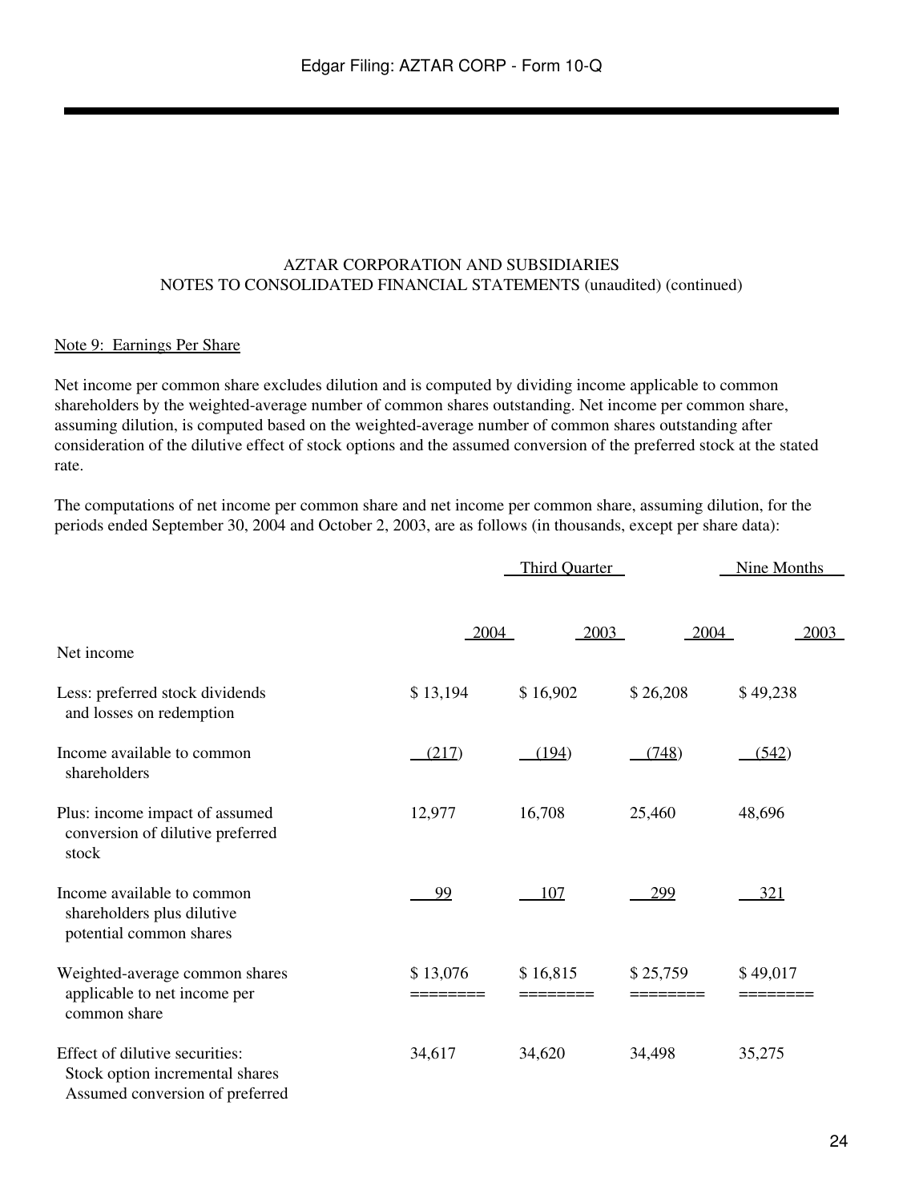AZTAR CORPORATION AND SUBSIDIARIES
NOTES TO CONSOLIDATED FINANCIAL STATEMENTS (unaudited) (continued)

Note 9: Earnings Per Share

Net income per common share excludes dilution and is computed by dividing income applicable to common shareholders by the weighted-average number of common shares outstanding. Net income per common share, assuming dilution, is computed based on the weighted-average number of common shares outstanding after consideration of the dilutive effect of stock options and the assumed conversion of the preferred stock at the stated rate.

The computations of net income per common share and net income per common share, assuming dilution, for the periods ended September 30, 2004 and October 2, 2003, are as follows (in thousands, except per share data):

| | Third Quarter | | Nine Months | |
|---|---|---|---|---|
| | 2004 | 2003 | 2004 | 2003 |
| Net income | | | | |
| Less: preferred stock dividends and losses on redemption | $ 13,194 | $ 16,902 | $ 26,208 | $ 49,238 |
| Income available to common shareholders | (217) | (194) | (748) | (542) |
| Plus: income impact of assumed conversion of dilutive preferred stock | 12,977 | 16,708 | 25,460 | 48,696 |
| Income available to common shareholders plus dilutive potential common shares | 99 | 107 | 299 | 321 |
| Weighted-average common shares applicable to net income per common share | $ 13,076 | $ 16,815 | $ 25,759 | $ 49,017 |
| Effect of dilutive securities: Stock option incremental shares Assumed conversion of preferred | 34,617 | 34,620 | 34,498 | 35,275 |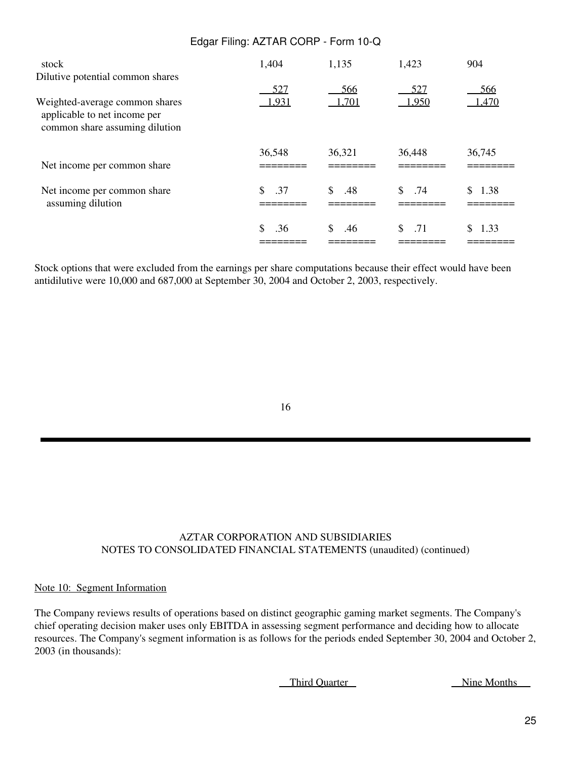| | | | | |
|---|---|---|---|---|
| stock | 1,404 | 1,135 | 1,423 | 904 |
| Dilutive potential common shares | 527 | 566 | 527 | 566 |
| Weighted-average common shares applicable to net income per common share assuming dilution | 1,931 | 1,701 | 1,950 | 1,470 |
| | 36,548 | 36,321 | 36,448 | 36,745 |
| Net income per common share | ======== | ======== | ======== | ======== |
| Net income per common share assuming dilution | $ .37 | $ .48 | $ .74 | $ 1.38 |
| | $ .36 | $ .46 | $ .71 | $ 1.33 |

Stock options that were excluded from the earnings per share computations because their effect would have been antidilutive were 10,000 and 687,000 at September 30, 2004 and October 2, 2003, respectively.

AZTAR CORPORATION AND SUBSIDIARIES
NOTES TO CONSOLIDATED FINANCIAL STATEMENTS (unaudited) (continued)

Note 10: Segment Information

The Company reviews results of operations based on distinct geographic gaming market segments. The Company's chief operating decision maker uses only EBITDA in assessing segment performance and deciding how to allocate resources. The Company's segment information is as follows for the periods ended September 30, 2004 and October 2, 2003 (in thousands):

| | Third Quarter | Nine Months |
|---|---|---|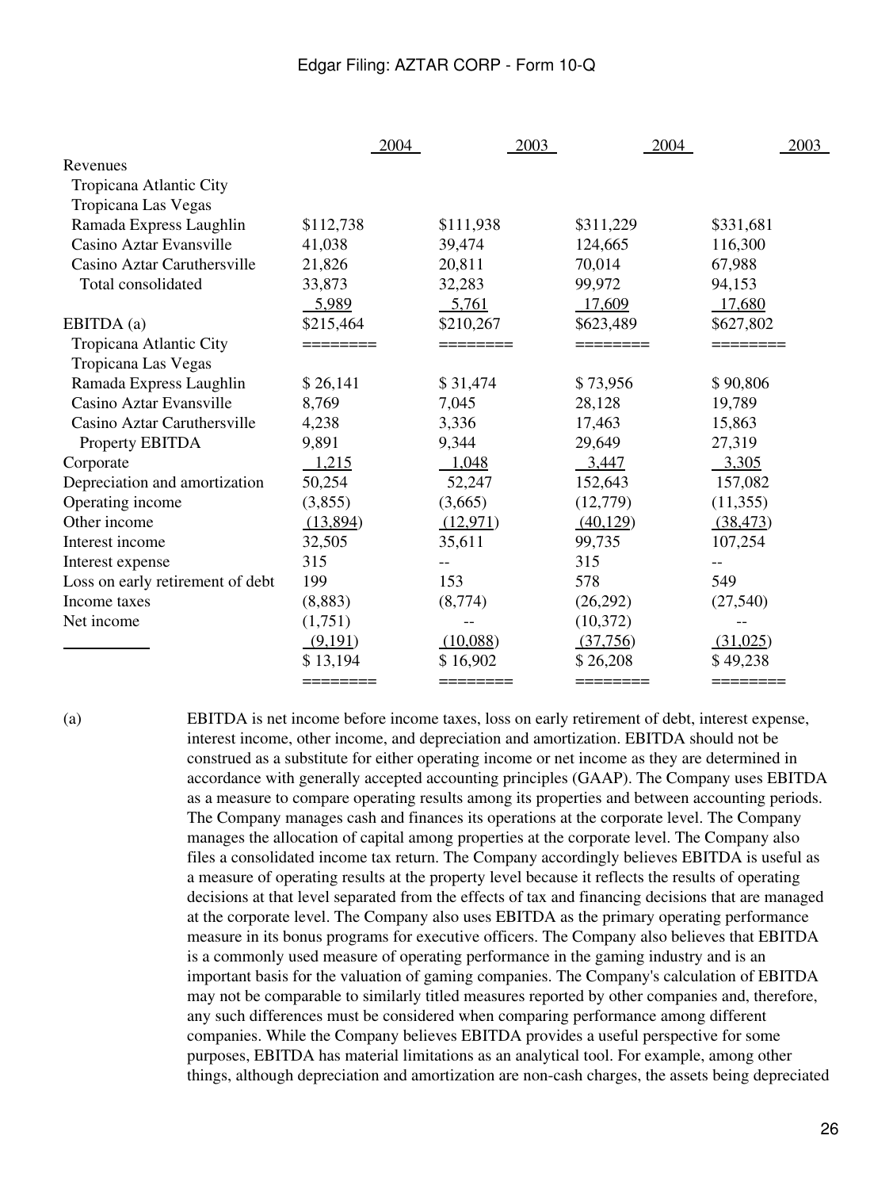| | 2004 | 2003 | 2004 | 2003 |
|---|---|---|---|---|
| Revenues | | | | |
| Tropicana Atlantic City | | | | |
| Tropicana Las Vegas | | | | |
| Ramada Express Laughlin | $112,738 | $111,938 | $311,229 | $331,681 |
| Casino Aztar Evansville | 41,038 | 39,474 | 124,665 | 116,300 |
| Casino Aztar Caruthersville | 21,826 | 20,811 | 70,014 | 67,988 |
| Total consolidated | 33,873 | 32,283 | 99,972 | 94,153 |
| | 5,989 | 5,761 | 17,609 | 17,680 |
| EBITDA (a) | $215,464 | $210,267 | $623,489 | $627,802 |
| Tropicana Atlantic City | ======== | ======== | ======== | ======== |
| Tropicana Las Vegas | | | | |
| Ramada Express Laughlin | $ 26,141 | $ 31,474 | $ 73,956 | $ 90,806 |
| Casino Aztar Evansville | 8,769 | 7,045 | 28,128 | 19,789 |
| Casino Aztar Caruthersville | 4,238 | 3,336 | 17,463 | 15,863 |
| Property EBITDA | 9,891 | 9,344 | 29,649 | 27,319 |
| Corporate | 1,215 | 1,048 | 3,447 | 3,305 |
| Depreciation and amortization | 50,254 | 52,247 | 152,643 | 157,082 |
| Operating income | (3,855) | (3,665) | (12,779) | (11,355) |
| Other income | (13,894) | (12,971) | (40,129) | (38,473) |
| Interest income | 32,505 | 35,611 | 99,735 | 107,254 |
| Interest expense | 315 | -- | 315 | -- |
| Loss on early retirement of debt | 199 | 153 | 578 | 549 |
| Income taxes | (8,883) | (8,774) | (26,292) | (27,540) |
| Net income | (1,751) | -- | (10,372) | -- |
| | (9,191) | (10,088) | (37,756) | (31,025) |
| | $ 13,194 | $ 16,902 | $ 26,208 | $ 49,238 |
| | ======== | ======== | ======== | ======== |

(a) EBITDA is net income before income taxes, loss on early retirement of debt, interest expense, interest income, other income, and depreciation and amortization. EBITDA should not be construed as a substitute for either operating income or net income as they are determined in accordance with generally accepted accounting principles (GAAP). The Company uses EBITDA as a measure to compare operating results among its properties and between accounting periods. The Company manages cash and finances its operations at the corporate level. The Company manages the allocation of capital among properties at the corporate level. The Company also files a consolidated income tax return. The Company accordingly believes EBITDA is useful as a measure of operating results at the property level because it reflects the results of operating decisions at that level separated from the effects of tax and financing decisions that are managed at the corporate level. The Company also uses EBITDA as the primary operating performance measure in its bonus programs for executive officers. The Company also believes that EBITDA is a commonly used measure of operating performance in the gaming industry and is an important basis for the valuation of gaming companies. The Company's calculation of EBITDA may not be comparable to similarly titled measures reported by other companies and, therefore, any such differences must be considered when comparing performance among different companies. While the Company believes EBITDA provides a useful perspective for some purposes, EBITDA has material limitations as an analytical tool. For example, among other things, although depreciation and amortization are non-cash charges, the assets being depreciated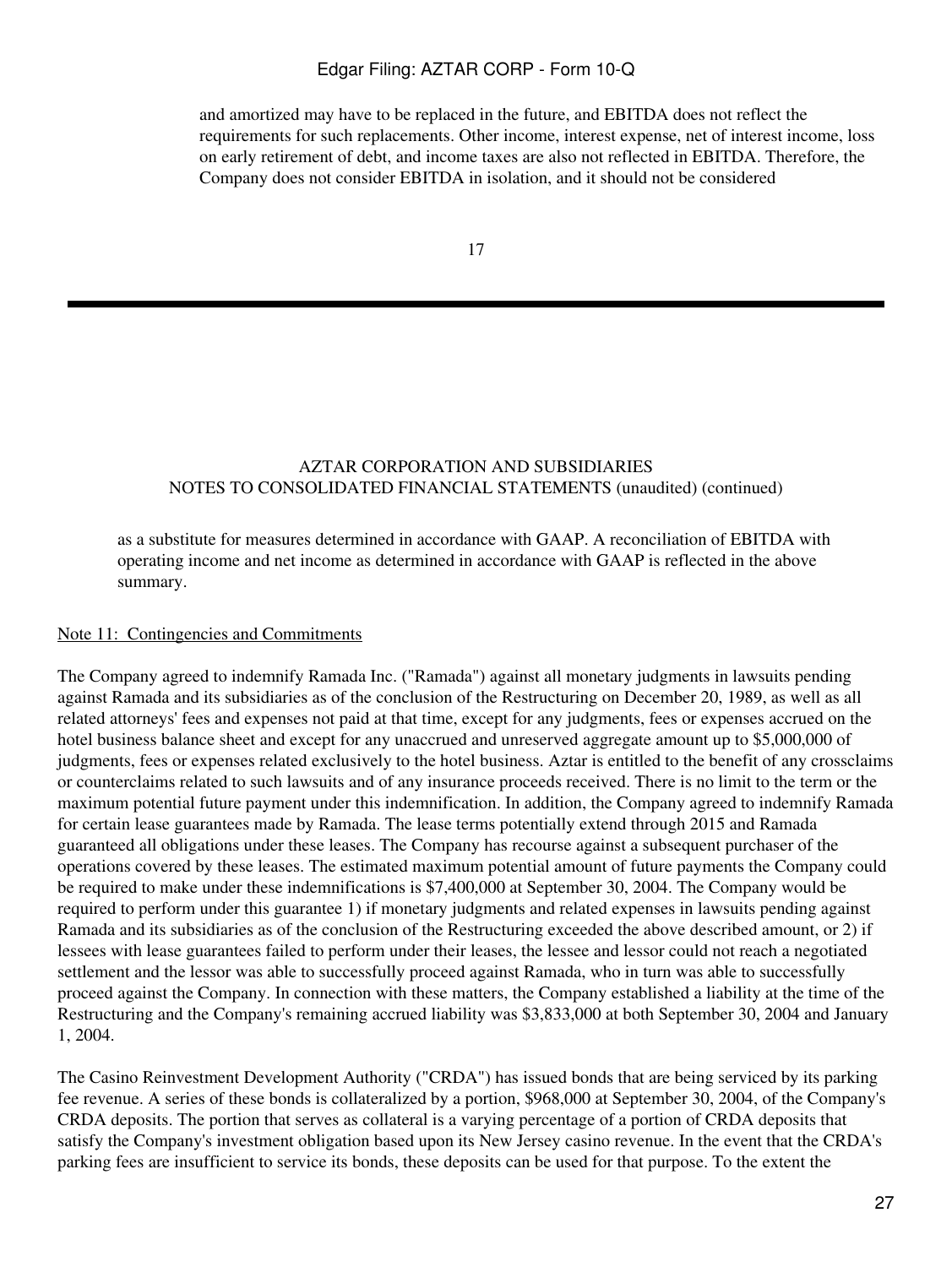and amortized may have to be replaced in the future, and EBITDA does not reflect the requirements for such replacements. Other income, interest expense, net of interest income, loss on early retirement of debt, and income taxes are also not reflected in EBITDA. Therefore, the Company does not consider EBITDA in isolation, and it should not be considered

AZTAR CORPORATION AND SUBSIDIARIES
NOTES TO CONSOLIDATED FINANCIAL STATEMENTS (unaudited) (continued)

as a substitute for measures determined in accordance with GAAP. A reconciliation of EBITDA with operating income and net income as determined in accordance with GAAP is reflected in the above summary.

Note 11: Contingencies and Commitments

The Company agreed to indemnify Ramada Inc. ("Ramada") against all monetary judgments in lawsuits pending against Ramada and its subsidiaries as of the conclusion of the Restructuring on December 20, 1989, as well as all related attorneys' fees and expenses not paid at that time, except for any judgments, fees or expenses accrued on the hotel business balance sheet and except for any unaccrued and unreserved aggregate amount up to $5,000,000 of judgments, fees or expenses related exclusively to the hotel business. Aztar is entitled to the benefit of any crossclaims or counterclaims related to such lawsuits and of any insurance proceeds received. There is no limit to the term or the maximum potential future payment under this indemnification. In addition, the Company agreed to indemnify Ramada for certain lease guarantees made by Ramada. The lease terms potentially extend through 2015 and Ramada guaranteed all obligations under these leases. The Company has recourse against a subsequent purchaser of the operations covered by these leases. The estimated maximum potential amount of future payments the Company could be required to make under these indemnifications is $7,400,000 at September 30, 2004. The Company would be required to perform under this guarantee 1) if monetary judgments and related expenses in lawsuits pending against Ramada and its subsidiaries as of the conclusion of the Restructuring exceeded the above described amount, or 2) if lessees with lease guarantees failed to perform under their leases, the lessee and lessor could not reach a negotiated settlement and the lessor was able to successfully proceed against Ramada, who in turn was able to successfully proceed against the Company. In connection with these matters, the Company established a liability at the time of the Restructuring and the Company's remaining accrued liability was $3,833,000 at both September 30, 2004 and January 1, 2004.

The Casino Reinvestment Development Authority ("CRDA") has issued bonds that are being serviced by its parking fee revenue. A series of these bonds is collateralized by a portion, $968,000 at September 30, 2004, of the Company's CRDA deposits. The portion that serves as collateral is a varying percentage of a portion of CRDA deposits that satisfy the Company's investment obligation based upon its New Jersey casino revenue. In the event that the CRDA's parking fees are insufficient to service its bonds, these deposits can be used for that purpose. To the extent the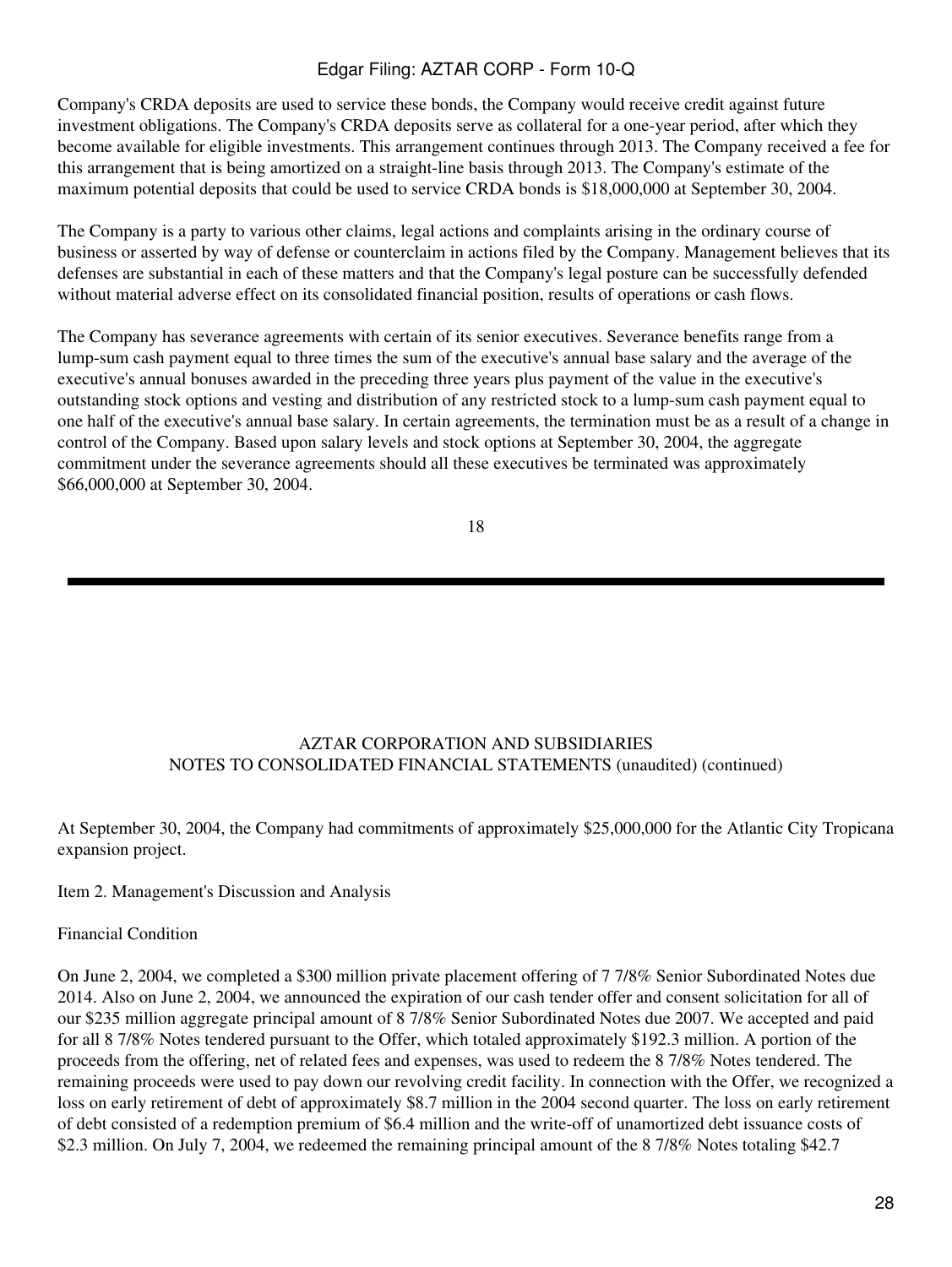Company's CRDA deposits are used to service these bonds, the Company would receive credit against future investment obligations. The Company's CRDA deposits serve as collateral for a one-year period, after which they become available for eligible investments. This arrangement continues through 2013. The Company received a fee for this arrangement that is being amortized on a straight-line basis through 2013. The Company's estimate of the maximum potential deposits that could be used to service CRDA bonds is $18,000,000 at September 30, 2004.

The Company is a party to various other claims, legal actions and complaints arising in the ordinary course of business or asserted by way of defense or counterclaim in actions filed by the Company. Management believes that its defenses are substantial in each of these matters and that the Company's legal posture can be successfully defended without material adverse effect on its consolidated financial position, results of operations or cash flows.

The Company has severance agreements with certain of its senior executives. Severance benefits range from a lump-sum cash payment equal to three times the sum of the executive's annual base salary and the average of the executive's annual bonuses awarded in the preceding three years plus payment of the value in the executive's outstanding stock options and vesting and distribution of any restricted stock to a lump-sum cash payment equal to one half of the executive's annual base salary. In certain agreements, the termination must be as a result of a change in control of the Company. Based upon salary levels and stock options at September 30, 2004, the aggregate commitment under the severance agreements should all these executives be terminated was approximately $66,000,000 at September 30, 2004.

AZTAR CORPORATION AND SUBSIDIARIES
NOTES TO CONSOLIDATED FINANCIAL STATEMENTS (unaudited) (continued)

At September 30, 2004, the Company had commitments of approximately $25,000,000 for the Atlantic City Tropicana expansion project.

## Item 2. Management's Discussion and Analysis

### Financial Condition

On June 2, 2004, we completed a $300 million private placement offering of 7 7/8% Senior Subordinated Notes due 2014. Also on June 2, 2004, we announced the expiration of our cash tender offer and consent solicitation for all of our $235 million aggregate principal amount of 8 7/8% Senior Subordinated Notes due 2007. We accepted and paid for all 8 7/8% Notes tendered pursuant to the Offer, which totaled approximately $192.3 million. A portion of the proceeds from the offering, net of related fees and expenses, was used to redeem the 8 7/8% Notes tendered. The remaining proceeds were used to pay down our revolving credit facility. In connection with the Offer, we recognized a loss on early retirement of debt of approximately $8.7 million in the 2004 second quarter. The loss on early retirement of debt consisted of a redemption premium of $6.4 million and the write-off of unamortized debt issuance costs of $2.3 million. On July 7, 2004, we redeemed the remaining principal amount of the 8 7/8% Notes totaling $42.7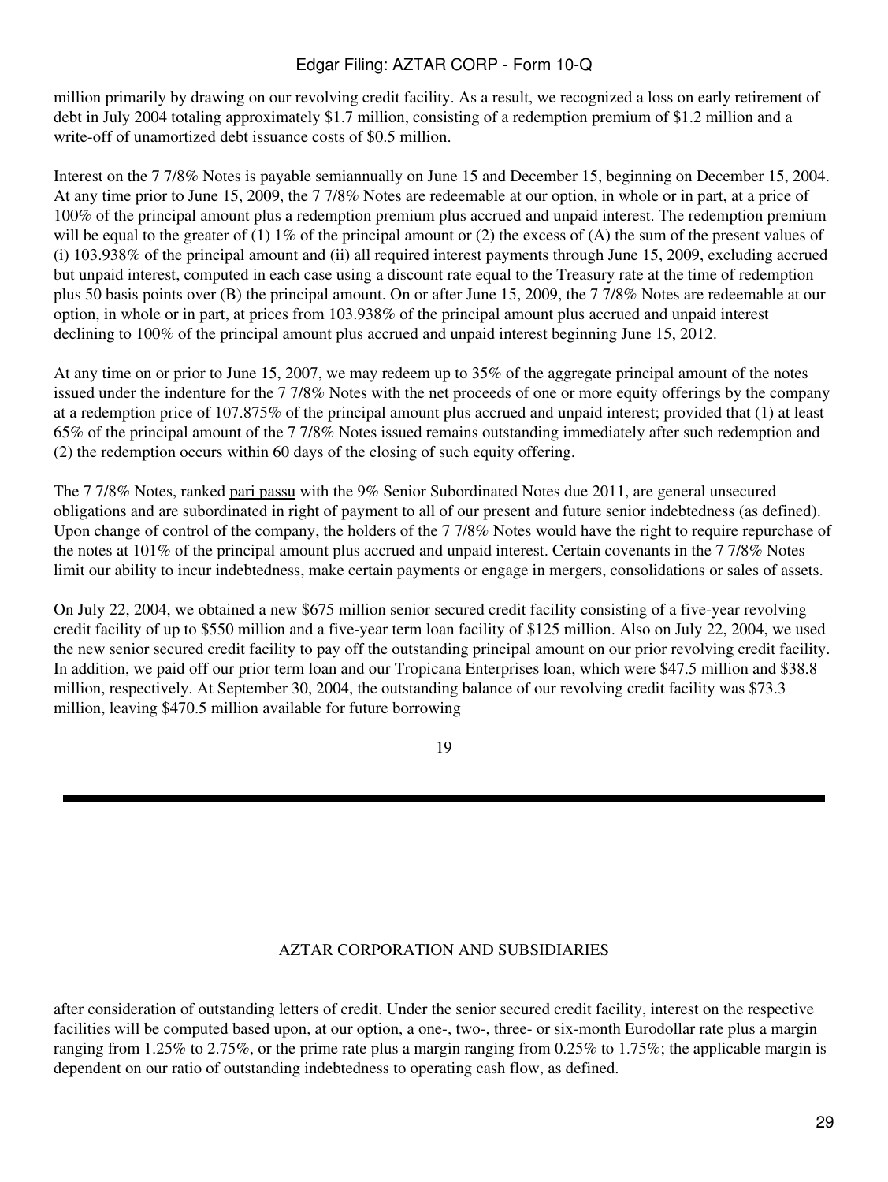million primarily by drawing on our revolving credit facility. As a result, we recognized a loss on early retirement of debt in July 2004 totaling approximately $1.7 million, consisting of a redemption premium of $1.2 million and a write-off of unamortized debt issuance costs of $0.5 million.

Interest on the 7 7/8% Notes is payable semiannually on June 15 and December 15, beginning on December 15, 2004. At any time prior to June 15, 2009, the 7 7/8% Notes are redeemable at our option, in whole or in part, at a price of 100% of the principal amount plus a redemption premium plus accrued and unpaid interest. The redemption premium will be equal to the greater of (1) 1% of the principal amount or (2) the excess of (A) the sum of the present values of (i) 103.938% of the principal amount and (ii) all required interest payments through June 15, 2009, excluding accrued but unpaid interest, computed in each case using a discount rate equal to the Treasury rate at the time of redemption plus 50 basis points over (B) the principal amount. On or after June 15, 2009, the 7 7/8% Notes are redeemable at our option, in whole or in part, at prices from 103.938% of the principal amount plus accrued and unpaid interest declining to 100% of the principal amount plus accrued and unpaid interest beginning June 15, 2012.

At any time on or prior to June 15, 2007, we may redeem up to 35% of the aggregate principal amount of the notes issued under the indenture for the 7 7/8% Notes with the net proceeds of one or more equity offerings by the company at a redemption price of 107.875% of the principal amount plus accrued and unpaid interest; provided that (1) at least 65% of the principal amount of the 7 7/8% Notes issued remains outstanding immediately after such redemption and (2) the redemption occurs within 60 days of the closing of such equity offering.

The 7 7/8% Notes, ranked pari passu with the 9% Senior Subordinated Notes due 2011, are general unsecured obligations and are subordinated in right of payment to all of our present and future senior indebtedness (as defined). Upon change of control of the company, the holders of the 7 7/8% Notes would have the right to require repurchase of the notes at 101% of the principal amount plus accrued and unpaid interest. Certain covenants in the 7 7/8% Notes limit our ability to incur indebtedness, make certain payments or engage in mergers, consolidations or sales of assets.

On July 22, 2004, we obtained a new $675 million senior secured credit facility consisting of a five-year revolving credit facility of up to $550 million and a five-year term loan facility of $125 million. Also on July 22, 2004, we used the new senior secured credit facility to pay off the outstanding principal amount on our prior revolving credit facility. In addition, we paid off our prior term loan and our Tropicana Enterprises loan, which were $47.5 million and $38.8 million, respectively. At September 30, 2004, the outstanding balance of our revolving credit facility was $73.3 million, leaving $470.5 million available for future borrowing after consideration of outstanding letters of credit. Under the senior secured credit facility, interest on the respective facilities will be computed based upon, at our option, a one-, two-, three- or six-month Eurodollar rate plus a margin ranging from 1.25% to 2.75%, or the prime rate plus a margin ranging from 0.25% to 1.75%; the applicable margin is dependent on our ratio of outstanding indebtedness to operating cash flow, as defined.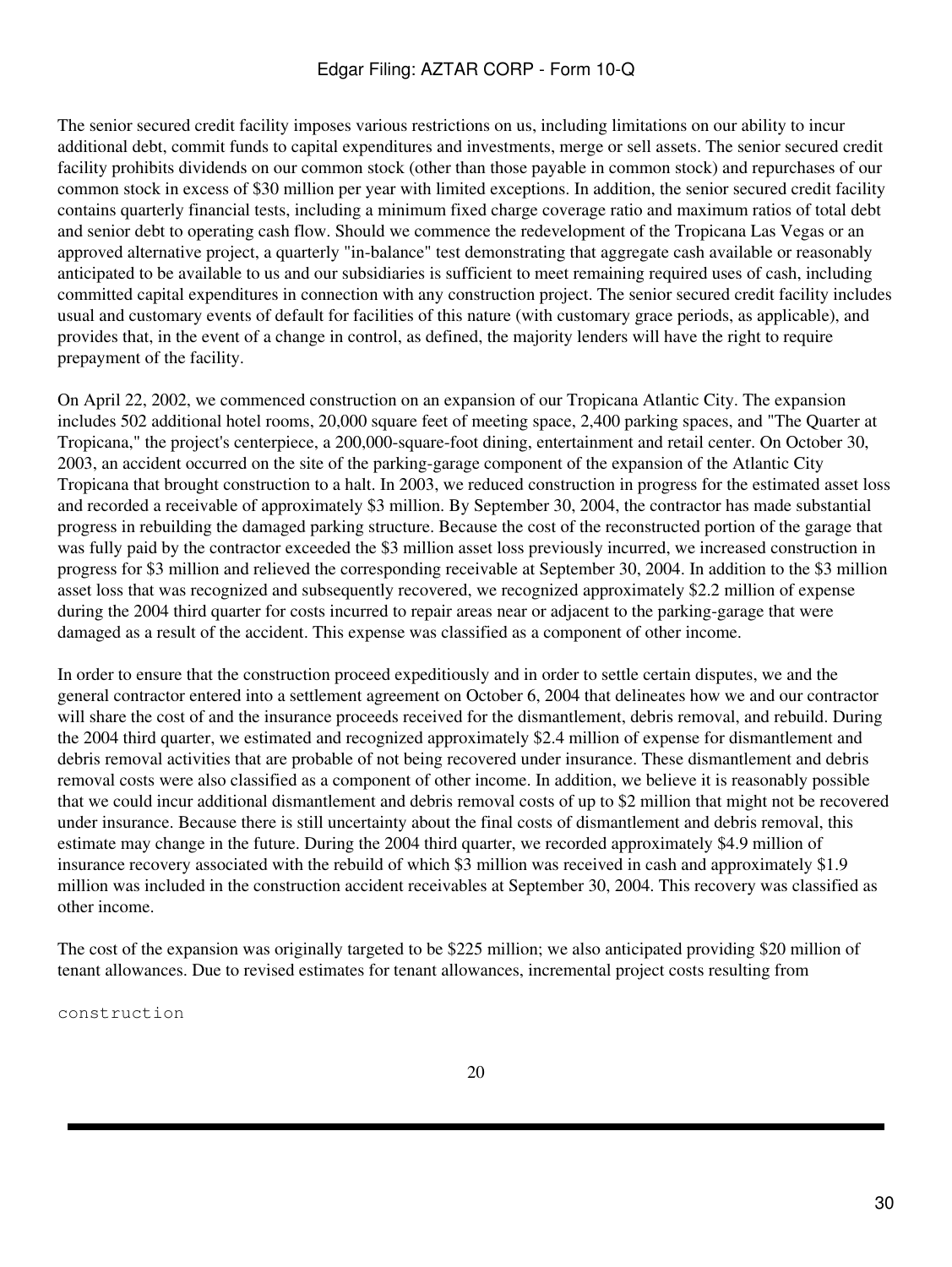The senior secured credit facility imposes various restrictions on us, including limitations on our ability to incur additional debt, commit funds to capital expenditures and investments, merge or sell assets. The senior secured credit facility prohibits dividends on our common stock (other than those payable in common stock) and repurchases of our common stock in excess of $30 million per year with limited exceptions. In addition, the senior secured credit facility contains quarterly financial tests, including a minimum fixed charge coverage ratio and maximum ratios of total debt and senior debt to operating cash flow. Should we commence the redevelopment of the Tropicana Las Vegas or an approved alternative project, a quarterly "in-balance" test demonstrating that aggregate cash available or reasonably anticipated to be available to us and our subsidiaries is sufficient to meet remaining required uses of cash, including committed capital expenditures in connection with any construction project. The senior secured credit facility includes usual and customary events of default for facilities of this nature (with customary grace periods, as applicable), and provides that, in the event of a change in control, as defined, the majority lenders will have the right to require prepayment of the facility.

On April 22, 2002, we commenced construction on an expansion of our Tropicana Atlantic City. The expansion includes 502 additional hotel rooms, 20,000 square feet of meeting space, 2,400 parking spaces, and "The Quarter at Tropicana," the project's centerpiece, a 200,000-square-foot dining, entertainment and retail center. On October 30, 2003, an accident occurred on the site of the parking-garage component of the expansion of the Atlantic City Tropicana that brought construction to a halt. In 2003, we reduced construction in progress for the estimated asset loss and recorded a receivable of approximately $3 million. By September 30, 2004, the contractor has made substantial progress in rebuilding the damaged parking structure. Because the cost of the reconstructed portion of the garage that was fully paid by the contractor exceeded the $3 million asset loss previously incurred, we increased construction in progress for $3 million and relieved the corresponding receivable at September 30, 2004. In addition to the $3 million asset loss that was recognized and subsequently recovered, we recognized approximately $2.2 million of expense during the 2004 third quarter for costs incurred to repair areas near or adjacent to the parking-garage that were damaged as a result of the accident. This expense was classified as a component of other income.

In order to ensure that the construction proceed expeditiously and in order to settle certain disputes, we and the general contractor entered into a settlement agreement on October 6, 2004 that delineates how we and our contractor will share the cost of and the insurance proceeds received for the dismantlement, debris removal, and rebuild. During the 2004 third quarter, we estimated and recognized approximately $2.4 million of expense for dismantlement and debris removal activities that are probable of not being recovered under insurance. These dismantlement and debris removal costs were also classified as a component of other income. In addition, we believe it is reasonably possible that we could incur additional dismantlement and debris removal costs of up to $2 million that might not be recovered under insurance. Because there is still uncertainty about the final costs of dismantlement and debris removal, this estimate may change in the future. During the 2004 third quarter, we recorded approximately $4.9 million of insurance recovery associated with the rebuild of which $3 million was received in cash and approximately $1.9 million was included in the construction accident receivables at September 30, 2004. This recovery was classified as other income.

The cost of the expansion was originally targeted to be $225 million; we also anticipated providing $20 million of tenant allowances. Due to revised estimates for tenant allowances, incremental project costs resulting from construction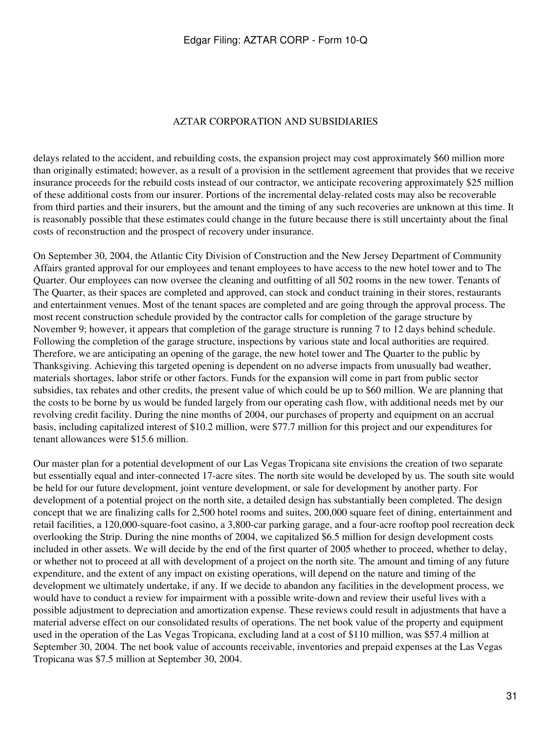delays related to the accident, and rebuilding costs, the expansion project may cost approximately $60 million more than originally estimated; however, as a result of a provision in the settlement agreement that provides that we receive insurance proceeds for the rebuild costs instead of our contractor, we anticipate recovering approximately $25 million of these additional costs from our insurer. Portions of the incremental delay-related costs may also be recoverable from third parties and their insurers, but the amount and the timing of any such recoveries are unknown at this time. It is reasonably possible that these estimates could change in the future because there is still uncertainty about the final costs of reconstruction and the prospect of recovery under insurance.

On September 30, 2004, the Atlantic City Division of Construction and the New Jersey Department of Community Affairs granted approval for our employees and tenant employees to have access to the new hotel tower and to The Quarter. Our employees can now oversee the cleaning and outfitting of all 502 rooms in the new tower. Tenants of The Quarter, as their spaces are completed and approved, can stock and conduct training in their stores, restaurants and entertainment venues. Most of the tenant spaces are completed and are going through the approval process. The most recent construction schedule provided by the contractor calls for completion of the garage structure by November 9; however, it appears that completion of the garage structure is running 7 to 12 days behind schedule. Following the completion of the garage structure, inspections by various state and local authorities are required. Therefore, we are anticipating an opening of the garage, the new hotel tower and The Quarter to the public by Thanksgiving. Achieving this targeted opening is dependent on no adverse impacts from unusually bad weather, materials shortages, labor strife or other factors. Funds for the expansion will come in part from public sector subsidies, tax rebates and other credits, the present value of which could be up to $60 million. We are planning that the costs to be borne by us would be funded largely from our operating cash flow, with additional needs met by our revolving credit facility. During the nine months of 2004, our purchases of property and equipment on an accrual basis, including capitalized interest of $10.2 million, were $77.7 million for this project and our expenditures for tenant allowances were $15.6 million.

Our master plan for a potential development of our Las Vegas Tropicana site envisions the creation of two separate but essentially equal and inter-connected 17-acre sites. The north site would be developed by us. The south site would be held for our future development, joint venture development, or sale for development by another party. For development of a potential project on the north site, a detailed design has substantially been completed. The design concept that we are finalizing calls for 2,500 hotel rooms and suites, 200,000 square feet of dining, entertainment and retail facilities, a 120,000-square-foot casino, a 3,800-car parking garage, and a four-acre rooftop pool recreation deck overlooking the Strip. During the nine months of 2004, we capitalized $6.5 million for design development costs included in other assets. We will decide by the end of the first quarter of 2005 whether to proceed, whether to delay, or whether not to proceed at all with development of a project on the north site. The amount and timing of any future expenditure, and the extent of any impact on existing operations, will depend on the nature and timing of the development we ultimately undertake, if any. If we decide to abandon any facilities in the development process, we would have to conduct a review for impairment with a possible write-down and review their useful lives with a possible adjustment to depreciation and amortization expense. These reviews could result in adjustments that have a material adverse effect on our consolidated results of operations. The net book value of the property and equipment used in the operation of the Las Vegas Tropicana, excluding land at a cost of $110 million, was $57.4 million at September 30, 2004. The net book value of accounts receivable, inventories and prepaid expenses at the Las Vegas Tropicana was $7.5 million at September 30, 2004.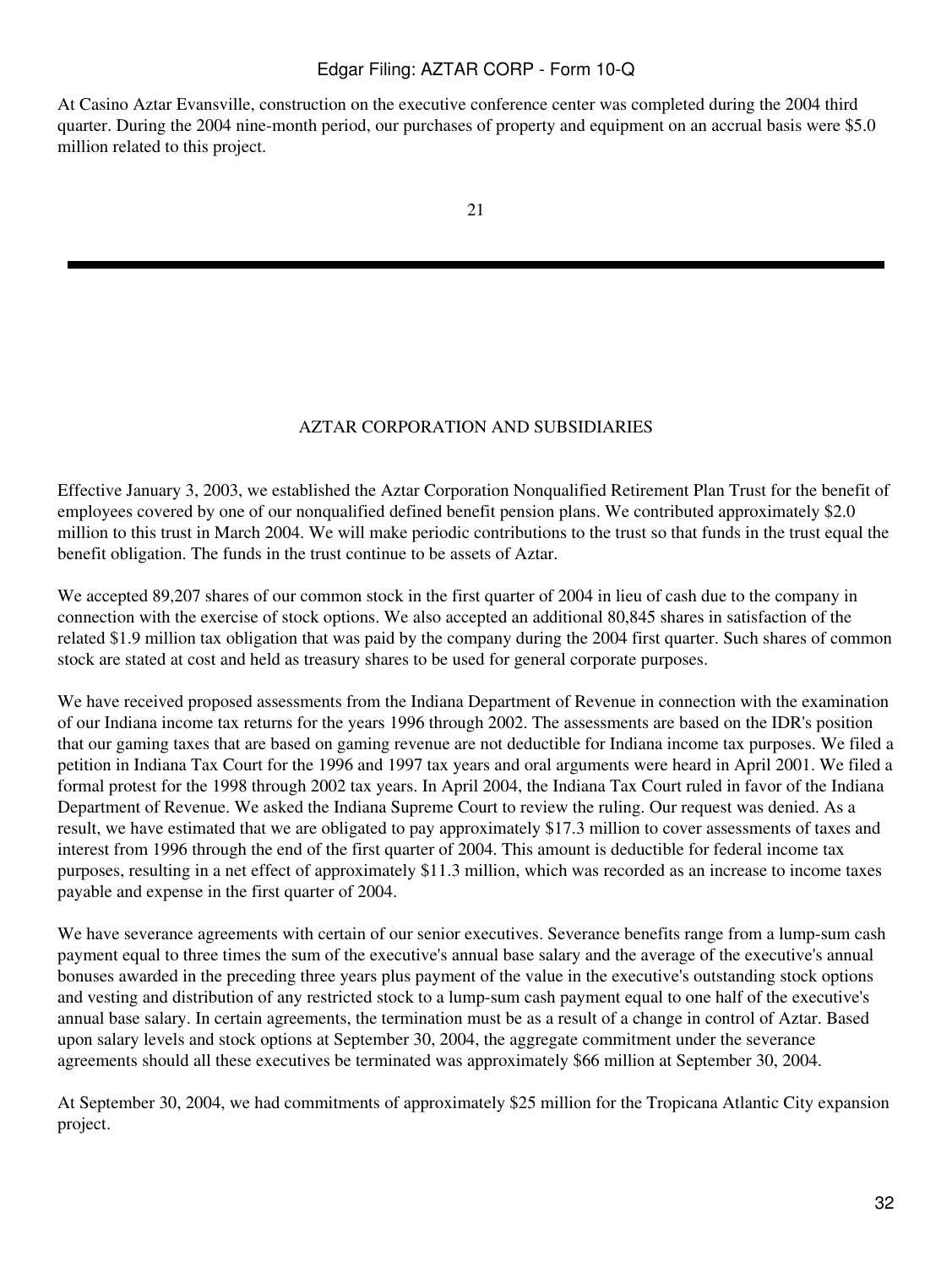At Casino Aztar Evansville, construction on the executive conference center was completed during the 2004 third quarter. During the 2004 nine-month period, our purchases of property and equipment on an accrual basis were $5.0 million related to this project.

AZTAR CORPORATION AND SUBSIDIARIES

Effective January 3, 2003, we established the Aztar Corporation Nonqualified Retirement Plan Trust for the benefit of employees covered by one of our nonqualified defined benefit pension plans. We contributed approximately $2.0 million to this trust in March 2004. We will make periodic contributions to the trust so that funds in the trust equal the benefit obligation. The funds in the trust continue to be assets of Aztar.

We accepted 89,207 shares of our common stock in the first quarter of 2004 in lieu of cash due to the company in connection with the exercise of stock options. We also accepted an additional 80,845 shares in satisfaction of the related $1.9 million tax obligation that was paid by the company during the 2004 first quarter. Such shares of common stock are stated at cost and held as treasury shares to be used for general corporate purposes.

We have received proposed assessments from the Indiana Department of Revenue in connection with the examination of our Indiana income tax returns for the years 1996 through 2002. The assessments are based on the IDR's position that our gaming taxes that are based on gaming revenue are not deductible for Indiana income tax purposes. We filed a petition in Indiana Tax Court for the 1996 and 1997 tax years and oral arguments were heard in April 2001. We filed a formal protest for the 1998 through 2002 tax years. In April 2004, the Indiana Tax Court ruled in favor of the Indiana Department of Revenue. We asked the Indiana Supreme Court to review the ruling. Our request was denied. As a result, we have estimated that we are obligated to pay approximately $17.3 million to cover assessments of taxes and interest from 1996 through the end of the first quarter of 2004. This amount is deductible for federal income tax purposes, resulting in a net effect of approximately $11.3 million, which was recorded as an increase to income taxes payable and expense in the first quarter of 2004.

We have severance agreements with certain of our senior executives. Severance benefits range from a lump-sum cash payment equal to three times the sum of the executive's annual base salary and the average of the executive's annual bonuses awarded in the preceding three years plus payment of the value in the executive's outstanding stock options and vesting and distribution of any restricted stock to a lump-sum cash payment equal to one half of the executive's annual base salary. In certain agreements, the termination must be as a result of a change in control of Aztar. Based upon salary levels and stock options at September 30, 2004, the aggregate commitment under the severance agreements should all these executives be terminated was approximately $66 million at September 30, 2004.

At September 30, 2004, we had commitments of approximately $25 million for the Tropicana Atlantic City expansion project.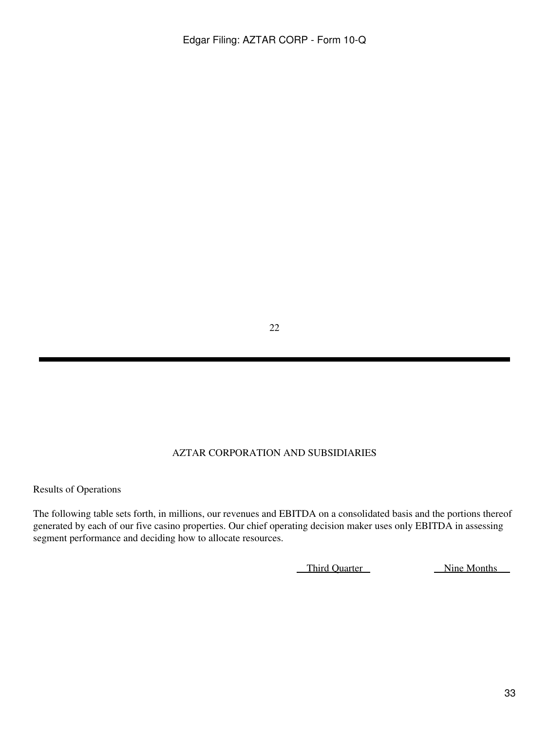AZTAR CORPORATION AND SUBSIDIARIES

Results of Operations

The following table sets forth, in millions, our revenues and EBITDA on a consolidated basis and the portions thereof generated by each of our five casino properties. Our chief operating decision maker uses only EBITDA in assessing segment performance and deciding how to allocate resources.

| | Third Quarter | Nine Months |
| --- | --- | --- |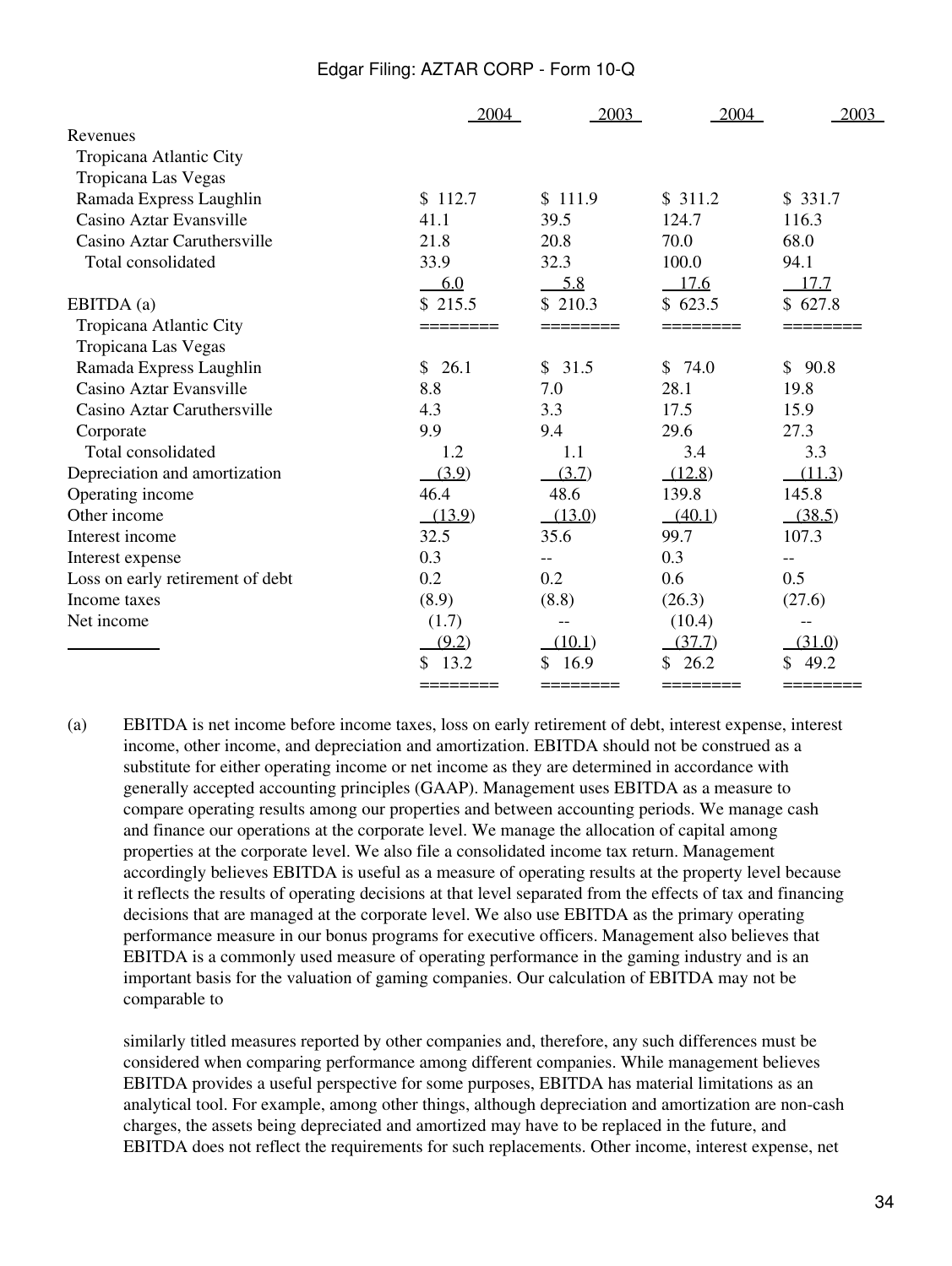| | 2004 | 2003 | 2004 | 2003 |
|---|---|---|---|---|
| Revenues | | | | |
| Tropicana Atlantic City | $ 112.7 | $ 111.9 | $ 311.2 | $ 331.7 |
| Tropicana Las Vegas | 41.1 | 39.5 | 124.7 | 116.3 |
| Ramada Express Laughlin | 21.8 | 20.8 | 70.0 | 68.0 |
| Casino Aztar Evansville | 33.9 | 32.3 | 100.0 | 94.1 |
| Casino Aztar Caruthersville | 6.0 | 5.8 | 17.6 | 17.7 |
| Total consolidated | $ 215.5 | $ 210.3 | $ 623.5 | $ 627.8 |
| EBITDA (a) | | | | |
| Tropicana Atlantic City | $ 26.1 | $ 31.5 | $ 74.0 | $ 90.8 |
| Tropicana Las Vegas | 8.8 | 7.0 | 28.1 | 19.8 |
| Ramada Express Laughlin | 4.3 | 3.3 | 17.5 | 15.9 |
| Casino Aztar Evansville | 9.9 | 9.4 | 29.6 | 27.3 |
| Casino Aztar Caruthersville | 1.2 | 1.1 | 3.4 | 3.3 |
| Corporate | (3.9) | (3.7) | (12.8) | (11.3) |
| Total consolidated | 46.4 | 48.6 | 139.8 | 145.8 |
| Depreciation and amortization | (13.9) | (13.0) | (40.1) | (38.5) |
| Operating income | 32.5 | 35.6 | 99.7 | 107.3 |
| Other income | 0.3 | -- | 0.3 | -- |
| Interest income | 0.2 | 0.2 | 0.6 | 0.5 |
| Interest expense | (8.9) | (8.8) | (26.3) | (27.6) |
| Loss on early retirement of debt | (1.7) | -- | (10.4) | -- |
| Income taxes | (9.2) | (10.1) | (37.7) | (31.0) |
| Net income | $ 13.2 | $ 16.9 | $ 26.2 | $ 49.2 |

---

(a) EBITDA is net income before income taxes, loss on early retirement of debt, interest expense, interest income, other income, and depreciation and amortization. EBITDA should not be construed as a substitute for either operating income or net income as they are determined in accordance with generally accepted accounting principles (GAAP). Management uses EBITDA as a measure to compare operating results among our properties and between accounting periods. We manage cash and finance our operations at the corporate level. We manage the allocation of capital among properties at the corporate level. We also file a consolidated income tax return. Management accordingly believes EBITDA is useful as a measure of operating results at the property level because it reflects the results of operating decisions at that level separated from the effects of tax and financing decisions that are managed at the corporate level. We also use EBITDA as the primary operating performance measure in our bonus programs for executive officers. Management also believes that EBITDA is a commonly used measure of operating performance in the gaming industry and is an important basis for the valuation of gaming companies. Our calculation of EBITDA may not be comparable to similarly titled measures reported by other companies and, therefore, any such differences must be considered when comparing performance among different companies. While management believes EBITDA provides a useful perspective for some purposes, EBITDA has material limitations as an analytical tool. For example, among other things, although depreciation and amortization are non-cash charges, the assets being depreciated and amortized may have to be replaced in the future, and EBITDA does not reflect the requirements for such replacements. Other income, interest expense, net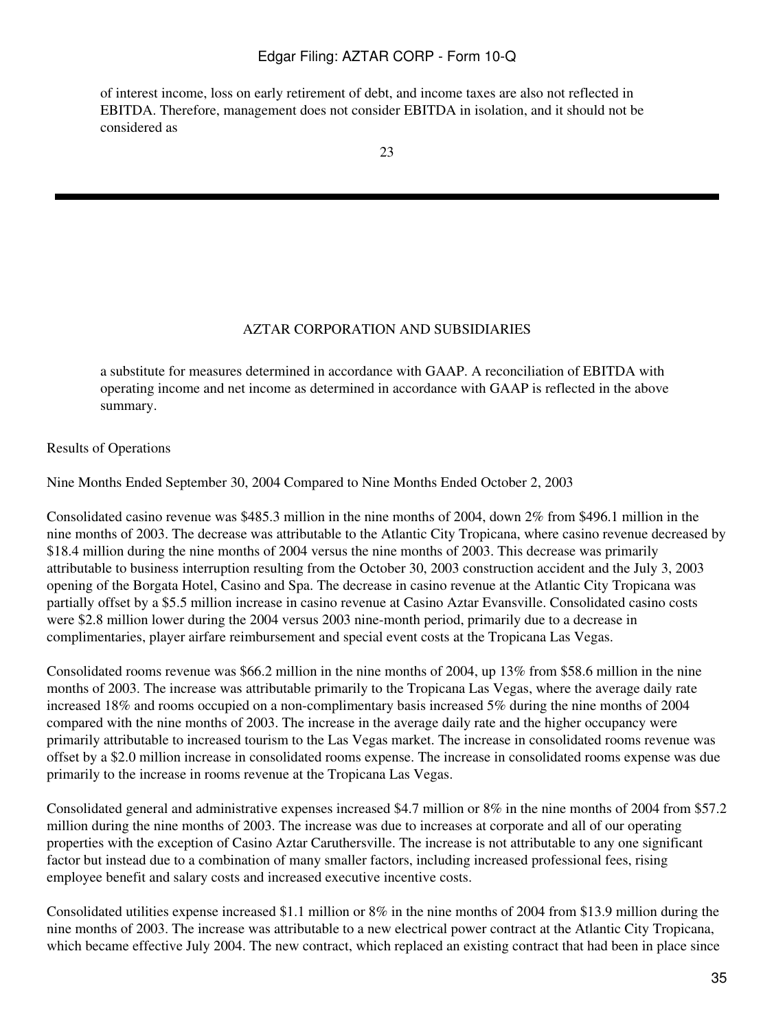of interest income, loss on early retirement of debt, and income taxes are also not reflected in EBITDA. Therefore, management does not consider EBITDA in isolation, and it should not be considered as

AZTAR CORPORATION AND SUBSIDIARIES

a substitute for measures determined in accordance with GAAP. A reconciliation of EBITDA with operating income and net income as determined in accordance with GAAP is reflected in the above summary.

Results of Operations

Nine Months Ended September 30, 2004 Compared to Nine Months Ended October 2, 2003

Consolidated casino revenue was $485.3 million in the nine months of 2004, down 2% from $496.1 million in the nine months of 2003. The decrease was attributable to the Atlantic City Tropicana, where casino revenue decreased by $18.4 million during the nine months of 2004 versus the nine months of 2003. This decrease was primarily attributable to business interruption resulting from the October 30, 2003 construction accident and the July 3, 2003 opening of the Borgata Hotel, Casino and Spa. The decrease in casino revenue at the Atlantic City Tropicana was partially offset by a $5.5 million increase in casino revenue at Casino Aztar Evansville. Consolidated casino costs were $2.8 million lower during the 2004 versus 2003 nine-month period, primarily due to a decrease in complimentaries, player airfare reimbursement and special event costs at the Tropicana Las Vegas.

Consolidated rooms revenue was $66.2 million in the nine months of 2004, up 13% from $58.6 million in the nine months of 2003. The increase was attributable primarily to the Tropicana Las Vegas, where the average daily rate increased 18% and rooms occupied on a non-complimentary basis increased 5% during the nine months of 2004 compared with the nine months of 2003. The increase in the average daily rate and the higher occupancy were primarily attributable to increased tourism to the Las Vegas market. The increase in consolidated rooms revenue was offset by a $2.0 million increase in consolidated rooms expense. The increase in consolidated rooms expense was due primarily to the increase in rooms revenue at the Tropicana Las Vegas.

Consolidated general and administrative expenses increased $4.7 million or 8% in the nine months of 2004 from $57.2 million during the nine months of 2003. The increase was due to increases at corporate and all of our operating properties with the exception of Casino Aztar Caruthersville. The increase is not attributable to any one significant factor but instead due to a combination of many smaller factors, including increased professional fees, rising employee benefit and salary costs and increased executive incentive costs.

Consolidated utilities expense increased $1.1 million or 8% in the nine months of 2004 from $13.9 million during the nine months of 2003. The increase was attributable to a new electrical power contract at the Atlantic City Tropicana, which became effective July 2004. The new contract, which replaced an existing contract that had been in place since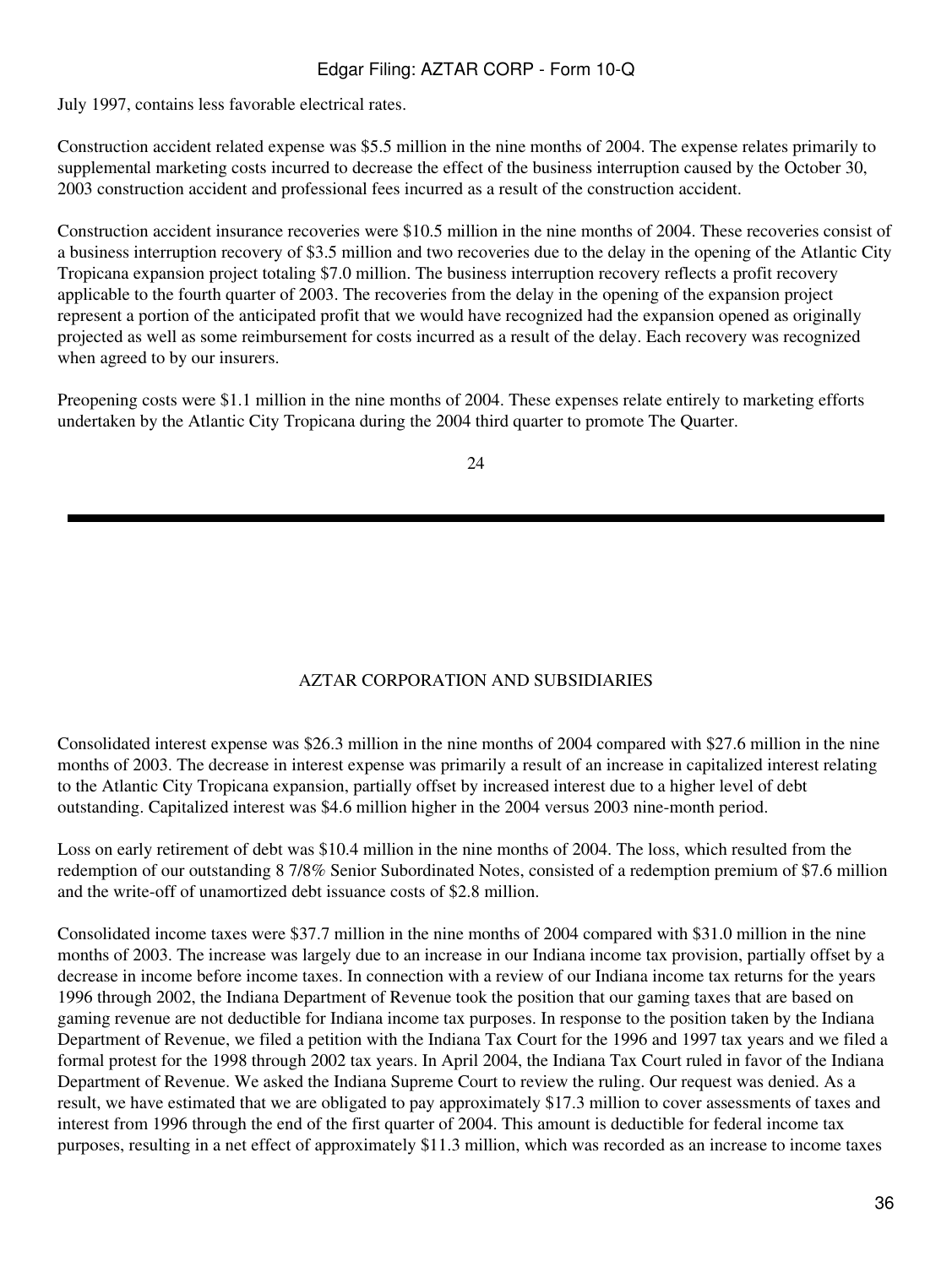July 1997, contains less favorable electrical rates.

Construction accident related expense was $5.5 million in the nine months of 2004. The expense relates primarily to supplemental marketing costs incurred to decrease the effect of the business interruption caused by the October 30, 2003 construction accident and professional fees incurred as a result of the construction accident.

Construction accident insurance recoveries were $10.5 million in the nine months of 2004. These recoveries consist of a business interruption recovery of $3.5 million and two recoveries due to the delay in the opening of the Atlantic City Tropicana expansion project totaling $7.0 million. The business interruption recovery reflects a profit recovery applicable to the fourth quarter of 2003. The recoveries from the delay in the opening of the expansion project represent a portion of the anticipated profit that we would have recognized had the expansion opened as originally projected as well as some reimbursement for costs incurred as a result of the delay. Each recovery was recognized when agreed to by our insurers.

Preopening costs were $1.1 million in the nine months of 2004. These expenses relate entirely to marketing efforts undertaken by the Atlantic City Tropicana during the 2004 third quarter to promote The Quarter.

---

AZTAR CORPORATION AND SUBSIDIARIES

Consolidated interest expense was $26.3 million in the nine months of 2004 compared with $27.6 million in the nine months of 2003. The decrease in interest expense was primarily a result of an increase in capitalized interest relating to the Atlantic City Tropicana expansion, partially offset by increased interest due to a higher level of debt outstanding. Capitalized interest was $4.6 million higher in the 2004 versus 2003 nine-month period.

Loss on early retirement of debt was $10.4 million in the nine months of 2004. The loss, which resulted from the redemption of our outstanding 8 7/8% Senior Subordinated Notes, consisted of a redemption premium of $7.6 million and the write-off of unamortized debt issuance costs of $2.8 million.

Consolidated income taxes were $37.7 million in the nine months of 2004 compared with $31.0 million in the nine months of 2003. The increase was largely due to an increase in our Indiana income tax provision, partially offset by a decrease in income before income taxes. In connection with a review of our Indiana income tax returns for the years 1996 through 2002, the Indiana Department of Revenue took the position that our gaming taxes that are based on gaming revenue are not deductible for Indiana income tax purposes. In response to the position taken by the Indiana Department of Revenue, we filed a petition with the Indiana Tax Court for the 1996 and 1997 tax years and we filed a formal protest for the 1998 through 2002 tax years. In April 2004, the Indiana Tax Court ruled in favor of the Indiana Department of Revenue. We asked the Indiana Supreme Court to review the ruling. Our request was denied. As a result, we have estimated that we are obligated to pay approximately $17.3 million to cover assessments of taxes and interest from 1996 through the end of the first quarter of 2004. This amount is deductible for federal income tax purposes, resulting in a net effect of approximately $11.3 million, which was recorded as an increase to income taxes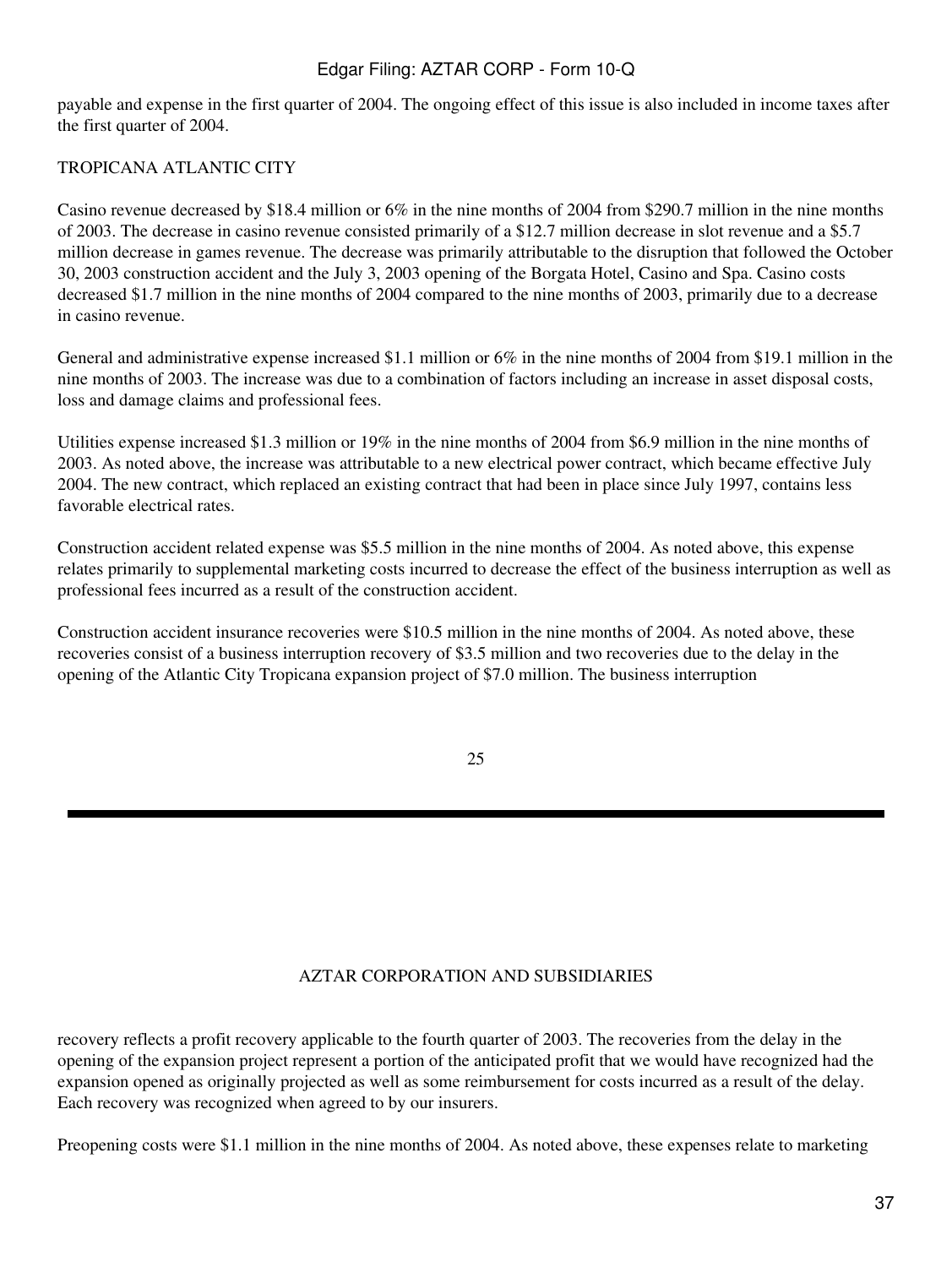payable and expense in the first quarter of 2004. The ongoing effect of this issue is also included in income taxes after the first quarter of 2004.

TROPICANA ATLANTIC CITY

Casino revenue decreased by $18.4 million or 6% in the nine months of 2004 from $290.7 million in the nine months of 2003. The decrease in casino revenue consisted primarily of a $12.7 million decrease in slot revenue and a $5.7 million decrease in games revenue. The decrease was primarily attributable to the disruption that followed the October 30, 2003 construction accident and the July 3, 2003 opening of the Borgata Hotel, Casino and Spa. Casino costs decreased $1.7 million in the nine months of 2004 compared to the nine months of 2003, primarily due to a decrease in casino revenue.

General and administrative expense increased $1.1 million or 6% in the nine months of 2004 from $19.1 million in the nine months of 2003. The increase was due to a combination of factors including an increase in asset disposal costs, loss and damage claims and professional fees.

Utilities expense increased $1.3 million or 19% in the nine months of 2004 from $6.9 million in the nine months of 2003. As noted above, the increase was attributable to a new electrical power contract, which became effective July 2004. The new contract, which replaced an existing contract that had been in place since July 1997, contains less favorable electrical rates.

Construction accident related expense was $5.5 million in the nine months of 2004. As noted above, this expense relates primarily to supplemental marketing costs incurred to decrease the effect of the business interruption as well as professional fees incurred as a result of the construction accident.

Construction accident insurance recoveries were $10.5 million in the nine months of 2004. As noted above, these recoveries consist of a business interruption recovery of $3.5 million and two recoveries due to the delay in the opening of the Atlantic City Tropicana expansion project of $7.0 million. The business interruption recovery reflects a profit recovery applicable to the fourth quarter of 2003. The recoveries from the delay in the opening of the expansion project represent a portion of the anticipated profit that we would have recognized had the expansion opened as originally projected as well as some reimbursement for costs incurred as a result of the delay. Each recovery was recognized when agreed to by our insurers.

Preopening costs were $1.1 million in the nine months of 2004. As noted above, these expenses relate to marketing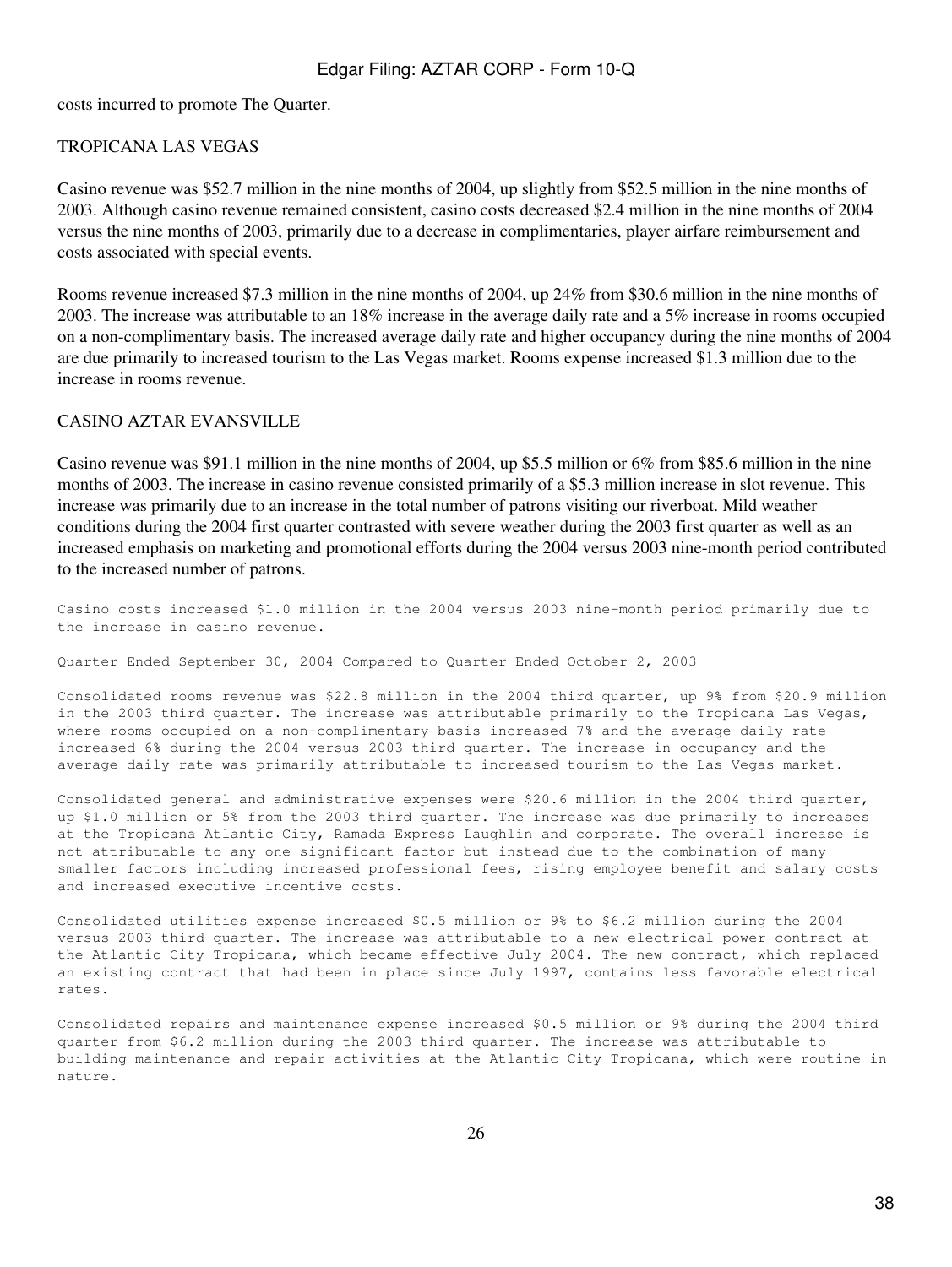costs incurred to promote The Quarter.

TROPICANA LAS VEGAS

Casino revenue was $52.7 million in the nine months of 2004, up slightly from $52.5 million in the nine months of 2003. Although casino revenue remained consistent, casino costs decreased $2.4 million in the nine months of 2004 versus the nine months of 2003, primarily due to a decrease in complimentaries, player airfare reimbursement and costs associated with special events.

Rooms revenue increased $7.3 million in the nine months of 2004, up 24% from $30.6 million in the nine months of 2003. The increase was attributable to an 18% increase in the average daily rate and a 5% increase in rooms occupied on a non-complimentary basis. The increased average daily rate and higher occupancy during the nine months of 2004 are due primarily to increased tourism to the Las Vegas market. Rooms expense increased $1.3 million due to the increase in rooms revenue.

CASINO AZTAR EVANSVILLE

Casino revenue was $91.1 million in the nine months of 2004, up $5.5 million or 6% from $85.6 million in the nine months of 2003. The increase in casino revenue consisted primarily of a $5.3 million increase in slot revenue. This increase was primarily due to an increase in the total number of patrons visiting our riverboat. Mild weather conditions during the 2004 first quarter contrasted with severe weather during the 2003 first quarter as well as an increased emphasis on marketing and promotional efforts during the 2004 versus 2003 nine-month period contributed to the increased number of patrons.

Casino costs increased $1.0 million in the 2004 versus 2003 nine-month period primarily due to the increase in casino revenue.

Quarter Ended September 30, 2004 Compared to Quarter Ended October 2, 2003

Consolidated rooms revenue was $22.8 million in the 2004 third quarter, up 9% from $20.9 million in the 2003 third quarter. The increase was attributable primarily to the Tropicana Las Vegas, where rooms occupied on a non-complimentary basis increased 7% and the average daily rate increased 6% during the 2004 versus 2003 third quarter. The increase in occupancy and the average daily rate was primarily attributable to increased tourism to the Las Vegas market.

Consolidated general and administrative expenses were $20.6 million in the 2004 third quarter, up $1.0 million or 5% from the 2003 third quarter. The increase was due primarily to increases at the Tropicana Atlantic City, Ramada Express Laughlin and corporate. The overall increase is not attributable to any one significant factor but instead due to the combination of many smaller factors including increased professional fees, rising employee benefit and salary costs and increased executive incentive costs.

Consolidated utilities expense increased $0.5 million or 9% to $6.2 million during the 2004 versus 2003 third quarter. The increase was attributable to a new electrical power contract at the Atlantic City Tropicana, which became effective July 2004. The new contract, which replaced an existing contract that had been in place since July 1997, contains less favorable electrical rates.

Consolidated repairs and maintenance expense increased $0.5 million or 9% during the 2004 third quarter from $6.2 million during the 2003 third quarter. The increase was attributable to building maintenance and repair activities at the Atlantic City Tropicana, which were routine in nature.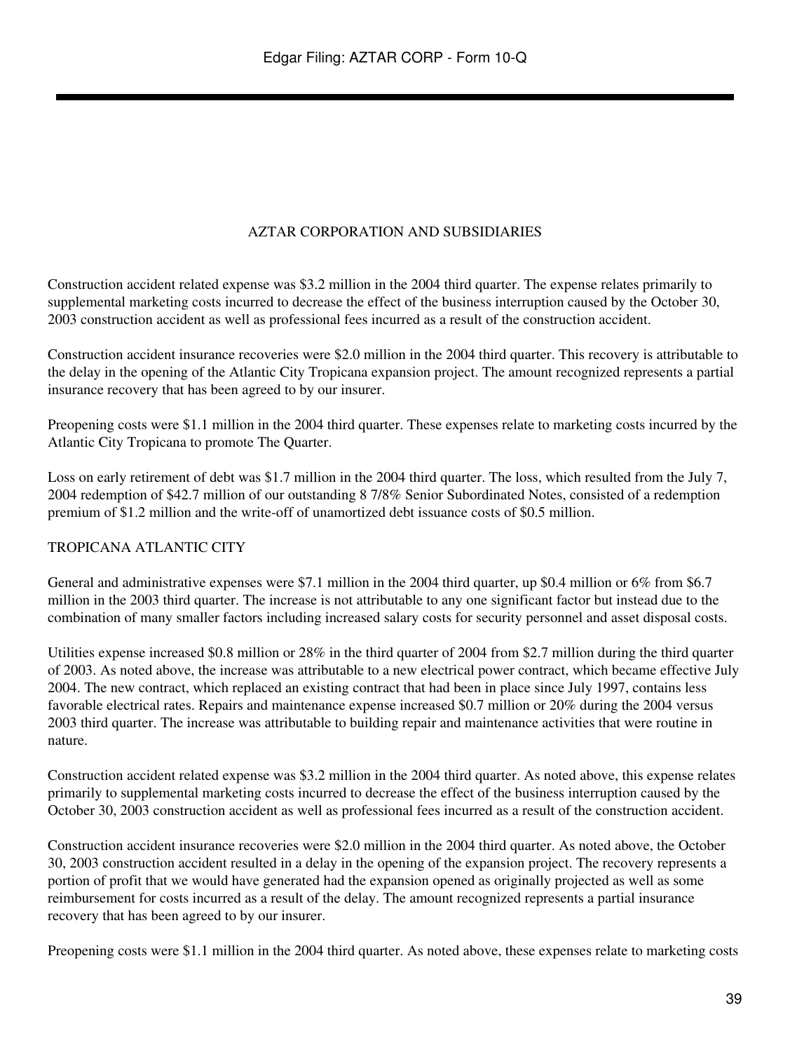AZTAR CORPORATION AND SUBSIDIARIES

Construction accident related expense was $3.2 million in the 2004 third quarter. The expense relates primarily to supplemental marketing costs incurred to decrease the effect of the business interruption caused by the October 30, 2003 construction accident as well as professional fees incurred as a result of the construction accident.

Construction accident insurance recoveries were $2.0 million in the 2004 third quarter. This recovery is attributable to the delay in the opening of the Atlantic City Tropicana expansion project. The amount recognized represents a partial insurance recovery that has been agreed to by our insurer.

Preopening costs were $1.1 million in the 2004 third quarter. These expenses relate to marketing costs incurred by the Atlantic City Tropicana to promote The Quarter.

Loss on early retirement of debt was $1.7 million in the 2004 third quarter. The loss, which resulted from the July 7, 2004 redemption of $42.7 million of our outstanding 8 7/8% Senior Subordinated Notes, consisted of a redemption premium of $1.2 million and the write-off of unamortized debt issuance costs of $0.5 million.

TROPICANA ATLANTIC CITY

General and administrative expenses were $7.1 million in the 2004 third quarter, up $0.4 million or 6% from $6.7 million in the 2003 third quarter. The increase is not attributable to any one significant factor but instead due to the combination of many smaller factors including increased salary costs for security personnel and asset disposal costs.

Utilities expense increased $0.8 million or 28% in the third quarter of 2004 from $2.7 million during the third quarter of 2003. As noted above, the increase was attributable to a new electrical power contract, which became effective July 2004. The new contract, which replaced an existing contract that had been in place since July 1997, contains less favorable electrical rates. Repairs and maintenance expense increased $0.7 million or 20% during the 2004 versus 2003 third quarter. The increase was attributable to building repair and maintenance activities that were routine in nature.

Construction accident related expense was $3.2 million in the 2004 third quarter. As noted above, this expense relates primarily to supplemental marketing costs incurred to decrease the effect of the business interruption caused by the October 30, 2003 construction accident as well as professional fees incurred as a result of the construction accident.

Construction accident insurance recoveries were $2.0 million in the 2004 third quarter. As noted above, the October 30, 2003 construction accident resulted in a delay in the opening of the expansion project. The recovery represents a portion of profit that we would have generated had the expansion opened as originally projected as well as some reimbursement for costs incurred as a result of the delay. The amount recognized represents a partial insurance recovery that has been agreed to by our insurer.

Preopening costs were $1.1 million in the 2004 third quarter. As noted above, these expenses relate to marketing costs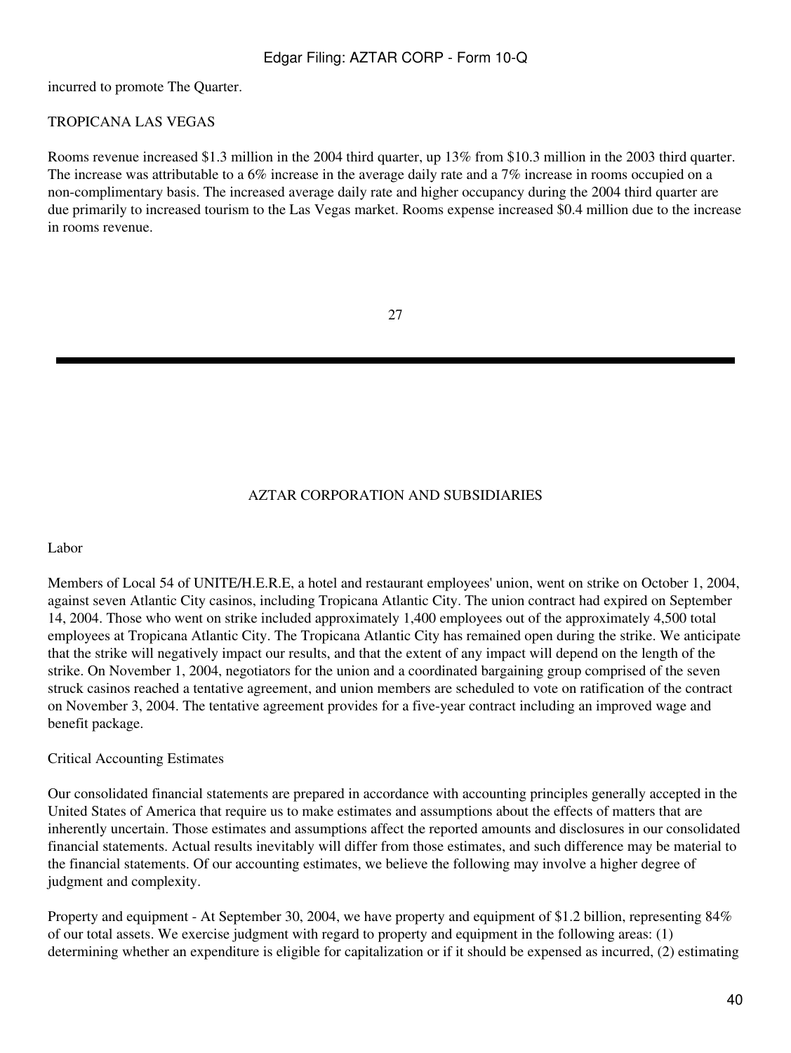incurred to promote The Quarter.

TROPICANA LAS VEGAS

Rooms revenue increased $1.3 million in the 2004 third quarter, up 13% from $10.3 million in the 2003 third quarter. The increase was attributable to a 6% increase in the average daily rate and a 7% increase in rooms occupied on a non-complimentary basis. The increased average daily rate and higher occupancy during the 2004 third quarter are due primarily to increased tourism to the Las Vegas market. Rooms expense increased $0.4 million due to the increase in rooms revenue.

AZTAR CORPORATION AND SUBSIDIARIES

Labor

Members of Local 54 of UNITE/H.E.R.E, a hotel and restaurant employees' union, went on strike on October 1, 2004, against seven Atlantic City casinos, including Tropicana Atlantic City. The union contract had expired on September 14, 2004. Those who went on strike included approximately 1,400 employees out of the approximately 4,500 total employees at Tropicana Atlantic City. The Tropicana Atlantic City has remained open during the strike. We anticipate that the strike will negatively impact our results, and that the extent of any impact will depend on the length of the strike. On November 1, 2004, negotiators for the union and a coordinated bargaining group comprised of the seven struck casinos reached a tentative agreement, and union members are scheduled to vote on ratification of the contract on November 3, 2004. The tentative agreement provides for a five-year contract including an improved wage and benefit package.

Critical Accounting Estimates

Our consolidated financial statements are prepared in accordance with accounting principles generally accepted in the United States of America that require us to make estimates and assumptions about the effects of matters that are inherently uncertain. Those estimates and assumptions affect the reported amounts and disclosures in our consolidated financial statements. Actual results inevitably will differ from those estimates, and such difference may be material to the financial statements. Of our accounting estimates, we believe the following may involve a higher degree of judgment and complexity.

Property and equipment - At September 30, 2004, we have property and equipment of $1.2 billion, representing 84% of our total assets. We exercise judgment with regard to property and equipment in the following areas: (1) determining whether an expenditure is eligible for capitalization or if it should be expensed as incurred, (2) estimating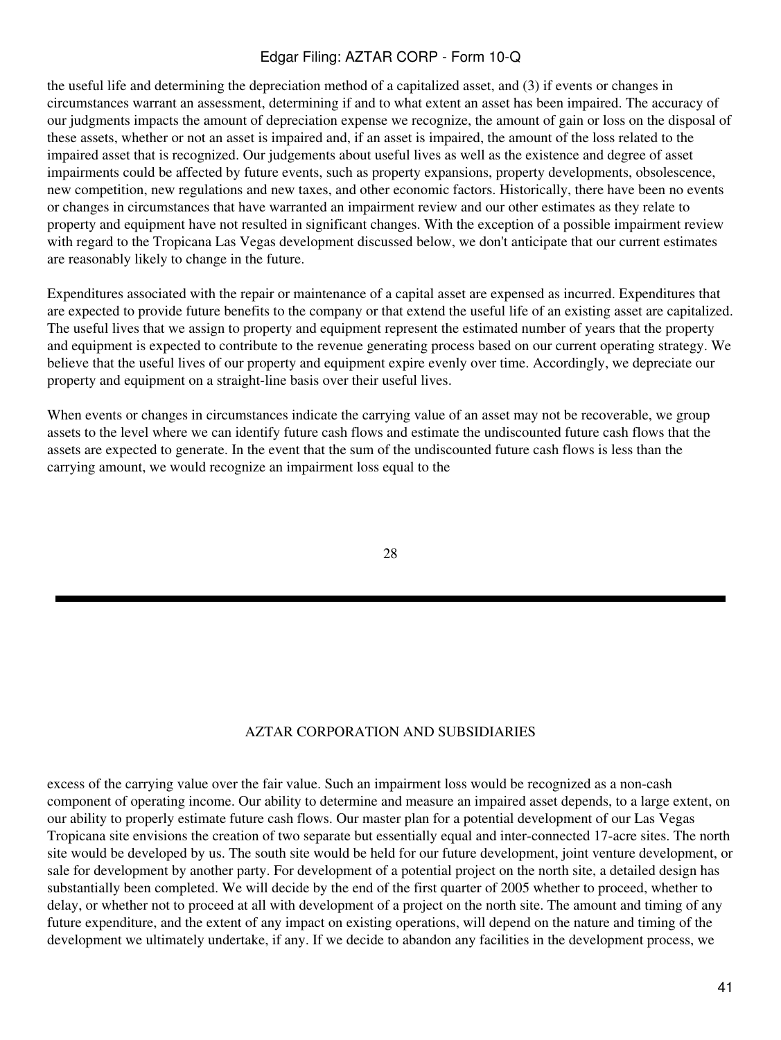the useful life and determining the depreciation method of a capitalized asset, and (3) if events or changes in circumstances warrant an assessment, determining if and to what extent an asset has been impaired. The accuracy of our judgments impacts the amount of depreciation expense we recognize, the amount of gain or loss on the disposal of these assets, whether or not an asset is impaired and, if an asset is impaired, the amount of the loss related to the impaired asset that is recognized. Our judgements about useful lives as well as the existence and degree of asset impairments could be affected by future events, such as property expansions, property developments, obsolescence, new competition, new regulations and new taxes, and other economic factors. Historically, there have been no events or changes in circumstances that have warranted an impairment review and our other estimates as they relate to property and equipment have not resulted in significant changes. With the exception of a possible impairment review with regard to the Tropicana Las Vegas development discussed below, we don't anticipate that our current estimates are reasonably likely to change in the future.

Expenditures associated with the repair or maintenance of a capital asset are expensed as incurred. Expenditures that are expected to provide future benefits to the company or that extend the useful life of an existing asset are capitalized. The useful lives that we assign to property and equipment represent the estimated number of years that the property and equipment is expected to contribute to the revenue generating process based on our current operating strategy. We believe that the useful lives of our property and equipment expire evenly over time. Accordingly, we depreciate our property and equipment on a straight-line basis over their useful lives.

When events or changes in circumstances indicate the carrying value of an asset may not be recoverable, we group assets to the level where we can identify future cash flows and estimate the undiscounted future cash flows that the assets are expected to generate. In the event that the sum of the undiscounted future cash flows is less than the carrying amount, we would recognize an impairment loss equal to the excess of the carrying value over the fair value. Such an impairment loss would be recognized as a non-cash component of operating income. Our ability to determine and measure an impaired asset depends, to a large extent, on our ability to properly estimate future cash flows. Our master plan for a potential development of our Las Vegas Tropicana site envisions the creation of two separate but essentially equal and inter-connected 17-acre sites. The north site would be developed by us. The south site would be held for our future development, joint venture development, or sale for development by another party. For development of a potential project on the north site, a detailed design has substantially been completed. We will decide by the end of the first quarter of 2005 whether to proceed, whether to delay, or whether not to proceed at all with development of a project on the north site. The amount and timing of any future expenditure, and the extent of any impact on existing operations, will depend on the nature and timing of the development we ultimately undertake, if any. If we decide to abandon any facilities in the development process, we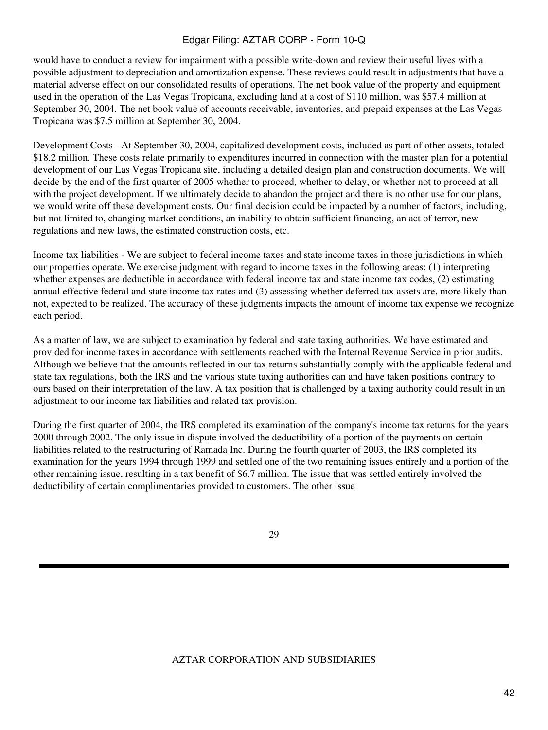would have to conduct a review for impairment with a possible write-down and review their useful lives with a possible adjustment to depreciation and amortization expense. These reviews could result in adjustments that have a material adverse effect on our consolidated results of operations. The net book value of the property and equipment used in the operation of the Las Vegas Tropicana, excluding land at a cost of $110 million, was $57.4 million at September 30, 2004. The net book value of accounts receivable, inventories, and prepaid expenses at the Las Vegas Tropicana was $7.5 million at September 30, 2004.

Development Costs - At September 30, 2004, capitalized development costs, included as part of other assets, totaled $18.2 million. These costs relate primarily to expenditures incurred in connection with the master plan for a potential development of our Las Vegas Tropicana site, including a detailed design plan and construction documents. We will decide by the end of the first quarter of 2005 whether to proceed, whether to delay, or whether not to proceed at all with the project development. If we ultimately decide to abandon the project and there is no other use for our plans, we would write off these development costs. Our final decision could be impacted by a number of factors, including, but not limited to, changing market conditions, an inability to obtain sufficient financing, an act of terror, new regulations and new laws, the estimated construction costs, etc.

Income tax liabilities - We are subject to federal income taxes and state income taxes in those jurisdictions in which our properties operate. We exercise judgment with regard to income taxes in the following areas: (1) interpreting whether expenses are deductible in accordance with federal income tax and state income tax codes, (2) estimating annual effective federal and state income tax rates and (3) assessing whether deferred tax assets are, more likely than not, expected to be realized. The accuracy of these judgments impacts the amount of income tax expense we recognize each period.

As a matter of law, we are subject to examination by federal and state taxing authorities. We have estimated and provided for income taxes in accordance with settlements reached with the Internal Revenue Service in prior audits. Although we believe that the amounts reflected in our tax returns substantially comply with the applicable federal and state tax regulations, both the IRS and the various state taxing authorities can and have taken positions contrary to ours based on their interpretation of the law. A tax position that is challenged by a taxing authority could result in an adjustment to our income tax liabilities and related tax provision.

During the first quarter of 2004, the IRS completed its examination of the company's income tax returns for the years 2000 through 2002. The only issue in dispute involved the deductibility of a portion of the payments on certain liabilities related to the restructuring of Ramada Inc. During the fourth quarter of 2003, the IRS completed its examination for the years 1994 through 1999 and settled one of the two remaining issues entirely and a portion of the other remaining issue, resulting in a tax benefit of $6.7 million. The issue that was settled entirely involved the deductibility of certain complimentaries provided to customers. The other issue

AZTAR CORPORATION AND SUBSIDIARIES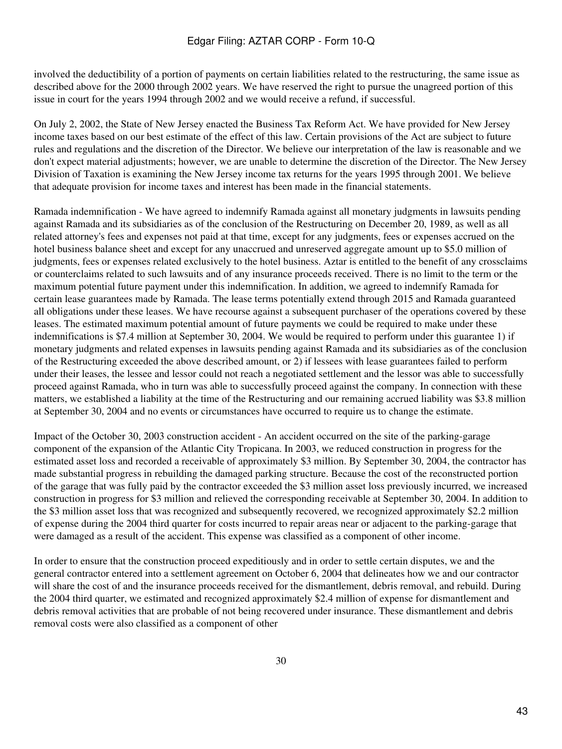involved the deductibility of a portion of payments on certain liabilities related to the restructuring, the same issue as described above for the 2000 through 2002 years. We have reserved the right to pursue the unagreed portion of this issue in court for the years 1994 through 2002 and we would receive a refund, if successful.

On July 2, 2002, the State of New Jersey enacted the Business Tax Reform Act. We have provided for New Jersey income taxes based on our best estimate of the effect of this law. Certain provisions of the Act are subject to future rules and regulations and the discretion of the Director. We believe our interpretation of the law is reasonable and we don't expect material adjustments; however, we are unable to determine the discretion of the Director. The New Jersey Division of Taxation is examining the New Jersey income tax returns for the years 1995 through 2001. We believe that adequate provision for income taxes and interest has been made in the financial statements.

Ramada indemnification - We have agreed to indemnify Ramada against all monetary judgments in lawsuits pending against Ramada and its subsidiaries as of the conclusion of the Restructuring on December 20, 1989, as well as all related attorney's fees and expenses not paid at that time, except for any judgments, fees or expenses accrued on the hotel business balance sheet and except for any unaccrued and unreserved aggregate amount up to $5.0 million of judgments, fees or expenses related exclusively to the hotel business. Aztar is entitled to the benefit of any crossclaims or counterclaims related to such lawsuits and of any insurance proceeds received. There is no limit to the term or the maximum potential future payment under this indemnification. In addition, we agreed to indemnify Ramada for certain lease guarantees made by Ramada. The lease terms potentially extend through 2015 and Ramada guaranteed all obligations under these leases. We have recourse against a subsequent purchaser of the operations covered by these leases. The estimated maximum potential amount of future payments we could be required to make under these indemnifications is $7.4 million at September 30, 2004. We would be required to perform under this guarantee 1) if monetary judgments and related expenses in lawsuits pending against Ramada and its subsidiaries as of the conclusion of the Restructuring exceeded the above described amount, or 2) if lessees with lease guarantees failed to perform under their leases, the lessee and lessor could not reach a negotiated settlement and the lessor was able to successfully proceed against Ramada, who in turn was able to successfully proceed against the company. In connection with these matters, we established a liability at the time of the Restructuring and our remaining accrued liability was $3.8 million at September 30, 2004 and no events or circumstances have occurred to require us to change the estimate.

Impact of the October 30, 2003 construction accident - An accident occurred on the site of the parking-garage component of the expansion of the Atlantic City Tropicana. In 2003, we reduced construction in progress for the estimated asset loss and recorded a receivable of approximately $3 million. By September 30, 2004, the contractor has made substantial progress in rebuilding the damaged parking structure. Because the cost of the reconstructed portion of the garage that was fully paid by the contractor exceeded the $3 million asset loss previously incurred, we increased construction in progress for $3 million and relieved the corresponding receivable at September 30, 2004. In addition to the $3 million asset loss that was recognized and subsequently recovered, we recognized approximately $2.2 million of expense during the 2004 third quarter for costs incurred to repair areas near or adjacent to the parking-garage that were damaged as a result of the accident. This expense was classified as a component of other income.

In order to ensure that the construction proceed expeditiously and in order to settle certain disputes, we and the general contractor entered into a settlement agreement on October 6, 2004 that delineates how we and our contractor will share the cost of and the insurance proceeds received for the dismantlement, debris removal, and rebuild. During the 2004 third quarter, we estimated and recognized approximately $2.4 million of expense for dismantlement and debris removal activities that are probable of not being recovered under insurance. These dismantlement and debris removal costs were also classified as a component of other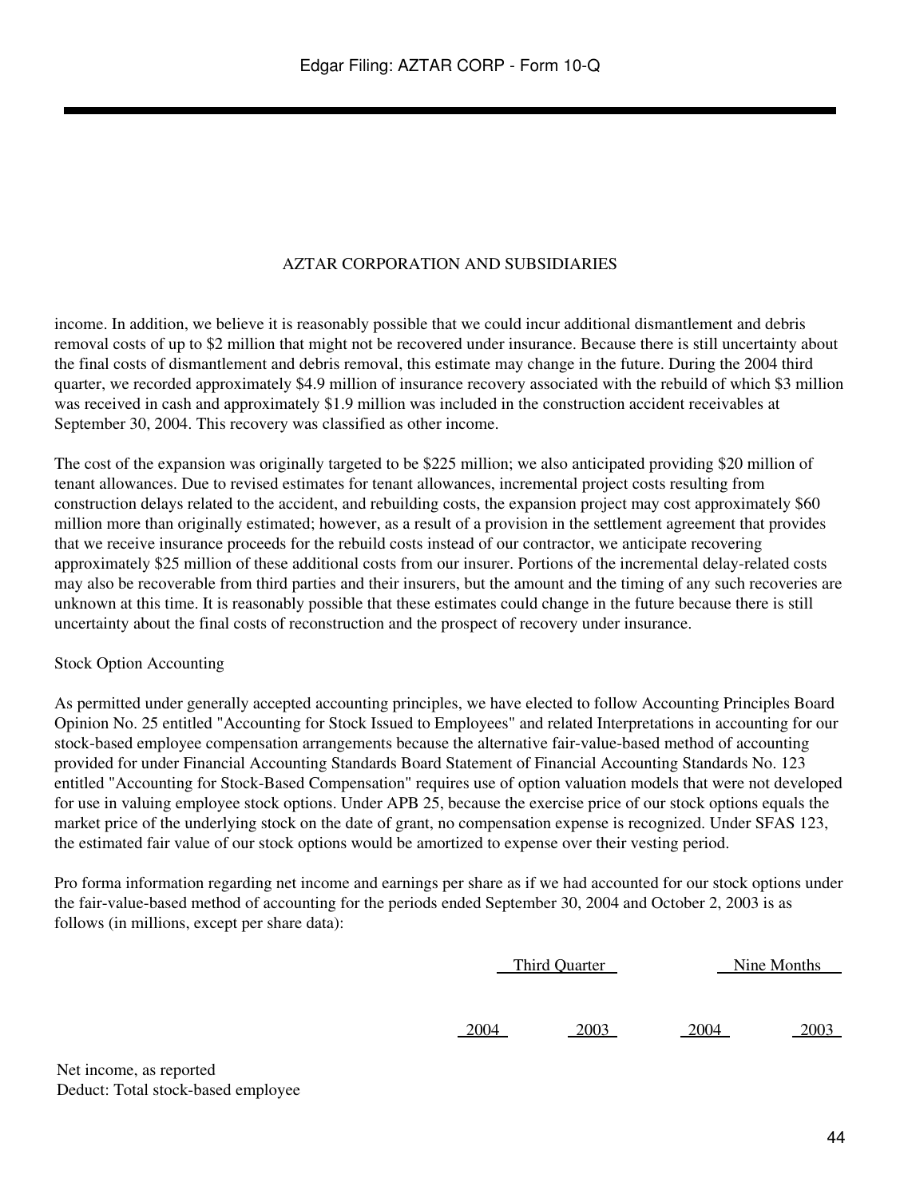AZTAR CORPORATION AND SUBSIDIARIES

income. In addition, we believe it is reasonably possible that we could incur additional dismantlement and debris removal costs of up to $2 million that might not be recovered under insurance. Because there is still uncertainty about the final costs of dismantlement and debris removal, this estimate may change in the future. During the 2004 third quarter, we recorded approximately $4.9 million of insurance recovery associated with the rebuild of which $3 million was received in cash and approximately $1.9 million was included in the construction accident receivables at September 30, 2004. This recovery was classified as other income.

The cost of the expansion was originally targeted to be $225 million; we also anticipated providing $20 million of tenant allowances. Due to revised estimates for tenant allowances, incremental project costs resulting from construction delays related to the accident, and rebuilding costs, the expansion project may cost approximately $60 million more than originally estimated; however, as a result of a provision in the settlement agreement that provides that we receive insurance proceeds for the rebuild costs instead of our contractor, we anticipate recovering approximately $25 million of these additional costs from our insurer. Portions of the incremental delay-related costs may also be recoverable from third parties and their insurers, but the amount and the timing of any such recoveries are unknown at this time. It is reasonably possible that these estimates could change in the future because there is still uncertainty about the final costs of reconstruction and the prospect of recovery under insurance.

Stock Option Accounting

As permitted under generally accepted accounting principles, we have elected to follow Accounting Principles Board Opinion No. 25 entitled "Accounting for Stock Issued to Employees" and related Interpretations in accounting for our stock-based employee compensation arrangements because the alternative fair-value-based method of accounting provided for under Financial Accounting Standards Board Statement of Financial Accounting Standards No. 123 entitled "Accounting for Stock-Based Compensation" requires use of option valuation models that were not developed for use in valuing employee stock options. Under APB 25, because the exercise price of our stock options equals the market price of the underlying stock on the date of grant, no compensation expense is recognized. Under SFAS 123, the estimated fair value of our stock options would be amortized to expense over their vesting period.

Pro forma information regarding net income and earnings per share as if we had accounted for our stock options under the fair-value-based method of accounting for the periods ended September 30, 2004 and October 2, 2003 is as follows (in millions, except per share data):

| | Third Quarter | | Nine Months | |
|---|---|---|---|---|
| | 2004 | 2003 | 2004 | 2003 |
| Net income, as reported | | | | |
| Deduct: Total stock-based employee | | | | |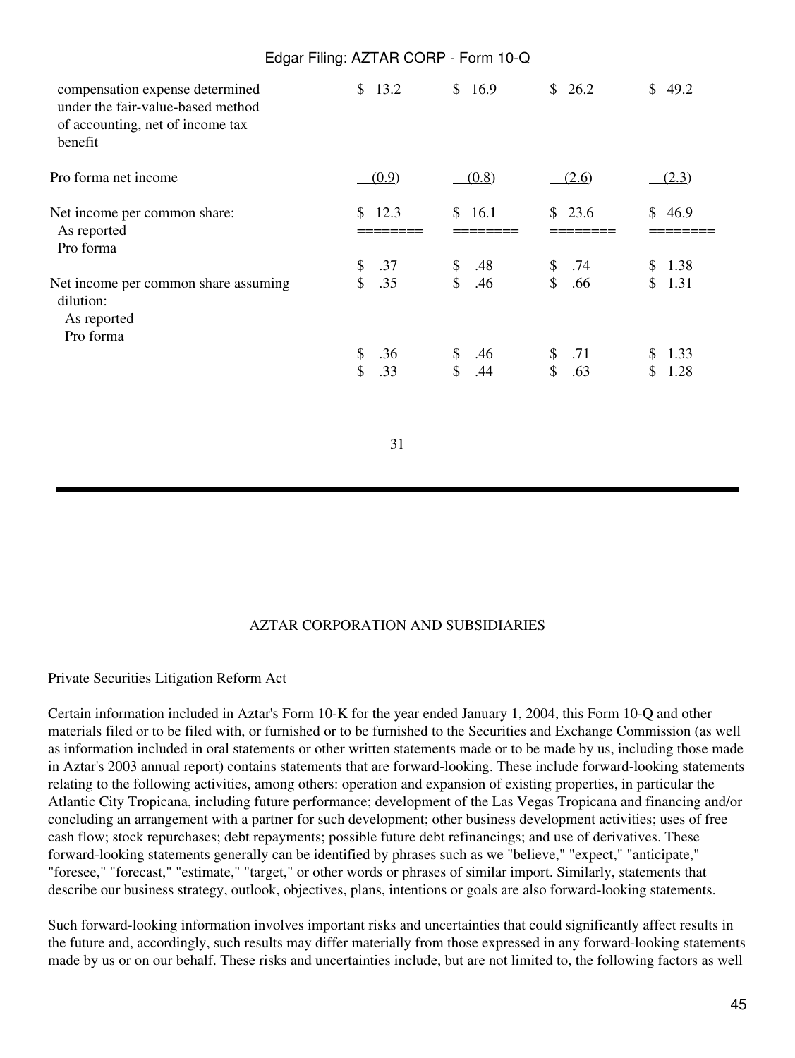| | | | | |
|---|---|---|---|---|
| compensation expense determined under the fair-value-based method of accounting, net of income tax benefit | $ 13.2 | $ 16.9 | $ 26.2 | $ 49.2 |
| Pro forma net income | (0.9) | (0.8) | (2.6) | (2.3) |
| Net income per common share: | $ 12.3 | $ 16.1 | $ 23.6 | $ 46.9 |
| As reported | ======== | ======== | ======== | ======== |
| Pro forma | | | | |
| | $ .37 | $ .48 | $ .74 | $ 1.38 |
| Net income per common share assuming dilution: | $ .35 | $ .46 | $ .66 | $ 1.31 |
| As reported | | | | |
| Pro forma | | | | |
| | $ .36 | $ .46 | $ .71 | $ 1.33 |
| | $ .33 | $ .44 | $ .63 | $ 1.28 |

31

AZTAR CORPORATION AND SUBSIDIARIES

Private Securities Litigation Reform Act

Certain information included in Aztar's Form 10-K for the year ended January 1, 2004, this Form 10-Q and other materials filed or to be filed with, or furnished or to be furnished to the Securities and Exchange Commission (as well as information included in oral statements or other written statements made or to be made by us, including those made in Aztar's 2003 annual report) contains statements that are forward-looking. These include forward-looking statements relating to the following activities, among others: operation and expansion of existing properties, in particular the Atlantic City Tropicana, including future performance; development of the Las Vegas Tropicana and financing and/or concluding an arrangement with a partner for such development; other business development activities; uses of free cash flow; stock repurchases; debt repayments; possible future debt refinancings; and use of derivatives. These forward-looking statements generally can be identified by phrases such as we "believe," "expect," "anticipate," "foresee," "forecast," "estimate," "target," or other words or phrases of similar import. Similarly, statements that describe our business strategy, outlook, objectives, plans, intentions or goals are also forward-looking statements.

Such forward-looking information involves important risks and uncertainties that could significantly affect results in the future and, accordingly, such results may differ materially from those expressed in any forward-looking statements made by us or on our behalf. These risks and uncertainties include, but are not limited to, the following factors as well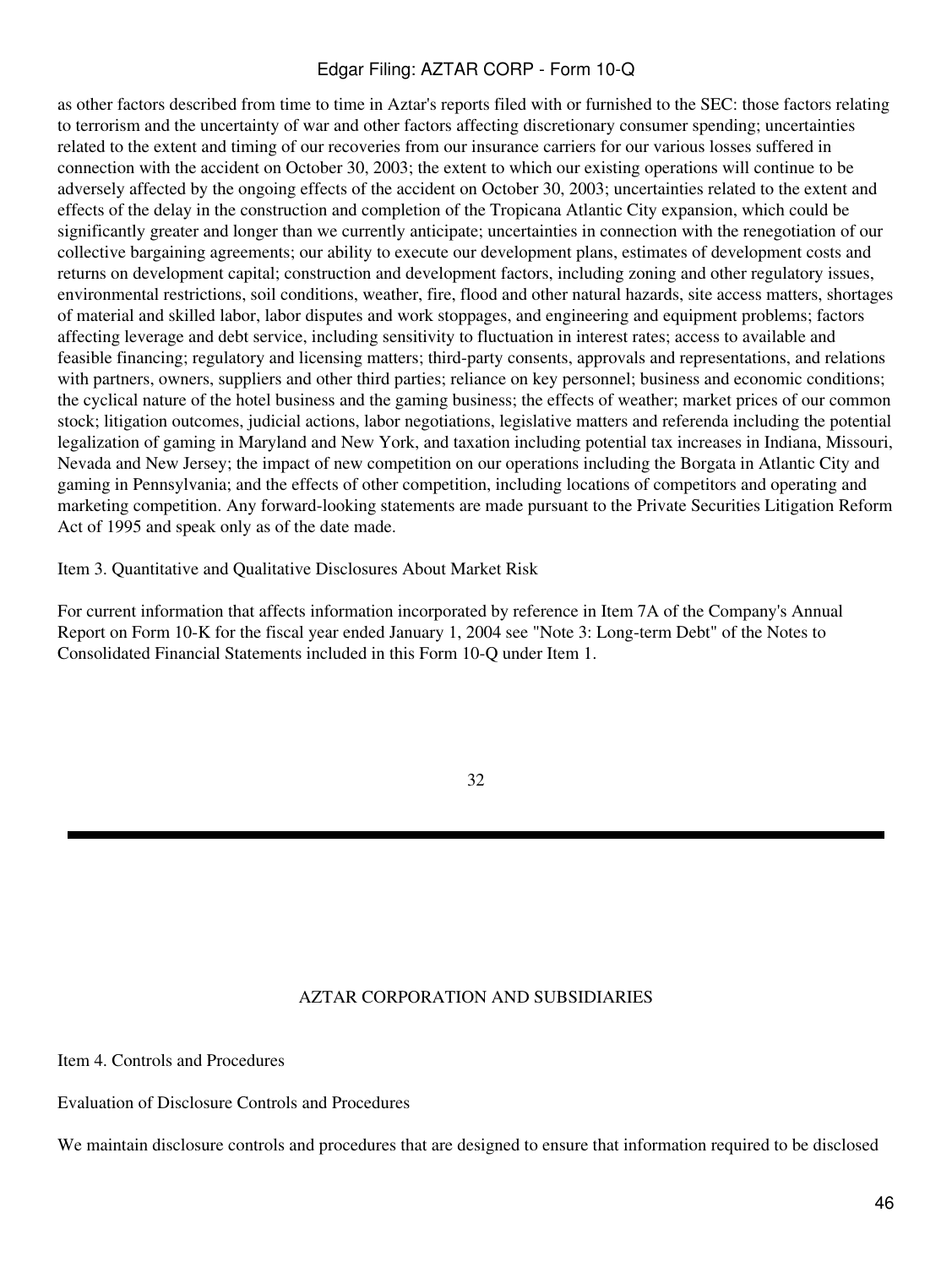as other factors described from time to time in Aztar's reports filed with or furnished to the SEC: those factors relating to terrorism and the uncertainty of war and other factors affecting discretionary consumer spending; uncertainties related to the extent and timing of our recoveries from our insurance carriers for our various losses suffered in connection with the accident on October 30, 2003; the extent to which our existing operations will continue to be adversely affected by the ongoing effects of the accident on October 30, 2003; uncertainties related to the extent and effects of the delay in the construction and completion of the Tropicana Atlantic City expansion, which could be significantly greater and longer than we currently anticipate; uncertainties in connection with the renegotiation of our collective bargaining agreements; our ability to execute our development plans, estimates of development costs and returns on development capital; construction and development factors, including zoning and other regulatory issues, environmental restrictions, soil conditions, weather, fire, flood and other natural hazards, site access matters, shortages of material and skilled labor, labor disputes and work stoppages, and engineering and equipment problems; factors affecting leverage and debt service, including sensitivity to fluctuation in interest rates; access to available and feasible financing; regulatory and licensing matters; third-party consents, approvals and representations, and relations with partners, owners, suppliers and other third parties; reliance on key personnel; business and economic conditions; the cyclical nature of the hotel business and the gaming business; the effects of weather; market prices of our common stock; litigation outcomes, judicial actions, labor negotiations, legislative matters and referenda including the potential legalization of gaming in Maryland and New York, and taxation including potential tax increases in Indiana, Missouri, Nevada and New Jersey; the impact of new competition on our operations including the Borgata in Atlantic City and gaming in Pennsylvania; and the effects of other competition, including locations of competitors and operating and marketing competition. Any forward-looking statements are made pursuant to the Private Securities Litigation Reform Act of 1995 and speak only as of the date made.

## Item 3. Quantitative and Qualitative Disclosures About Market Risk

For current information that affects information incorporated by reference in Item 7A of the Company's Annual Report on Form 10-K for the fiscal year ended January 1, 2004 see "Note 3: Long-term Debt" of the Notes to Consolidated Financial Statements included in this Form 10-Q under Item 1.

AZTAR CORPORATION AND SUBSIDIARIES

## Item 4. Controls and Procedures

### Evaluation of Disclosure Controls and Procedures

We maintain disclosure controls and procedures that are designed to ensure that information required to be disclosed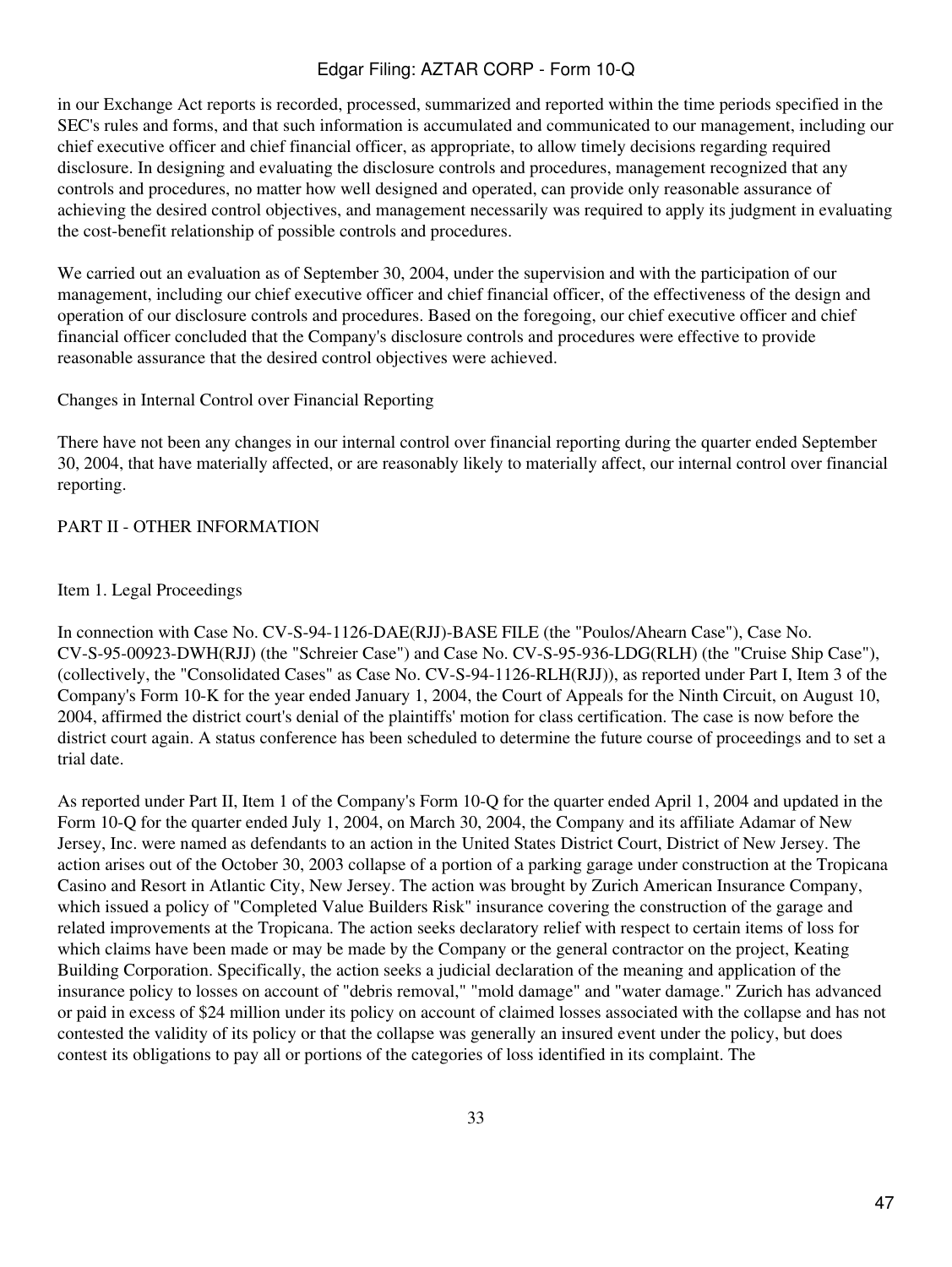in our Exchange Act reports is recorded, processed, summarized and reported within the time periods specified in the SEC's rules and forms, and that such information is accumulated and communicated to our management, including our chief executive officer and chief financial officer, as appropriate, to allow timely decisions regarding required disclosure. In designing and evaluating the disclosure controls and procedures, management recognized that any controls and procedures, no matter how well designed and operated, can provide only reasonable assurance of achieving the desired control objectives, and management necessarily was required to apply its judgment in evaluating the cost-benefit relationship of possible controls and procedures.

We carried out an evaluation as of September 30, 2004, under the supervision and with the participation of our management, including our chief executive officer and chief financial officer, of the effectiveness of the design and operation of our disclosure controls and procedures. Based on the foregoing, our chief executive officer and chief financial officer concluded that the Company's disclosure controls and procedures were effective to provide reasonable assurance that the desired control objectives were achieved.

Changes in Internal Control over Financial Reporting

There have not been any changes in our internal control over financial reporting during the quarter ended September 30, 2004, that have materially affected, or are reasonably likely to materially affect, our internal control over financial reporting.

## PART II - OTHER INFORMATION

### Item 1. Legal Proceedings

In connection with Case No. CV-S-94-1126-DAE(RJJ)-BASE FILE (the "Poulos/Ahearn Case"), Case No. CV-S-95-00923-DWH(RJJ) (the "Schreier Case") and Case No. CV-S-95-936-LDG(RLH) (the "Cruise Ship Case"), (collectively, the "Consolidated Cases" as Case No. CV-S-94-1126-RLH(RJJ)), as reported under Part I, Item 3 of the Company's Form 10-K for the year ended January 1, 2004, the Court of Appeals for the Ninth Circuit, on August 10, 2004, affirmed the district court's denial of the plaintiffs' motion for class certification. The case is now before the district court again. A status conference has been scheduled to determine the future course of proceedings and to set a trial date.

As reported under Part II, Item 1 of the Company's Form 10-Q for the quarter ended April 1, 2004 and updated in the Form 10-Q for the quarter ended July 1, 2004, on March 30, 2004, the Company and its affiliate Adamar of New Jersey, Inc. were named as defendants to an action in the United States District Court, District of New Jersey. The action arises out of the October 30, 2003 collapse of a portion of a parking garage under construction at the Tropicana Casino and Resort in Atlantic City, New Jersey. The action was brought by Zurich American Insurance Company, which issued a policy of "Completed Value Builders Risk" insurance covering the construction of the garage and related improvements at the Tropicana. The action seeks declaratory relief with respect to certain items of loss for which claims have been made or may be made by the Company or the general contractor on the project, Keating Building Corporation. Specifically, the action seeks a judicial declaration of the meaning and application of the insurance policy to losses on account of "debris removal," "mold damage" and "water damage." Zurich has advanced or paid in excess of $24 million under its policy on account of claimed losses associated with the collapse and has not contested the validity of its policy or that the collapse was generally an insured event under the policy, but does contest its obligations to pay all or portions of the categories of loss identified in its complaint. The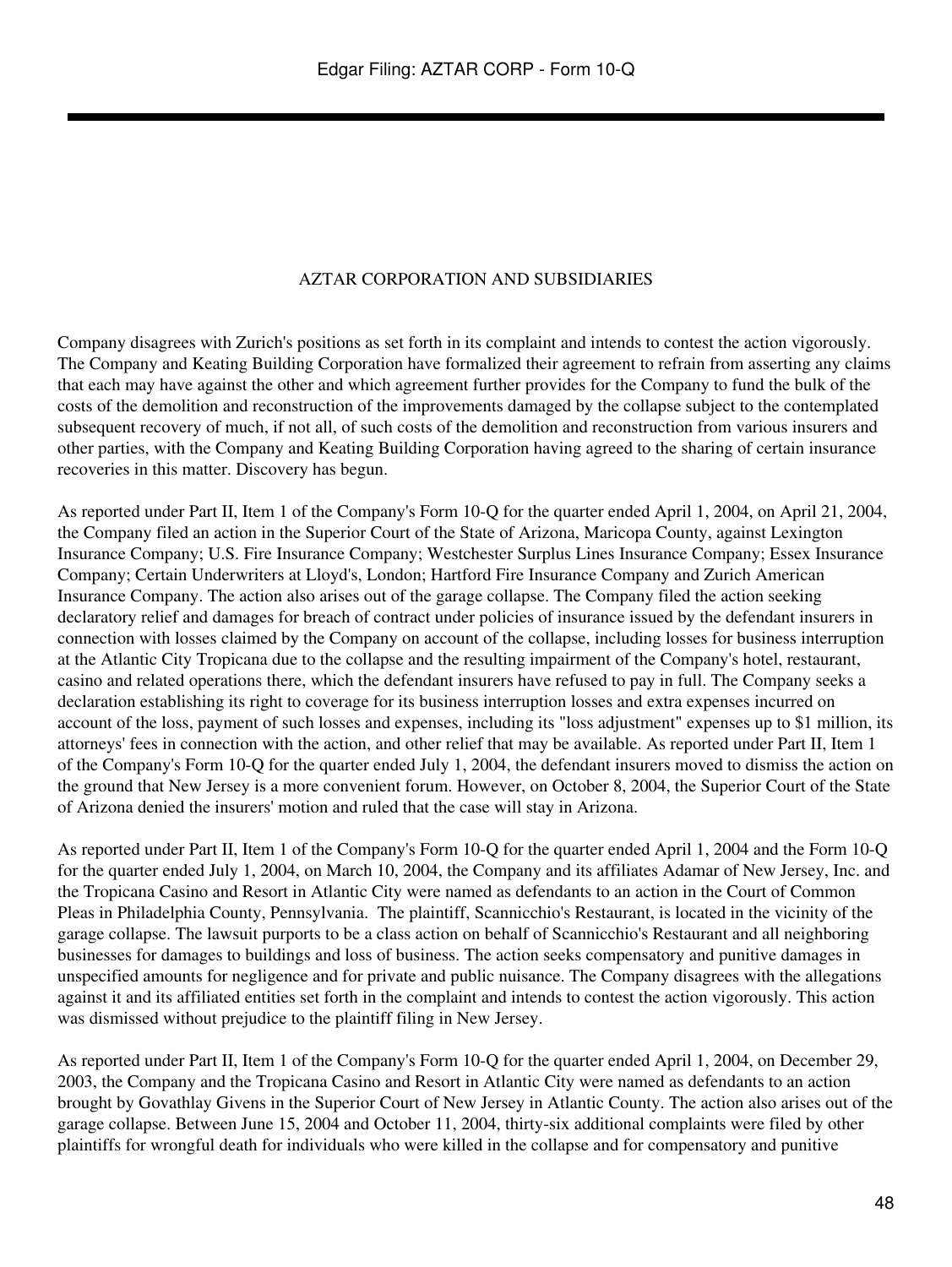AZTAR CORPORATION AND SUBSIDIARIES

Company disagrees with Zurich's positions as set forth in its complaint and intends to contest the action vigorously. The Company and Keating Building Corporation have formalized their agreement to refrain from asserting any claims that each may have against the other and which agreement further provides for the Company to fund the bulk of the costs of the demolition and reconstruction of the improvements damaged by the collapse subject to the contemplated subsequent recovery of much, if not all, of such costs of the demolition and reconstruction from various insurers and other parties, with the Company and Keating Building Corporation having agreed to the sharing of certain insurance recoveries in this matter. Discovery has begun.

As reported under Part II, Item 1 of the Company's Form 10-Q for the quarter ended April 1, 2004, on April 21, 2004, the Company filed an action in the Superior Court of the State of Arizona, Maricopa County, against Lexington Insurance Company; U.S. Fire Insurance Company; Westchester Surplus Lines Insurance Company; Essex Insurance Company; Certain Underwriters at Lloyd's, London; Hartford Fire Insurance Company and Zurich American Insurance Company. The action also arises out of the garage collapse. The Company filed the action seeking declaratory relief and damages for breach of contract under policies of insurance issued by the defendant insurers in connection with losses claimed by the Company on account of the collapse, including losses for business interruption at the Atlantic City Tropicana due to the collapse and the resulting impairment of the Company's hotel, restaurant, casino and related operations there, which the defendant insurers have refused to pay in full. The Company seeks a declaration establishing its right to coverage for its business interruption losses and extra expenses incurred on account of the loss, payment of such losses and expenses, including its "loss adjustment" expenses up to $1 million, its attorneys' fees in connection with the action, and other relief that may be available. As reported under Part II, Item 1 of the Company's Form 10-Q for the quarter ended July 1, 2004, the defendant insurers moved to dismiss the action on the ground that New Jersey is a more convenient forum. However, on October 8, 2004, the Superior Court of the State of Arizona denied the insurers' motion and ruled that the case will stay in Arizona.

As reported under Part II, Item 1 of the Company's Form 10-Q for the quarter ended April 1, 2004 and the Form 10-Q for the quarter ended July 1, 2004, on March 10, 2004, the Company and its affiliates Adamar of New Jersey, Inc. and the Tropicana Casino and Resort in Atlantic City were named as defendants to an action in the Court of Common Pleas in Philadelphia County, Pennsylvania. The plaintiff, Scannicchio's Restaurant, is located in the vicinity of the garage collapse. The lawsuit purports to be a class action on behalf of Scannicchio's Restaurant and all neighboring businesses for damages to buildings and loss of business. The action seeks compensatory and punitive damages in unspecified amounts for negligence and for private and public nuisance. The Company disagrees with the allegations against it and its affiliated entities set forth in the complaint and intends to contest the action vigorously. This action was dismissed without prejudice to the plaintiff filing in New Jersey.

As reported under Part II, Item 1 of the Company's Form 10-Q for the quarter ended April 1, 2004, on December 29, 2003, the Company and the Tropicana Casino and Resort in Atlantic City were named as defendants to an action brought by Govathlay Givens in the Superior Court of New Jersey in Atlantic County. The action also arises out of the garage collapse. Between June 15, 2004 and October 11, 2004, thirty-six additional complaints were filed by other plaintiffs for wrongful death for individuals who were killed in the collapse and for compensatory and punitive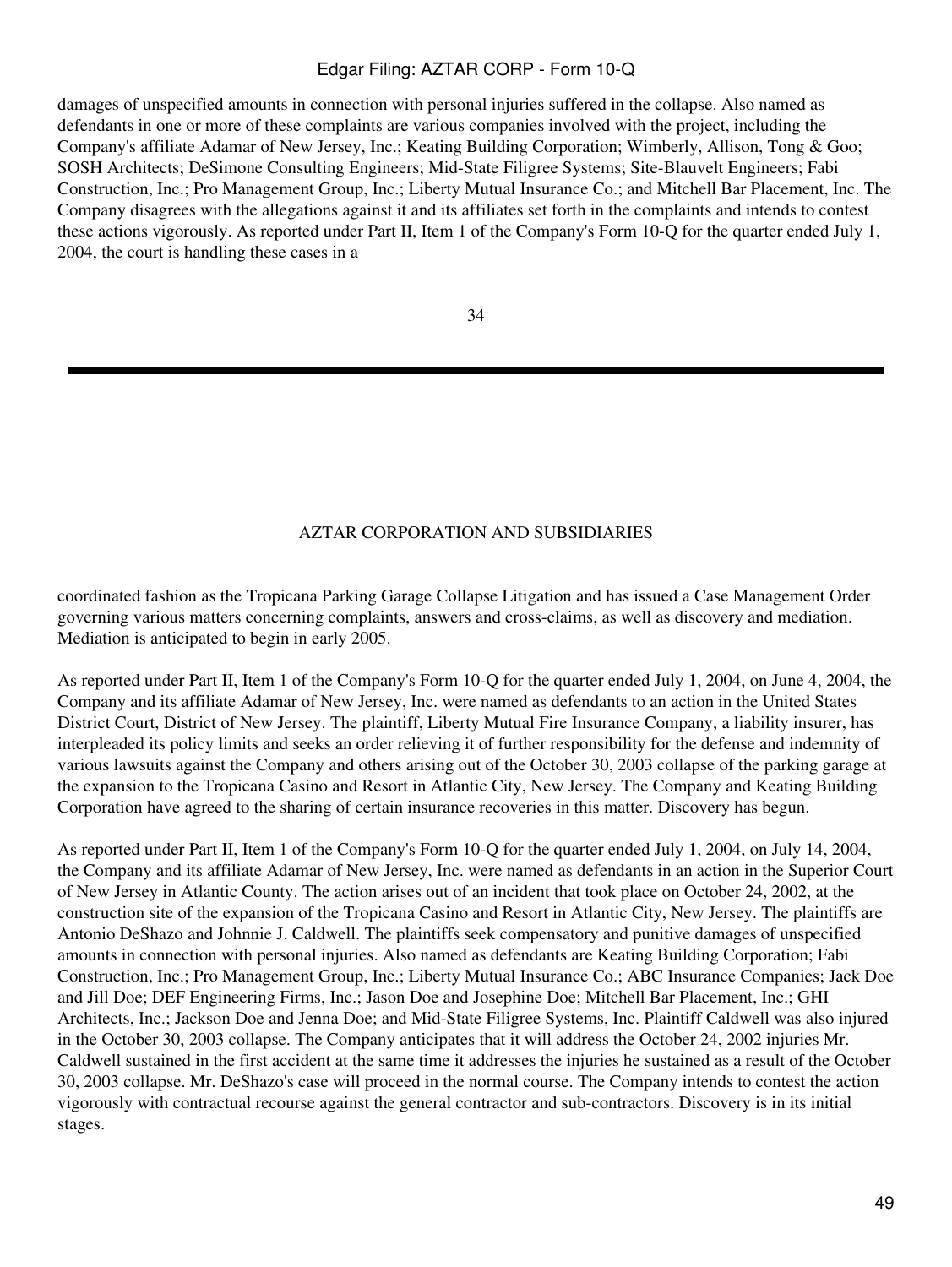damages of unspecified amounts in connection with personal injuries suffered in the collapse. Also named as defendants in one or more of these complaints are various companies involved with the project, including the Company's affiliate Adamar of New Jersey, Inc.; Keating Building Corporation; Wimberly, Allison, Tong & Goo; SOSH Architects; DeSimone Consulting Engineers; Mid-State Filigree Systems; Site-Blauvelt Engineers; Fabi Construction, Inc.; Pro Management Group, Inc.; Liberty Mutual Insurance Co.; and Mitchell Bar Placement, Inc. The Company disagrees with the allegations against it and its affiliates set forth in the complaints and intends to contest these actions vigorously. As reported under Part II, Item 1 of the Company's Form 10-Q for the quarter ended July 1, 2004, the court is handling these cases in a

AZTAR CORPORATION AND SUBSIDIARIES

coordinated fashion as the Tropicana Parking Garage Collapse Litigation and has issued a Case Management Order governing various matters concerning complaints, answers and cross-claims, as well as discovery and mediation. Mediation is anticipated to begin in early 2005.

As reported under Part II, Item 1 of the Company's Form 10-Q for the quarter ended July 1, 2004, on June 4, 2004, the Company and its affiliate Adamar of New Jersey, Inc. were named as defendants to an action in the United States District Court, District of New Jersey. The plaintiff, Liberty Mutual Fire Insurance Company, a liability insurer, has interpleaded its policy limits and seeks an order relieving it of further responsibility for the defense and indemnity of various lawsuits against the Company and others arising out of the October 30, 2003 collapse of the parking garage at the expansion to the Tropicana Casino and Resort in Atlantic City, New Jersey. The Company and Keating Building Corporation have agreed to the sharing of certain insurance recoveries in this matter. Discovery has begun.

As reported under Part II, Item 1 of the Company's Form 10-Q for the quarter ended July 1, 2004, on July 14, 2004, the Company and its affiliate Adamar of New Jersey, Inc. were named as defendants in an action in the Superior Court of New Jersey in Atlantic County. The action arises out of an incident that took place on October 24, 2002, at the construction site of the expansion of the Tropicana Casino and Resort in Atlantic City, New Jersey. The plaintiffs are Antonio DeShazo and Johnnie J. Caldwell. The plaintiffs seek compensatory and punitive damages of unspecified amounts in connection with personal injuries. Also named as defendants are Keating Building Corporation; Fabi Construction, Inc.; Pro Management Group, Inc.; Liberty Mutual Insurance Co.; ABC Insurance Companies; Jack Doe and Jill Doe; DEF Engineering Firms, Inc.; Jason Doe and Josephine Doe; Mitchell Bar Placement, Inc.; GHI Architects, Inc.; Jackson Doe and Jenna Doe; and Mid-State Filigree Systems, Inc. Plaintiff Caldwell was also injured in the October 30, 2003 collapse. The Company anticipates that it will address the October 24, 2002 injuries Mr. Caldwell sustained in the first accident at the same time it addresses the injuries he sustained as a result of the October 30, 2003 collapse. Mr. DeShazo's case will proceed in the normal course. The Company intends to contest the action vigorously with contractual recourse against the general contractor and sub-contractors. Discovery is in its initial stages.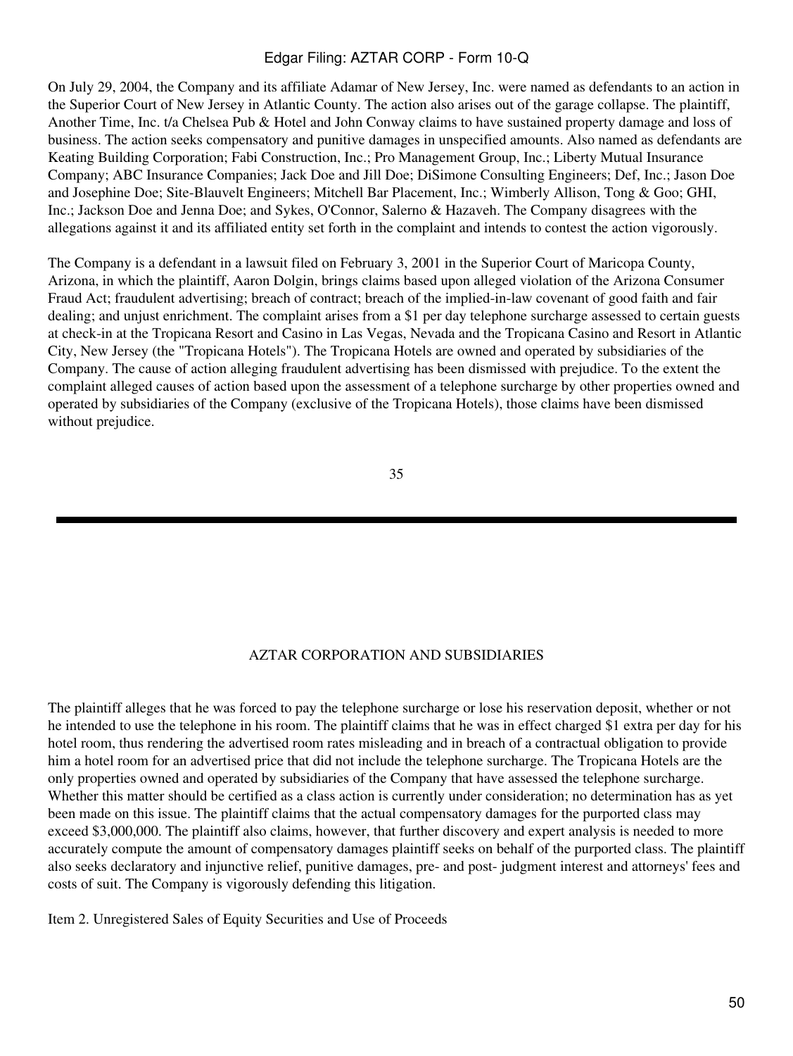On July 29, 2004, the Company and its affiliate Adamar of New Jersey, Inc. were named as defendants to an action in the Superior Court of New Jersey in Atlantic County. The action also arises out of the garage collapse. The plaintiff, Another Time, Inc. t/a Chelsea Pub & Hotel and John Conway claims to have sustained property damage and loss of business. The action seeks compensatory and punitive damages in unspecified amounts. Also named as defendants are Keating Building Corporation; Fabi Construction, Inc.; Pro Management Group, Inc.; Liberty Mutual Insurance Company; ABC Insurance Companies; Jack Doe and Jill Doe; DiSimone Consulting Engineers; Def, Inc.; Jason Doe and Josephine Doe; Site-Blauvelt Engineers; Mitchell Bar Placement, Inc.; Wimberly Allison, Tong & Goo; GHI, Inc.; Jackson Doe and Jenna Doe; and Sykes, O'Connor, Salerno & Hazaveh. The Company disagrees with the allegations against it and its affiliated entity set forth in the complaint and intends to contest the action vigorously.

The Company is a defendant in a lawsuit filed on February 3, 2001 in the Superior Court of Maricopa County, Arizona, in which the plaintiff, Aaron Dolgin, brings claims based upon alleged violation of the Arizona Consumer Fraud Act; fraudulent advertising; breach of contract; breach of the implied-in-law covenant of good faith and fair dealing; and unjust enrichment. The complaint arises from a $1 per day telephone surcharge assessed to certain guests at check-in at the Tropicana Resort and Casino in Las Vegas, Nevada and the Tropicana Casino and Resort in Atlantic City, New Jersey (the "Tropicana Hotels"). The Tropicana Hotels are owned and operated by subsidiaries of the Company. The cause of action alleging fraudulent advertising has been dismissed with prejudice. To the extent the complaint alleged causes of action based upon the assessment of a telephone surcharge by other properties owned and operated by subsidiaries of the Company (exclusive of the Tropicana Hotels), those claims have been dismissed without prejudice.

AZTAR CORPORATION AND SUBSIDIARIES

The plaintiff alleges that he was forced to pay the telephone surcharge or lose his reservation deposit, whether or not he intended to use the telephone in his room. The plaintiff claims that he was in effect charged $1 extra per day for his hotel room, thus rendering the advertised room rates misleading and in breach of a contractual obligation to provide him a hotel room for an advertised price that did not include the telephone surcharge. The Tropicana Hotels are the only properties owned and operated by subsidiaries of the Company that have assessed the telephone surcharge. Whether this matter should be certified as a class action is currently under consideration; no determination has as yet been made on this issue. The plaintiff claims that the actual compensatory damages for the purported class may exceed $3,000,000. The plaintiff also claims, however, that further discovery and expert analysis is needed to more accurately compute the amount of compensatory damages plaintiff seeks on behalf of the purported class. The plaintiff also seeks declaratory and injunctive relief, punitive damages, pre- and post- judgment interest and attorneys' fees and costs of suit. The Company is vigorously defending this litigation.

Item 2. Unregistered Sales of Equity Securities and Use of Proceeds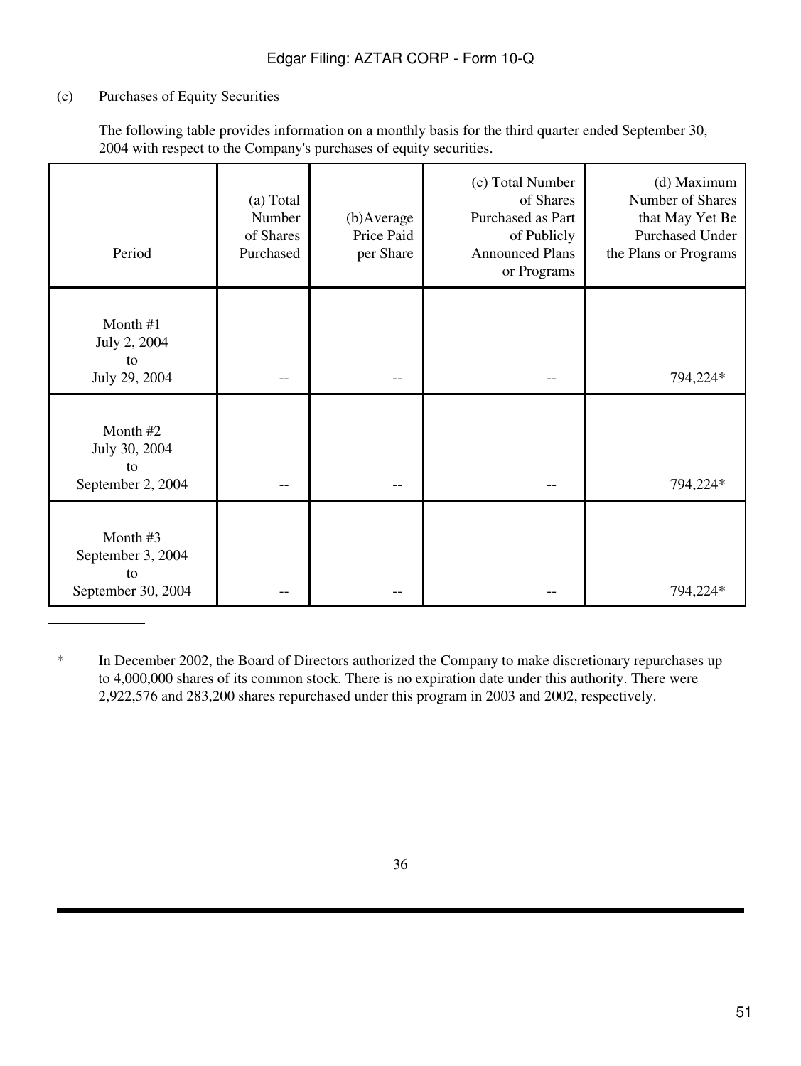(c) Purchases of Equity Securities

The following table provides information on a monthly basis for the third quarter ended September 30, 2004 with respect to the Company's purchases of equity securities.

| Period | (a) Total Number of Shares Purchased | (b)Average Price Paid per Share | (c) Total Number of Shares Purchased as Part of Publicly Announced Plans or Programs | (d) Maximum Number of Shares that May Yet Be Purchased Under the Plans or Programs |
|---|---|---|---|---|
| Month #1 July 2, 2004 to July 29, 2004 | -- | -- | -- | 794,224* |
| Month #2 July 30, 2004 to September 2, 2004 | -- | -- | -- | 794,224* |
| Month #3 September 3, 2004 to September 30, 2004 | -- | -- | -- | 794,224* |

\* In December 2002, the Board of Directors authorized the Company to make discretionary repurchases up to 4,000,000 shares of its common stock. There is no expiration date under this authority. There were 2,922,576 and 283,200 shares repurchased under this program in 2003 and 2002, respectively.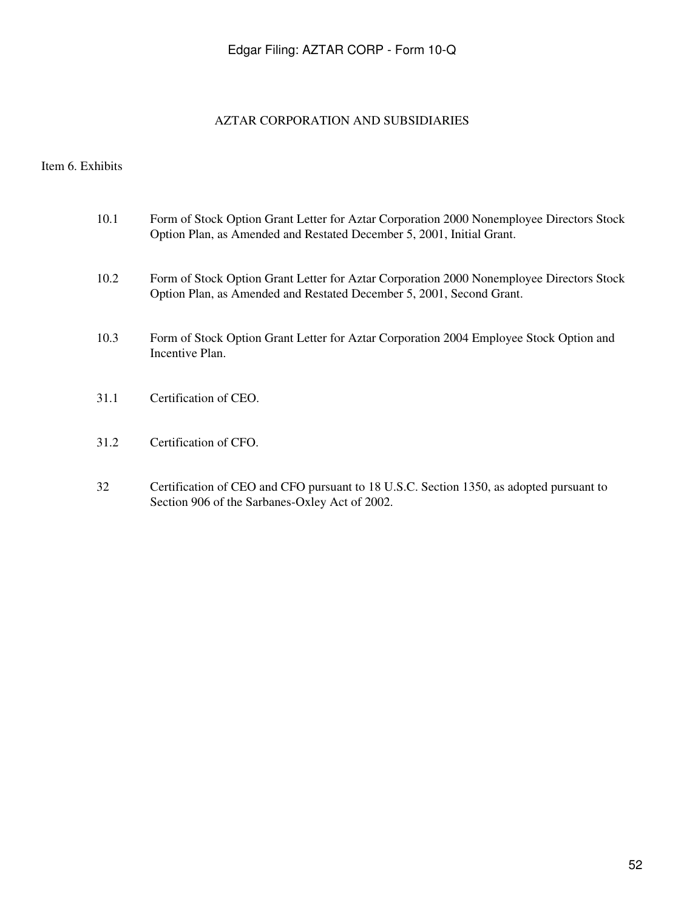AZTAR CORPORATION AND SUBSIDIARIES

Item 6. Exhibits

| | |
|---|---|
| 10.1 | Form of Stock Option Grant Letter for Aztar Corporation 2000 Nonemployee Directors Stock Option Plan, as Amended and Restated December 5, 2001, Initial Grant. |
| 10.2 | Form of Stock Option Grant Letter for Aztar Corporation 2000 Nonemployee Directors Stock Option Plan, as Amended and Restated December 5, 2001, Second Grant. |
| 10.3 | Form of Stock Option Grant Letter for Aztar Corporation 2004 Employee Stock Option and Incentive Plan. |
| 31.1 | Certification of CEO. |
| 31.2 | Certification of CFO. |
| 32 | Certification of CEO and CFO pursuant to 18 U.S.C. Section 1350, as adopted pursuant to Section 906 of the Sarbanes-Oxley Act of 2002. |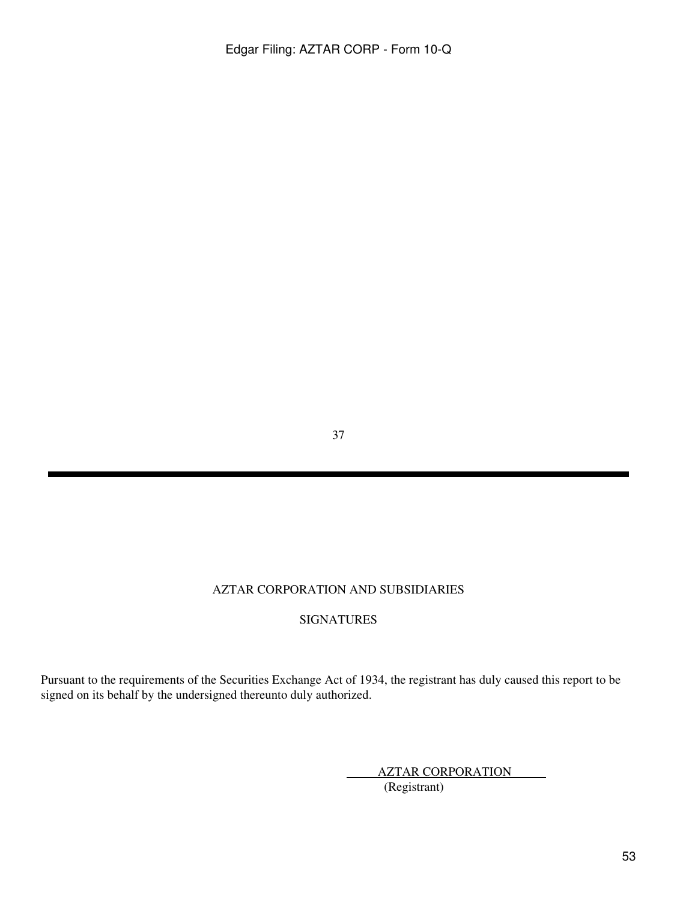## AZTAR CORPORATION AND SUBSIDIARIES

## SIGNATURES

Pursuant to the requirements of the Securities Exchange Act of 1934, the registrant has duly caused this report to be signed on its behalf by the undersigned thereunto duly authorized.

AZTAR CORPORATION
(Registrant)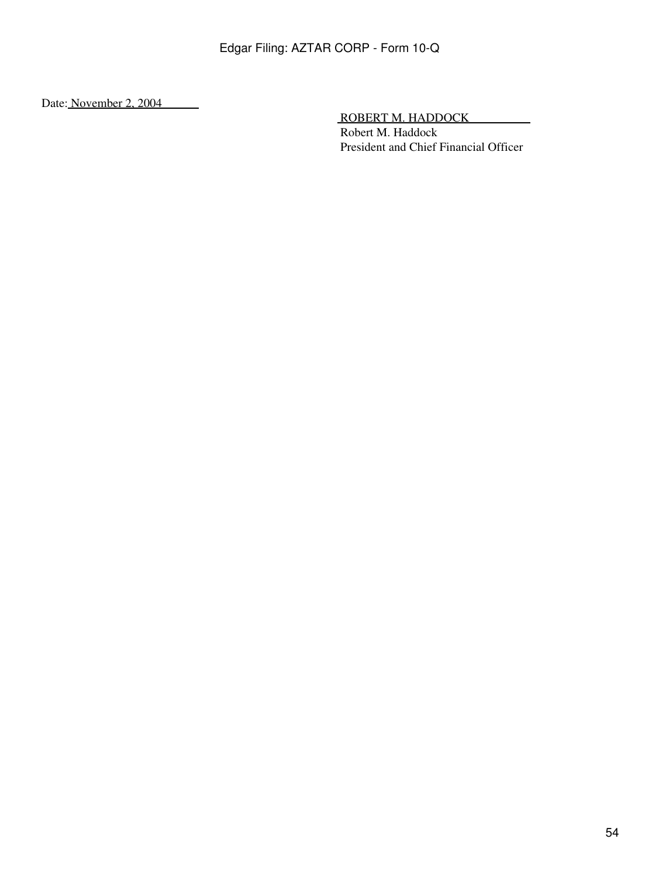Date: November 2, 2004

ROBERT M. HADDOCK
Robert M. Haddock
President and Chief Financial Officer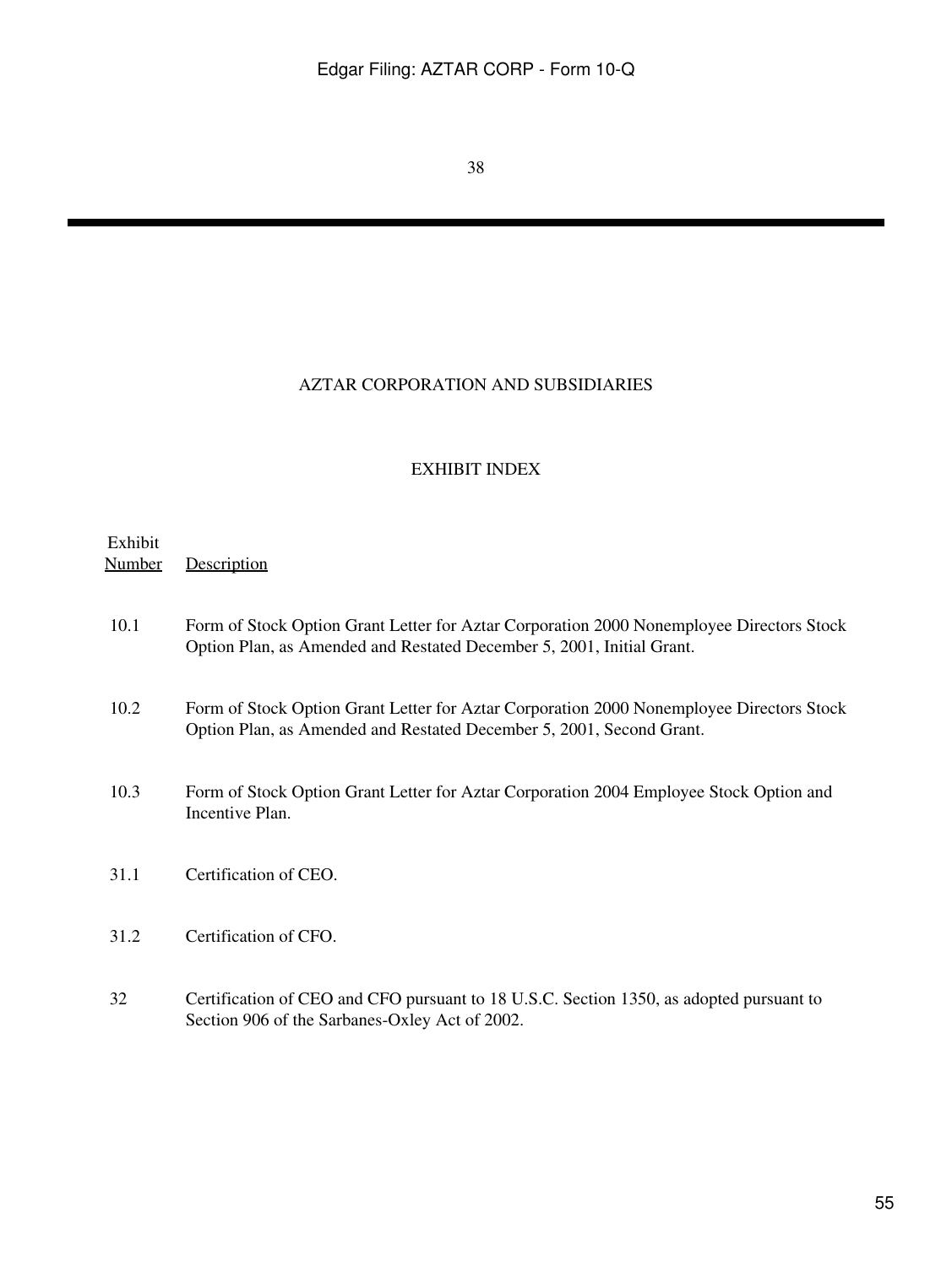## AZTAR CORPORATION AND SUBSIDIARIES

### EXHIBIT INDEX

| Exhibit Number | Description |
| --- | --- |
| 10.1 | Form of Stock Option Grant Letter for Aztar Corporation 2000 Nonemployee Directors Stock Option Plan, as Amended and Restated December 5, 2001, Initial Grant. |
| 10.2 | Form of Stock Option Grant Letter for Aztar Corporation 2000 Nonemployee Directors Stock Option Plan, as Amended and Restated December 5, 2001, Second Grant. |
| 10.3 | Form of Stock Option Grant Letter for Aztar Corporation 2004 Employee Stock Option and Incentive Plan. |
| 31.1 | Certification of CEO. |
| 31.2 | Certification of CFO. |
| 32 | Certification of CEO and CFO pursuant to 18 U.S.C. Section 1350, as adopted pursuant to Section 906 of the Sarbanes-Oxley Act of 2002. |